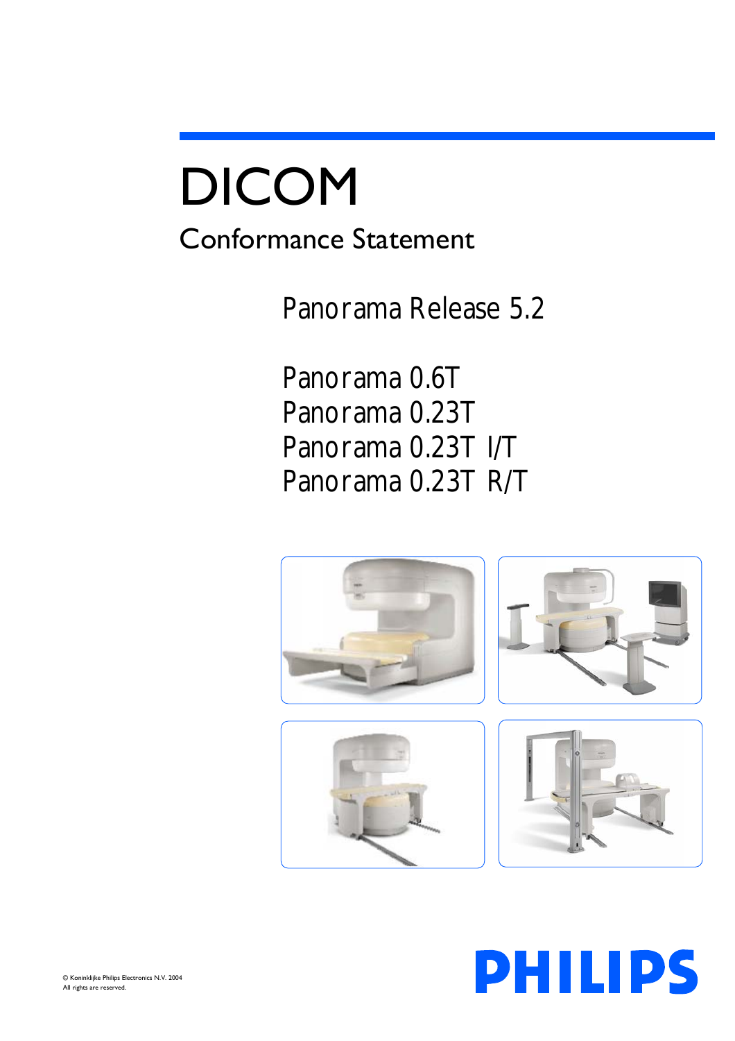# DICOM

## Conformance Statement

Panorama Release 5.2

Panorama 0.6T
Panorama 0.23T
Panorama 0.23T I/T
Panorama 0.23T R/T

© Koninklijke Philips Electronics N.V. 2004
All rights are reserved.

PHILIPS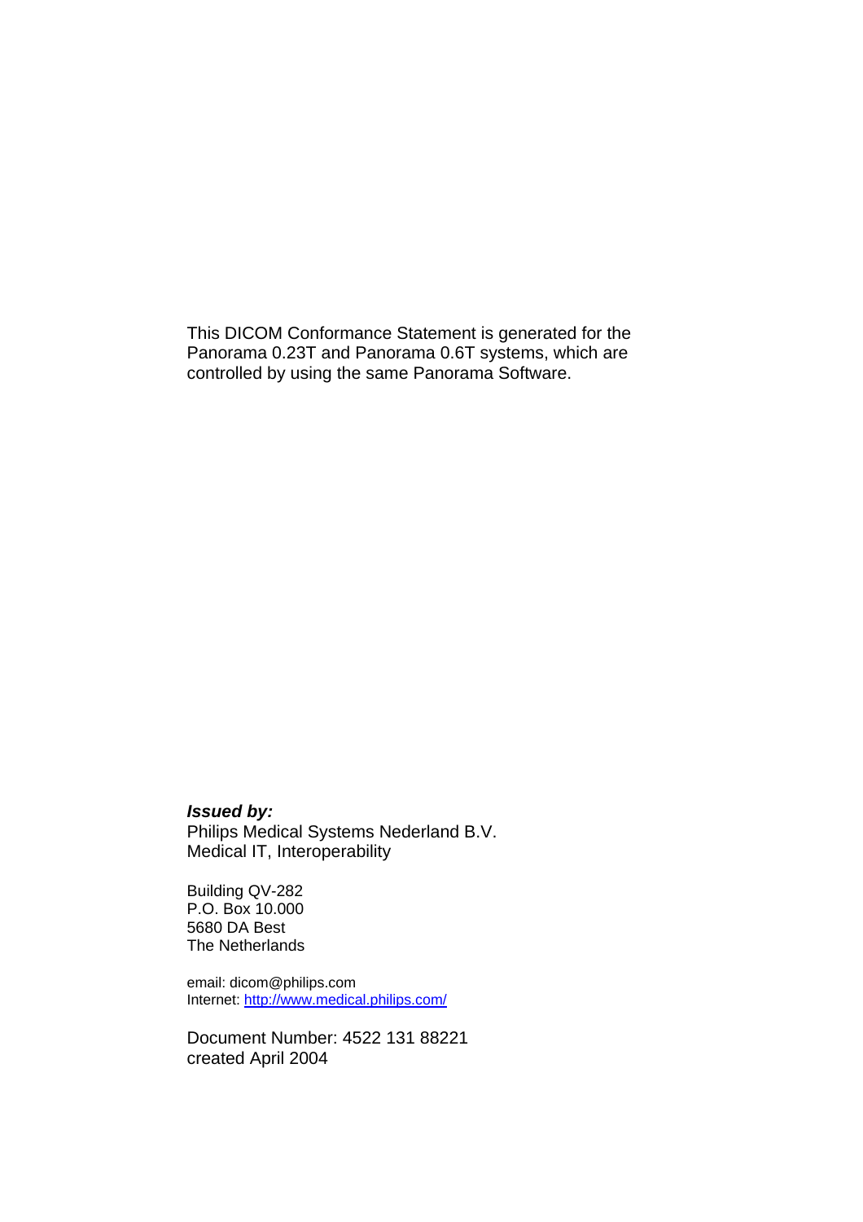This DICOM Conformance Statement is generated for the Panorama 0.23T and Panorama 0.6T systems, which are controlled by using the same Panorama Software.

***Issued by:***
Philips Medical Systems Nederland B.V.
Medical IT, Interoperability

Building QV-282
P.O. Box 10.000
5680 DA Best
The Netherlands

email: dicom@philips.com
Internet: [http://www.medical.philips.com/](http://www.medical.philips.com/)

Document Number: 4522 131 88221
created April 2004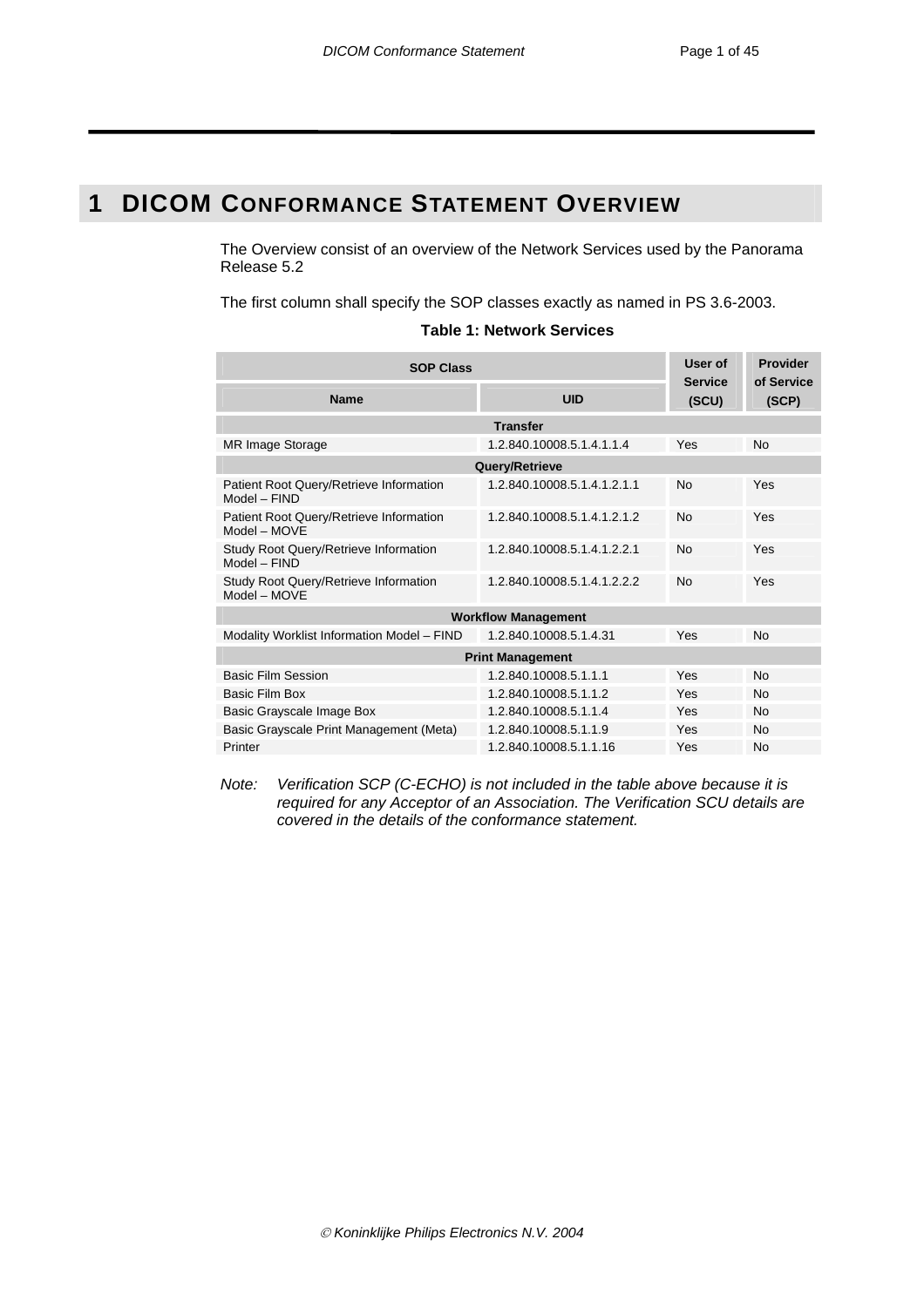# 1 DICOM CONFORMANCE STATEMENT OVERVIEW

The Overview consist of an overview of the Network Services used by the Panorama Release 5.2

The first column shall specify the SOP classes exactly as named in PS 3.6-2003.

**Table 1: Network Services**

| SOP Class | | User of Service (SCU) | Provider of Service (SCP) |
|---|---|---|---|
| **Name** | **UID** | | |
| **Transfer** | | | |
| MR Image Storage | 1.2.840.10008.5.1.4.1.1.4 | Yes | No |
| **Query/Retrieve** | | | |
| Patient Root Query/Retrieve Information Model – FIND | 1.2.840.10008.5.1.4.1.2.1.1 | No | Yes |
| Patient Root Query/Retrieve Information Model – MOVE | 1.2.840.10008.5.1.4.1.2.1.2 | No | Yes |
| Study Root Query/Retrieve Information Model – FIND | 1.2.840.10008.5.1.4.1.2.2.1 | No | Yes |
| Study Root Query/Retrieve Information Model – MOVE | 1.2.840.10008.5.1.4.1.2.2.2 | No | Yes |
| **Workflow Management** | | | |
| Modality Worklist Information Model – FIND | 1.2.840.10008.5.1.4.31 | Yes | No |
| **Print Management** | | | |
| Basic Film Session | 1.2.840.10008.5.1.1.1 | Yes | No |
| Basic Film Box | 1.2.840.10008.5.1.1.2 | Yes | No |
| Basic Grayscale Image Box | 1.2.840.10008.5.1.1.4 | Yes | No |
| Basic Grayscale Print Management (Meta) | 1.2.840.10008.5.1.1.9 | Yes | No |
| Printer | 1.2.840.10008.5.1.1.16 | Yes | No |

*Note: Verification SCP (C-ECHO) is not included in the table above because it is required for any Acceptor of an Association. The Verification SCU details are covered in the details of the conformance statement.*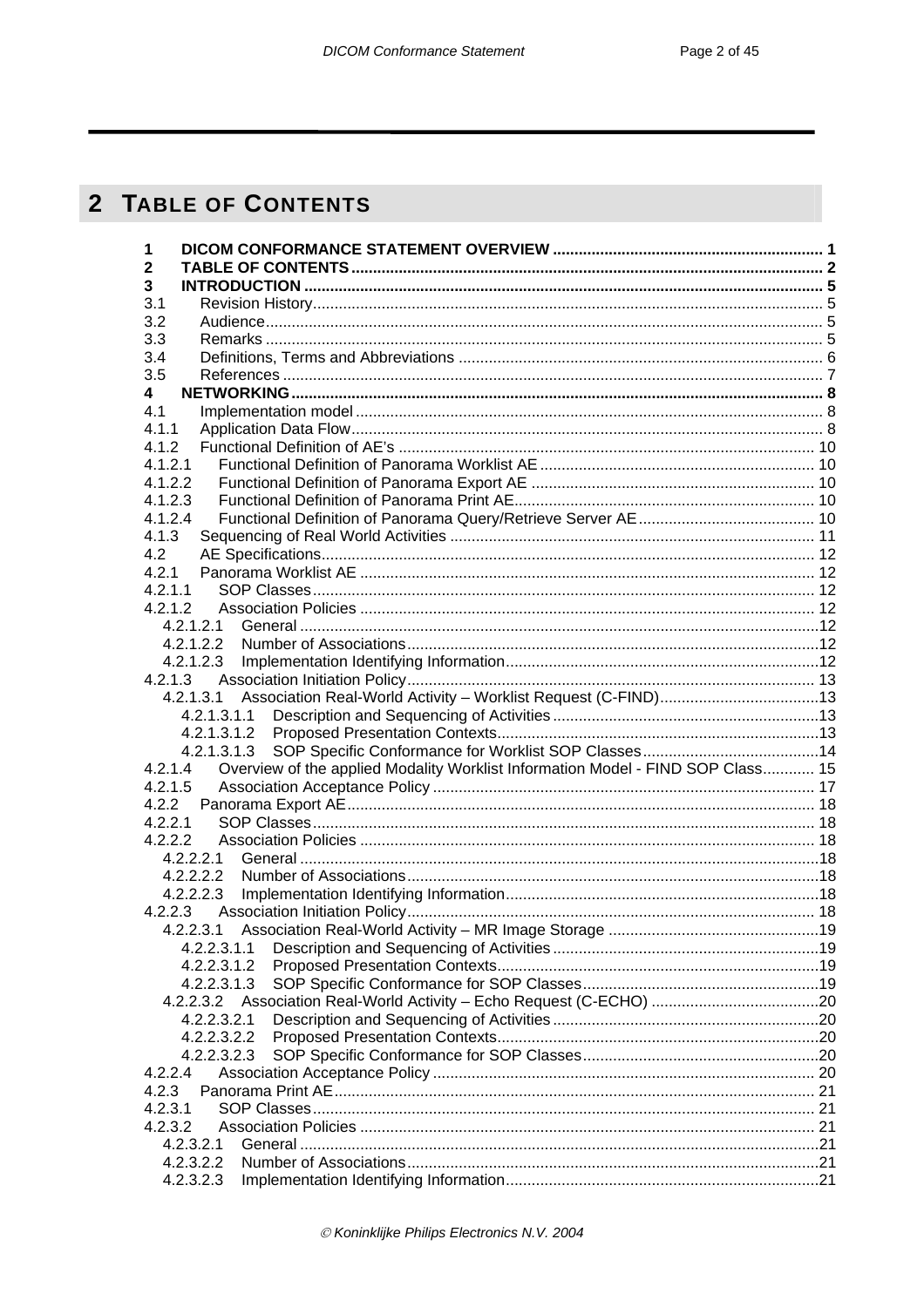# 2 TABLE OF CONTENTS

**1 DICOM CONFORMANCE STATEMENT OVERVIEW .............................................................. 1**
**2 TABLE OF CONTENTS ........................................................................................................ 2**
**3 INTRODUCTION ................................................................................................................. 5**
3.1 Revision History ................................................................................................................. 5
3.2 Audience ............................................................................................................................ 5
3.3 Remarks ............................................................................................................................. 5
3.4 Definitions, Terms and Abbreviations ................................................................................ 6
3.5 References ......................................................................................................................... 7
**4 NETWORKING ..................................................................................................................... 8**
4.1 Implementation model ........................................................................................................ 8
4.1.1 Application Data Flow ........................................................................................................ 8
4.1.2 Functional Definition of AE's ............................................................................................ 10
4.1.2.1 Functional Definition of Panorama Worklist AE ............................................................ 10
4.1.2.2 Functional Definition of Panorama Export AE .............................................................. 10
4.1.2.3 Functional Definition of Panorama Print AE.................................................................. 10
4.1.2.4 Functional Definition of Panorama Query/Retrieve Server AE ...................................... 10
4.1.3 Sequencing of Real World Activities ................................................................................ 11
4.2 AE Specifications .............................................................................................................. 12
4.2.1 Panorama Worklist AE ..................................................................................................... 12
4.2.1.1 SOP Classes ................................................................................................................ 12
4.2.1.2 Association Policies ..................................................................................................... 12
4.2.1.2.1 General ..................................................................................................................... 12
4.2.1.2.2 Number of Associations ............................................................................................ 12
4.2.1.2.3 Implementation Identifying Information ..................................................................... 12
4.2.1.3 Association Initiation Policy .......................................................................................... 13
4.2.1.3.1 Association Real-World Activity – Worklist Request (C-FIND) .................................. 13
4.2.1.3.1.1 Description and Sequencing of Activities .............................................................. 13
4.2.1.3.1.2 Proposed Presentation Contexts ........................................................................... 13
4.2.1.3.1.3 SOP Specific Conformance for Worklist SOP Classes .......................................... 14
4.2.1.4 Overview of the applied Modality Worklist Information Model - FIND SOP Class ........... 15
4.2.1.5 Association Acceptance Policy ..................................................................................... 17
4.2.2 Panorama Export AE ........................................................................................................ 18
4.2.2.1 SOP Classes ................................................................................................................ 18
4.2.2.2 Association Policies ..................................................................................................... 18
4.2.2.2.1 General ..................................................................................................................... 18
4.2.2.2.2 Number of Associations ............................................................................................ 18
4.2.2.2.3 Implementation Identifying Information ..................................................................... 18
4.2.2.3 Association Initiation Policy .......................................................................................... 18
4.2.2.3.1 Association Real-World Activity – MR Image Storage ............................................... 19
4.2.2.3.1.1 Description and Sequencing of Activities .............................................................. 19
4.2.2.3.1.2 Proposed Presentation Contexts ........................................................................... 19
4.2.2.3.1.3 SOP Specific Conformance for SOP Classes ........................................................ 19
4.2.2.3.2 Association Real-World Activity – Echo Request (C-ECHO) ...................................... 20
4.2.2.3.2.1 Description and Sequencing of Activities .............................................................. 20
4.2.2.3.2.2 Proposed Presentation Contexts ........................................................................... 20
4.2.2.3.2.3 SOP Specific Conformance for SOP Classes ........................................................ 20
4.2.2.4 Association Acceptance Policy ..................................................................................... 20
4.2.3 Panorama Print AE ........................................................................................................... 21
4.2.3.1 SOP Classes ................................................................................................................ 21
4.2.3.2 Association Policies ..................................................................................................... 21
4.2.3.2.1 General ..................................................................................................................... 21
4.2.3.2.2 Number of Associations ............................................................................................ 21
4.2.3.2.3 Implementation Identifying Information ..................................................................... 21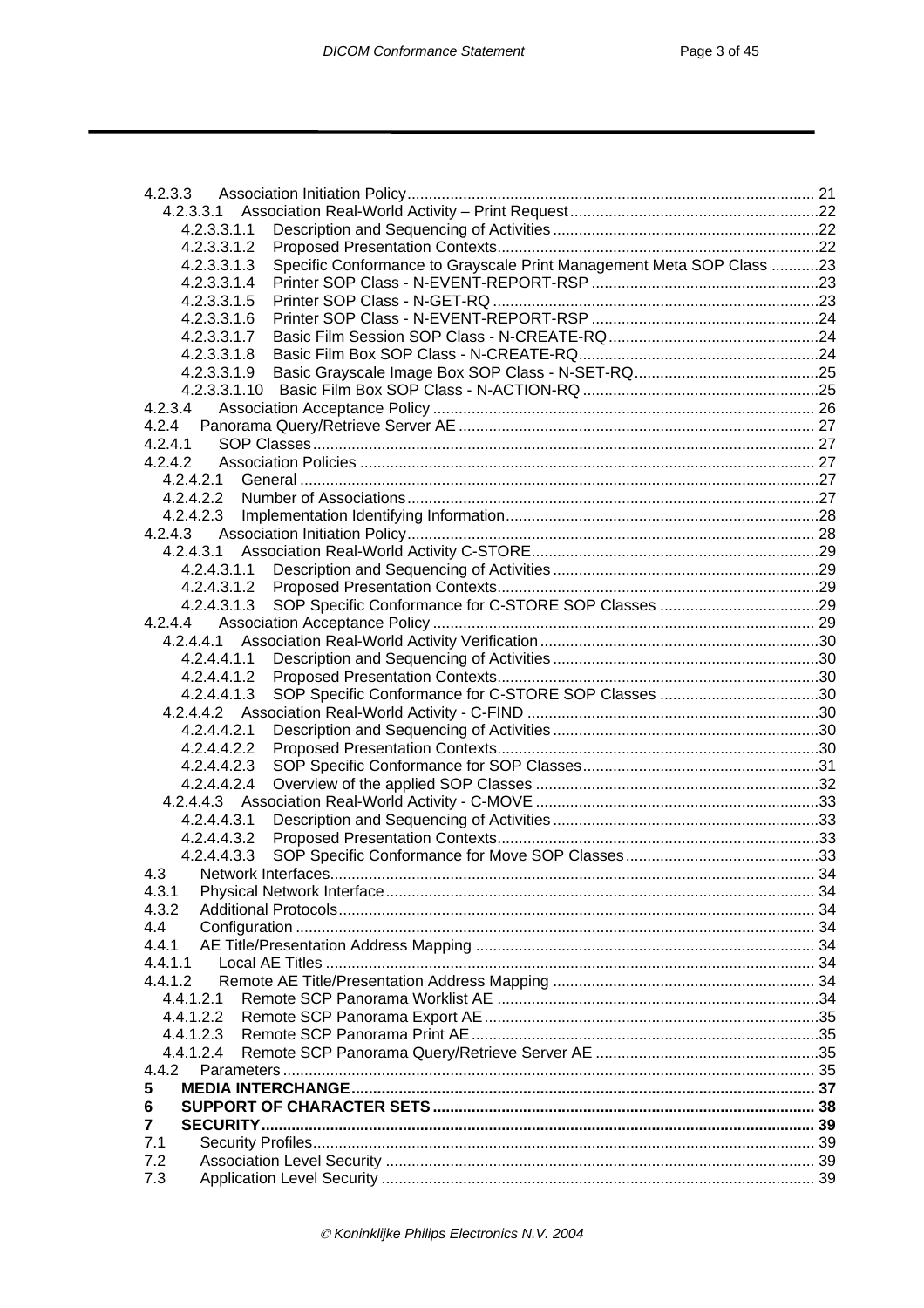4.2.3.3 Association Initiation Policy ... 21
4.2.3.3.1 Association Real-World Activity – Print Request ... 22
4.2.3.3.1.1 Description and Sequencing of Activities ... 22
4.2.3.3.1.2 Proposed Presentation Contexts ... 22
4.2.3.3.1.3 Specific Conformance to Grayscale Print Management Meta SOP Class ... 23
4.2.3.3.1.4 Printer SOP Class - N-EVENT-REPORT-RSP ... 23
4.2.3.3.1.5 Printer SOP Class - N-GET-RQ ... 23
4.2.3.3.1.6 Printer SOP Class - N-EVENT-REPORT-RSP ... 24
4.2.3.3.1.7 Basic Film Session SOP Class - N-CREATE-RQ ... 24
4.2.3.3.1.8 Basic Film Box SOP Class - N-CREATE-RQ ... 24
4.2.3.3.1.9 Basic Grayscale Image Box SOP Class - N-SET-RQ ... 25
4.2.3.3.1.10 Basic Film Box SOP Class - N-ACTION-RQ ... 25
4.2.3.4 Association Acceptance Policy ... 26
4.2.4 Panorama Query/Retrieve Server AE ... 27
4.2.4.1 SOP Classes ... 27
4.2.4.2 Association Policies ... 27
4.2.4.2.1 General ... 27
4.2.4.2.2 Number of Associations ... 27
4.2.4.2.3 Implementation Identifying Information ... 28
4.2.4.3 Association Initiation Policy ... 28
4.2.4.3.1 Association Real-World Activity C-STORE ... 29
4.2.4.3.1.1 Description and Sequencing of Activities ... 29
4.2.4.3.1.2 Proposed Presentation Contexts ... 29
4.2.4.3.1.3 SOP Specific Conformance for C-STORE SOP Classes ... 29
4.2.4.4 Association Acceptance Policy ... 29
4.2.4.4.1 Association Real-World Activity Verification ... 30
4.2.4.4.1.1 Description and Sequencing of Activities ... 30
4.2.4.4.1.2 Proposed Presentation Contexts ... 30
4.2.4.4.1.3 SOP Specific Conformance for C-STORE SOP Classes ... 30
4.2.4.4.2 Association Real-World Activity - C-FIND ... 30
4.2.4.4.2.1 Description and Sequencing of Activities ... 30
4.2.4.4.2.2 Proposed Presentation Contexts ... 30
4.2.4.4.2.3 SOP Specific Conformance for SOP Classes ... 31
4.2.4.4.2.4 Overview of the applied SOP Classes ... 32
4.2.4.4.3 Association Real-World Activity - C-MOVE ... 33
4.2.4.4.3.1 Description and Sequencing of Activities ... 33
4.2.4.4.3.2 Proposed Presentation Contexts ... 33
4.2.4.4.3.3 SOP Specific Conformance for Move SOP Classes ... 33
4.3 Network Interfaces ... 34
4.3.1 Physical Network Interface ... 34
4.3.2 Additional Protocols ... 34
4.4 Configuration ... 34
4.4.1 AE Title/Presentation Address Mapping ... 34
4.4.1.1 Local AE Titles ... 34
4.4.1.2 Remote AE Title/Presentation Address Mapping ... 34
4.4.1.2.1 Remote SCP Panorama Worklist AE ... 34
4.4.1.2.2 Remote SCP Panorama Export AE ... 35
4.4.1.2.3 Remote SCP Panorama Print AE ... 35
4.4.1.2.4 Remote SCP Panorama Query/Retrieve Server AE ... 35
4.4.2 Parameters ... 35
**5 MEDIA INTERCHANGE ... 37**
**6 SUPPORT OF CHARACTER SETS ... 38**
**7 SECURITY ... 39**
7.1 Security Profiles ... 39
7.2 Association Level Security ... 39
7.3 Application Level Security ... 39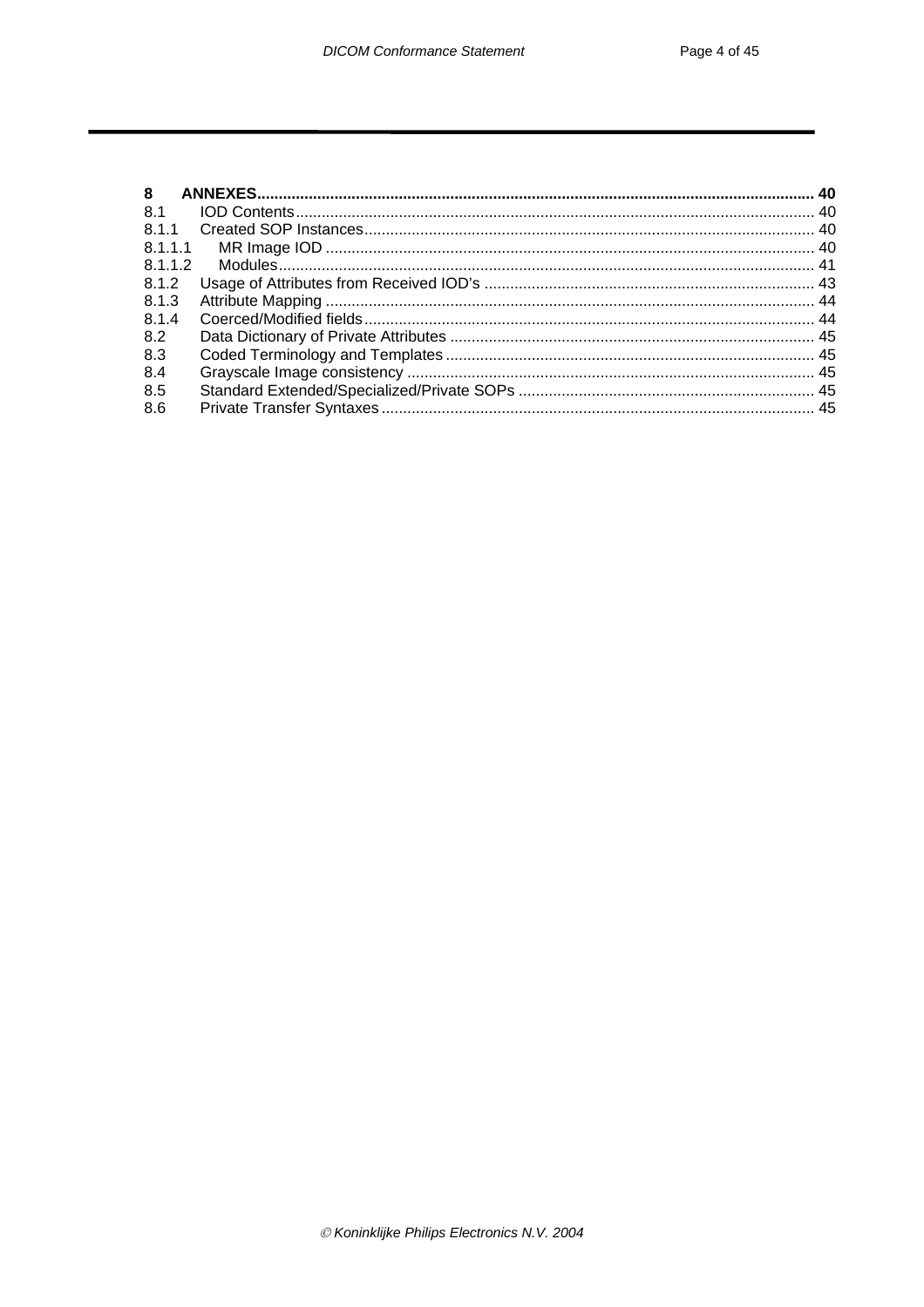| | | |
|---|---|---|
| **8** | **ANNEXES** | **40** |
| 8.1 | IOD Contents | 40 |
| 8.1.1 | Created SOP Instances | 40 |
| 8.1.1.1 | MR Image IOD | 40 |
| 8.1.1.2 | Modules | 41 |
| 8.1.2 | Usage of Attributes from Received IOD's | 43 |
| 8.1.3 | Attribute Mapping | 44 |
| 8.1.4 | Coerced/Modified fields | 44 |
| 8.2 | Data Dictionary of Private Attributes | 45 |
| 8.3 | Coded Terminology and Templates | 45 |
| 8.4 | Grayscale Image consistency | 45 |
| 8.5 | Standard Extended/Specialized/Private SOPs | 45 |
| 8.6 | Private Transfer Syntaxes | 45 |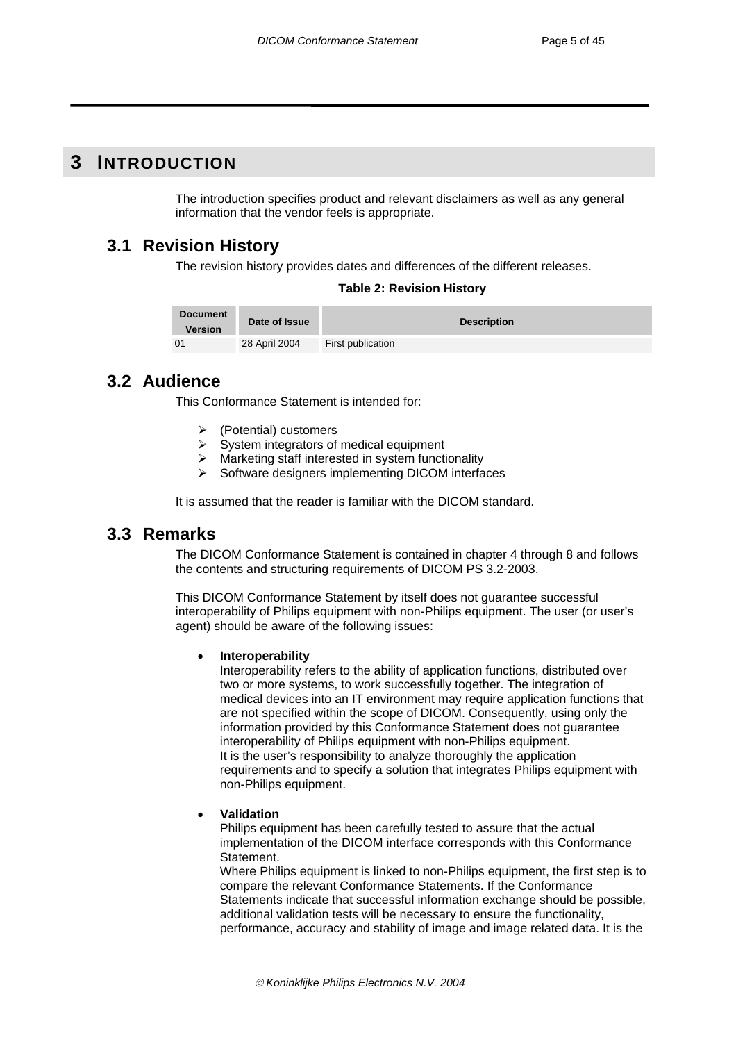# 3 INTRODUCTION

The introduction specifies product and relevant disclaimers as well as any general information that the vendor feels is appropriate.

## 3.1 Revision History

The revision history provides dates and differences of the different releases.

**Table 2: Revision History**

| Document Version | Date of Issue | Description |
|---|---|---|
| 01 | 28 April 2004 | First publication |

## 3.2 Audience

This Conformance Statement is intended for:

- (Potential) customers
- System integrators of medical equipment
- Marketing staff interested in system functionality
- Software designers implementing DICOM interfaces

It is assumed that the reader is familiar with the DICOM standard.

## 3.3 Remarks

The DICOM Conformance Statement is contained in chapter 4 through 8 and follows the contents and structuring requirements of DICOM PS 3.2-2003.

This DICOM Conformance Statement by itself does not guarantee successful interoperability of Philips equipment with non-Philips equipment. The user (or user's agent) should be aware of the following issues:

- **Interoperability**
  Interoperability refers to the ability of application functions, distributed over two or more systems, to work successfully together. The integration of medical devices into an IT environment may require application functions that are not specified within the scope of DICOM. Consequently, using only the information provided by this Conformance Statement does not guarantee interoperability of Philips equipment with non-Philips equipment.
  It is the user's responsibility to analyze thoroughly the application requirements and to specify a solution that integrates Philips equipment with non-Philips equipment.

- **Validation**
  Philips equipment has been carefully tested to assure that the actual implementation of the DICOM interface corresponds with this Conformance Statement.
  Where Philips equipment is linked to non-Philips equipment, the first step is to compare the relevant Conformance Statements. If the Conformance Statements indicate that successful information exchange should be possible, additional validation tests will be necessary to ensure the functionality, performance, accuracy and stability of image and image related data. It is the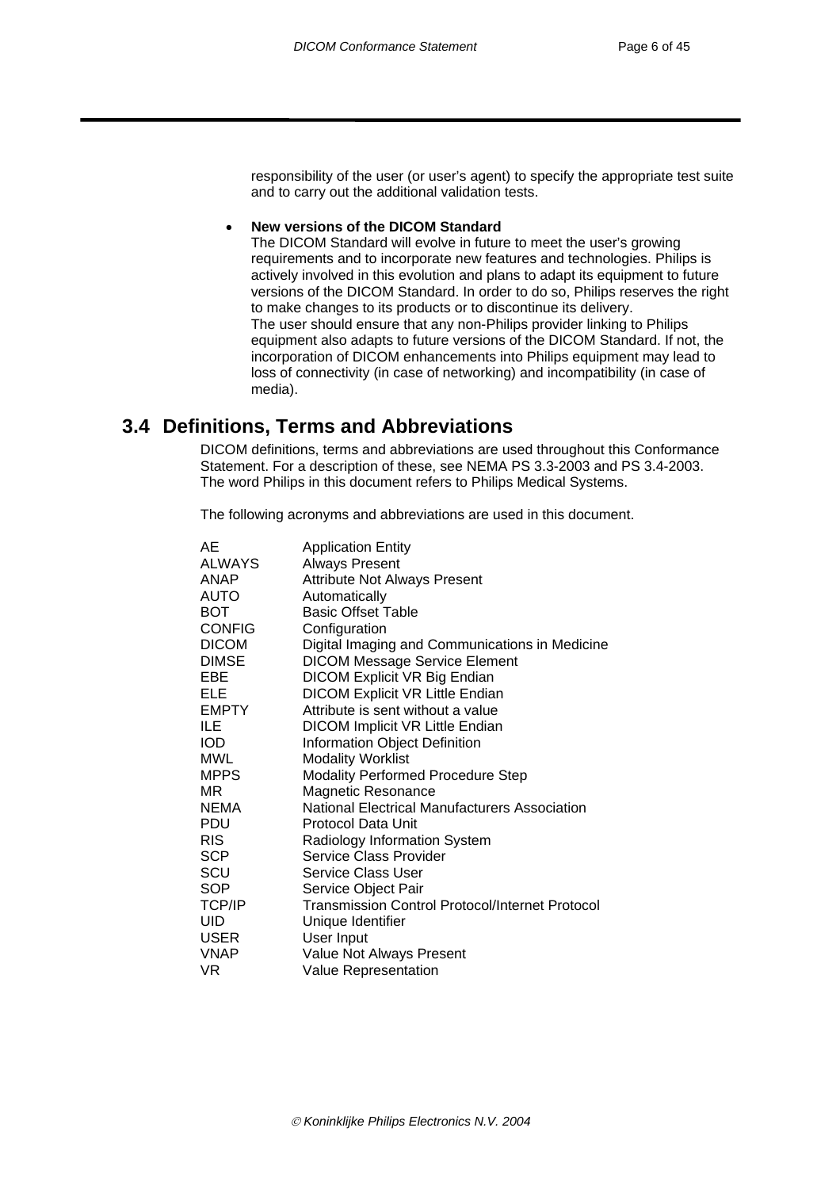responsibility of the user (or user's agent) to specify the appropriate test suite and to carry out the additional validation tests.

- **New versions of the DICOM Standard**
  The DICOM Standard will evolve in future to meet the user's growing requirements and to incorporate new features and technologies. Philips is actively involved in this evolution and plans to adapt its equipment to future versions of the DICOM Standard. In order to do so, Philips reserves the right to make changes to its products or to discontinue its delivery.
  The user should ensure that any non-Philips provider linking to Philips equipment also adapts to future versions of the DICOM Standard. If not, the incorporation of DICOM enhancements into Philips equipment may lead to loss of connectivity (in case of networking) and incompatibility (in case of media).

## 3.4 Definitions, Terms and Abbreviations

DICOM definitions, terms and abbreviations are used throughout this Conformance Statement. For a description of these, see NEMA PS 3.3-2003 and PS 3.4-2003. The word Philips in this document refers to Philips Medical Systems.

The following acronyms and abbreviations are used in this document.

| | |
|---|---|
| AE | Application Entity |
| ALWAYS | Always Present |
| ANAP | Attribute Not Always Present |
| AUTO | Automatically |
| BOT | Basic Offset Table |
| CONFIG | Configuration |
| DICOM | Digital Imaging and Communications in Medicine |
| DIMSE | DICOM Message Service Element |
| EBE | DICOM Explicit VR Big Endian |
| ELE | DICOM Explicit VR Little Endian |
| EMPTY | Attribute is sent without a value |
| ILE | DICOM Implicit VR Little Endian |
| IOD | Information Object Definition |
| MWL | Modality Worklist |
| MPPS | Modality Performed Procedure Step |
| MR | Magnetic Resonance |
| NEMA | National Electrical Manufacturers Association |
| PDU | Protocol Data Unit |
| RIS | Radiology Information System |
| SCP | Service Class Provider |
| SCU | Service Class User |
| SOP | Service Object Pair |
| TCP/IP | Transmission Control Protocol/Internet Protocol |
| UID | Unique Identifier |
| USER | User Input |
| VNAP | Value Not Always Present |
| VR | Value Representation |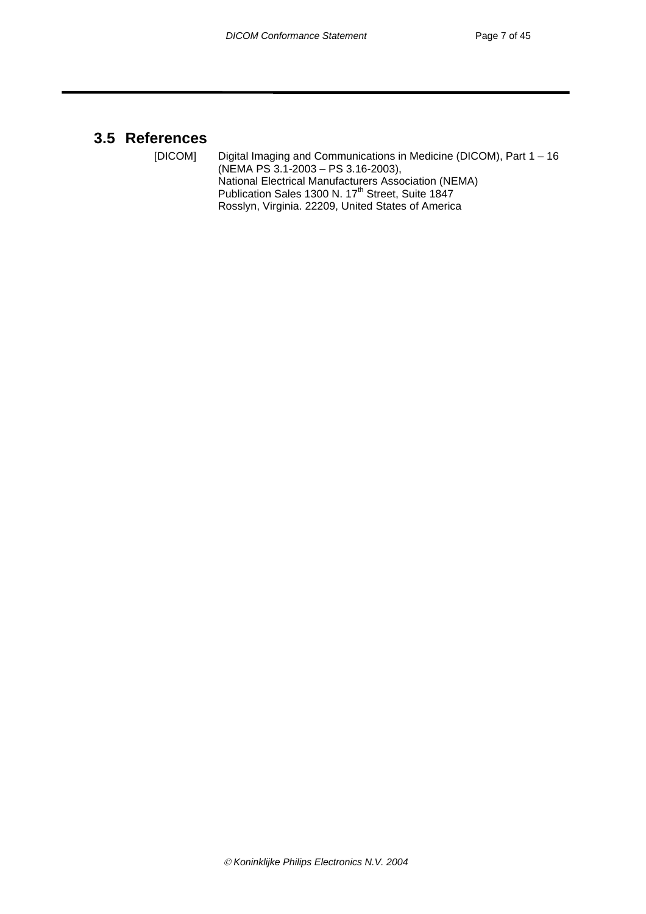## 3.5 References

[DICOM] Digital Imaging and Communications in Medicine (DICOM), Part 1 – 16 (NEMA PS 3.1-2003 – PS 3.16-2003),
National Electrical Manufacturers Association (NEMA)
Publication Sales 1300 N. 17th Street, Suite 1847
Rosslyn, Virginia. 22209, United States of America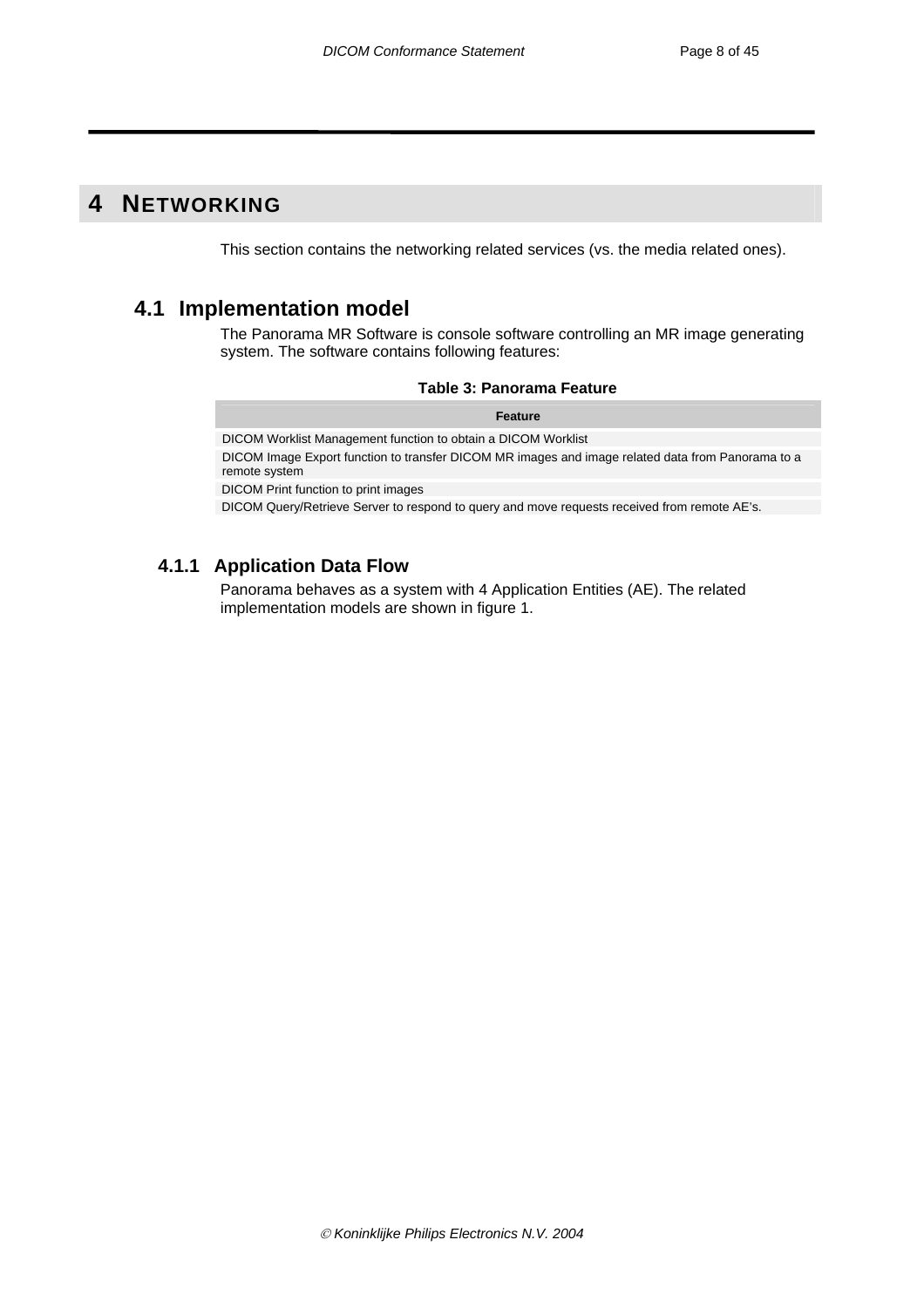# 4 NETWORKING

This section contains the networking related services (vs. the media related ones).

## 4.1 Implementation model

The Panorama MR Software is console software controlling an MR image generating system. The software contains following features:

**Table 3: Panorama Feature**

| Feature |
|---|
| DICOM Worklist Management function to obtain a DICOM Worklist |
| DICOM Image Export function to transfer DICOM MR images and image related data from Panorama to a remote system |
| DICOM Print function to print images |
| DICOM Query/Retrieve Server to respond to query and move requests received from remote AE's. |

### 4.1.1 Application Data Flow

Panorama behaves as a system with 4 Application Entities (AE). The related implementation models are shown in figure 1.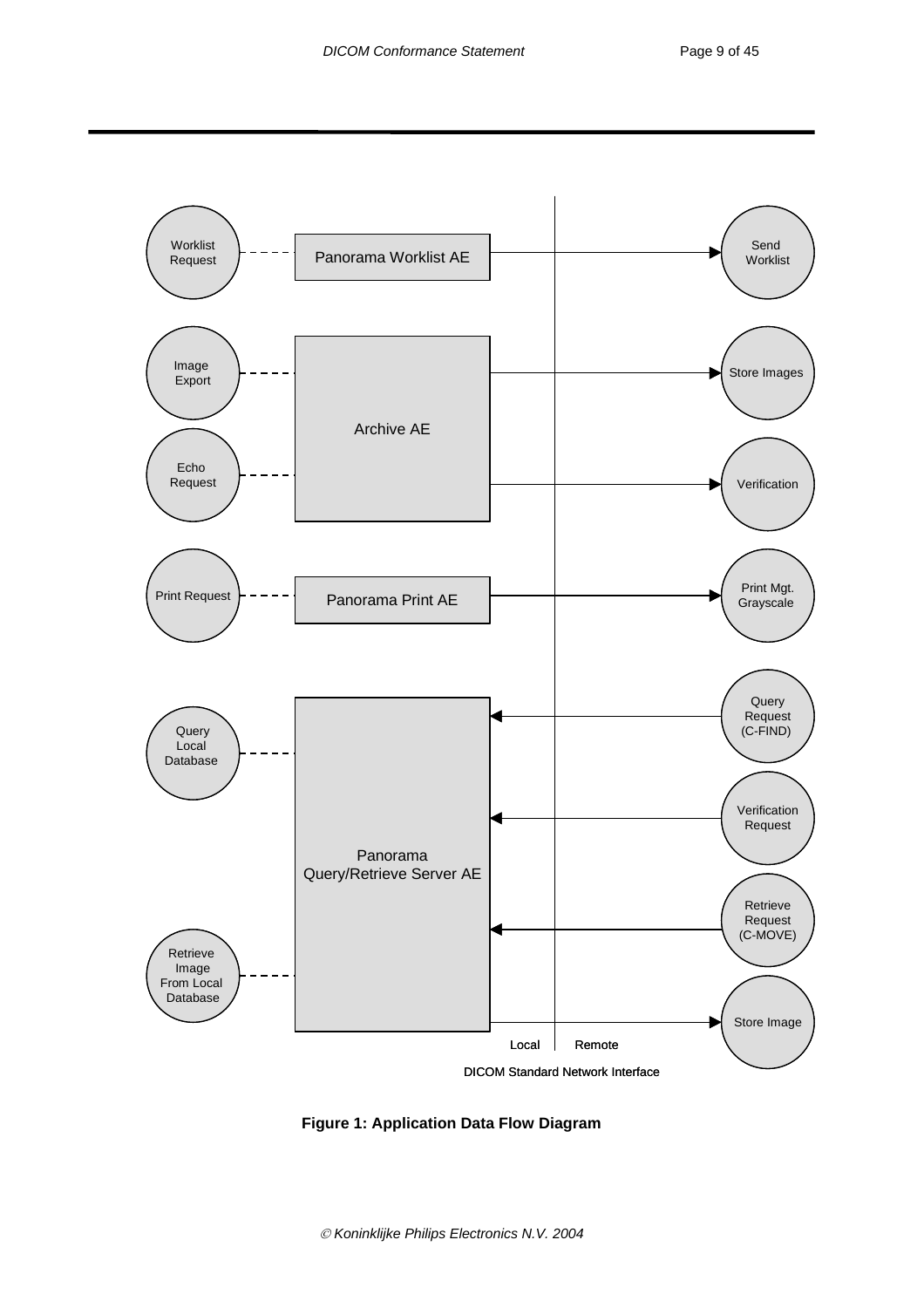**Figure 1: Application Data Flow Diagram**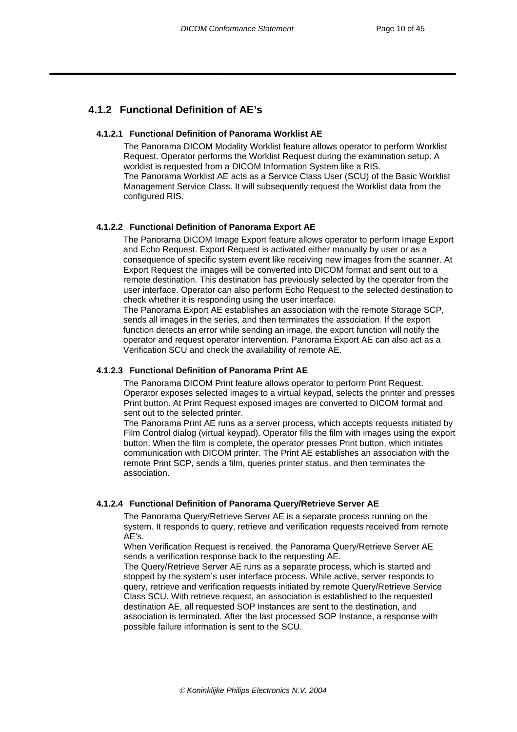### 4.1.2 Functional Definition of AE's

#### 4.1.2.1 Functional Definition of Panorama Worklist AE

The Panorama DICOM Modality Worklist feature allows operator to perform Worklist Request. Operator performs the Worklist Request during the examination setup. A worklist is requested from a DICOM Information System like a RIS.
The Panorama Worklist AE acts as a Service Class User (SCU) of the Basic Worklist Management Service Class. It will subsequently request the Worklist data from the configured RIS.

#### 4.1.2.2 Functional Definition of Panorama Export AE

The Panorama DICOM Image Export feature allows operator to perform Image Export and Echo Request. Export Request is activated either manually by user or as a consequence of specific system event like receiving new images from the scanner. At Export Request the images will be converted into DICOM format and sent out to a remote destination. This destination has previously selected by the operator from the user interface. Operator can also perform Echo Request to the selected destination to check whether it is responding using the user interface.
The Panorama Export AE establishes an association with the remote Storage SCP, sends all images in the series, and then terminates the association. If the export function detects an error while sending an image, the export function will notify the operator and request operator intervention. Panorama Export AE can also act as a Verification SCU and check the availability of remote AE.

#### 4.1.2.3 Functional Definition of Panorama Print AE

The Panorama DICOM Print feature allows operator to perform Print Request. Operator exposes selected images to a virtual keypad, selects the printer and presses Print button. At Print Request exposed images are converted to DICOM format and sent out to the selected printer.
The Panorama Print AE runs as a server process, which accepts requests initiated by Film Control dialog (virtual keypad). Operator fills the film with images using the export button. When the film is complete, the operator presses Print button, which initiates communication with DICOM printer. The Print AE establishes an association with the remote Print SCP, sends a film, queries printer status, and then terminates the association.

#### 4.1.2.4 Functional Definition of Panorama Query/Retrieve Server AE

The Panorama Query/Retrieve Server AE is a separate process running on the system. It responds to query, retrieve and verification requests received from remote AE's.
When Verification Request is received, the Panorama Query/Retrieve Server AE sends a verification response back to the requesting AE.
The Query/Retrieve Server AE runs as a separate process, which is started and stopped by the system's user interface process. While active, server responds to query, retrieve and verification requests initiated by remote Query/Retrieve Service Class SCU. With retrieve request, an association is established to the requested destination AE, all requested SOP Instances are sent to the destination, and association is terminated. After the last processed SOP Instance, a response with possible failure information is sent to the SCU.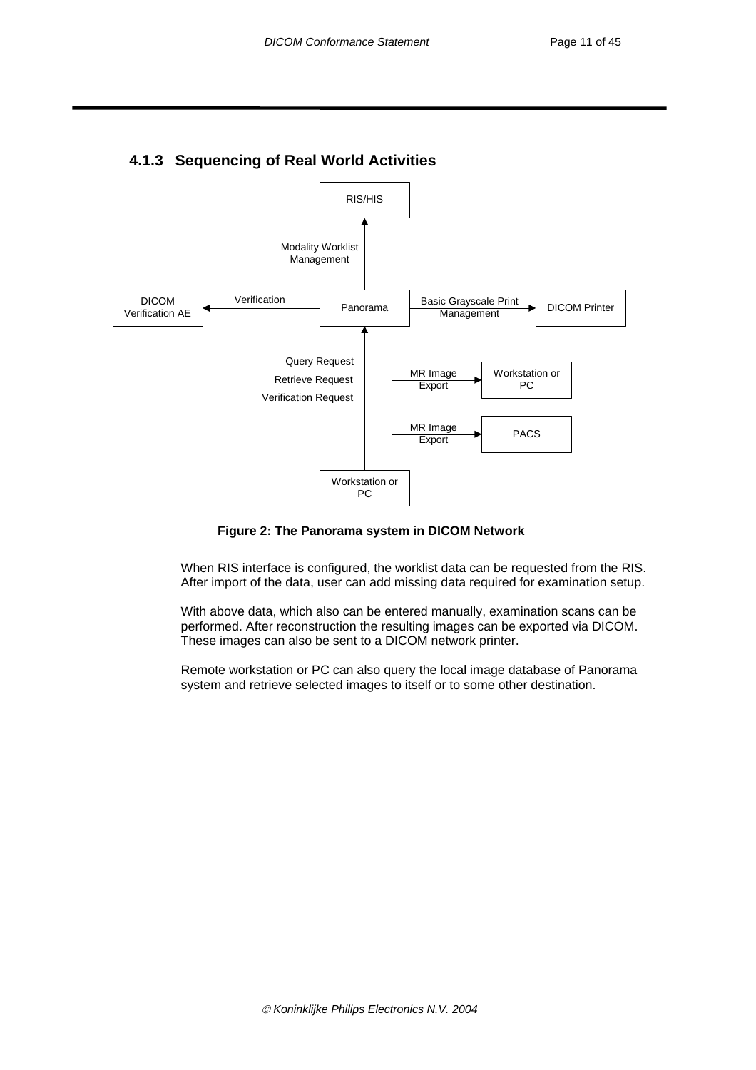### 4.1.3 Sequencing of Real World Activities

**Figure 2: The Panorama system in DICOM Network**

When RIS interface is configured, the worklist data can be requested from the RIS. After import of the data, user can add missing data required for examination setup.

With above data, which also can be entered manually, examination scans can be performed. After reconstruction the resulting images can be exported via DICOM. These images can also be sent to a DICOM network printer.

Remote workstation or PC can also query the local image database of Panorama system and retrieve selected images to itself or to some other destination.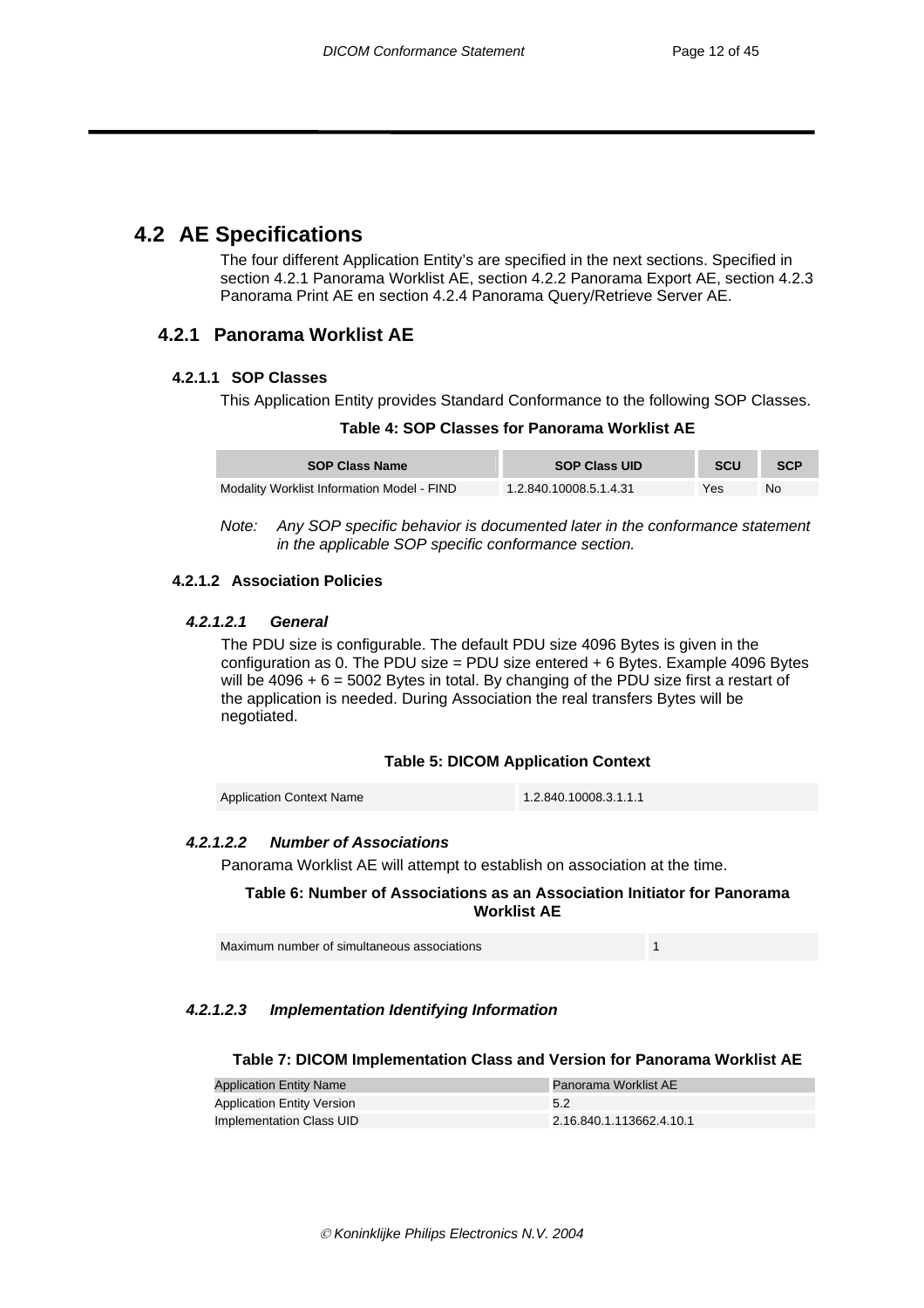## 4.2 AE Specifications

The four different Application Entity's are specified in the next sections. Specified in section 4.2.1 Panorama Worklist AE, section 4.2.2 Panorama Export AE, section 4.2.3 Panorama Print AE en section 4.2.4 Panorama Query/Retrieve Server AE.

### 4.2.1 Panorama Worklist AE

#### 4.2.1.1 SOP Classes

This Application Entity provides Standard Conformance to the following SOP Classes.

**Table 4: SOP Classes for Panorama Worklist AE**

| SOP Class Name | SOP Class UID | SCU | SCP |
|---|---|---|---|
| Modality Worklist Information Model - FIND | 1.2.840.10008.5.1.4.31 | Yes | No |

*Note: Any SOP specific behavior is documented later in the conformance statement in the applicable SOP specific conformance section.*

#### 4.2.1.2 Association Policies

##### *4.2.1.2.1 General*

The PDU size is configurable. The default PDU size 4096 Bytes is given in the configuration as 0. The PDU size = PDU size entered + 6 Bytes. Example 4096 Bytes will be 4096 + 6 = 5002 Bytes in total. By changing of the PDU size first a restart of the application is needed. During Association the real transfers Bytes will be negotiated.

**Table 5: DICOM Application Context**

| | |
|---|---|
| Application Context Name | 1.2.840.10008.3.1.1.1 |

##### *4.2.1.2.2 Number of Associations*

Panorama Worklist AE will attempt to establish on association at the time.

**Table 6: Number of Associations as an Association Initiator for Panorama Worklist AE**

| | |
|---|---|
| Maximum number of simultaneous associations | 1 |

##### *4.2.1.2.3 Implementation Identifying Information*

**Table 7: DICOM Implementation Class and Version for Panorama Worklist AE**

| | |
|---|---|
| Application Entity Name | Panorama Worklist AE |
| Application Entity Version | 5.2 |
| Implementation Class UID | 2.16.840.1.113662.4.10.1 |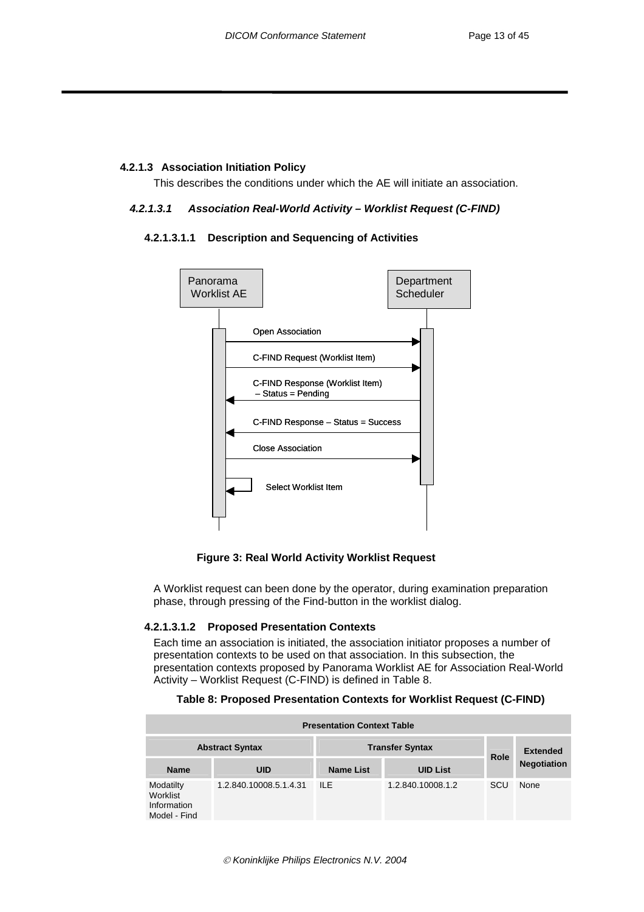### 4.2.1.3 Association Initiation Policy

This describes the conditions under which the AE will initiate an association.

#### *4.2.1.3.1 Association Real-World Activity – Worklist Request (C-FIND)*

##### 4.2.1.3.1.1 Description and Sequencing of Activities

Panorama Worklist AE

Department Scheduler

Open Association

C-FIND Request (Worklist Item)

C-FIND Response (Worklist Item) – Status = Pending

C-FIND Response – Status = Success

Close Association

Select Worklist Item

**Figure 3: Real World Activity Worklist Request**

A Worklist request can been done by the operator, during examination preparation phase, through pressing of the Find-button in the worklist dialog.

##### 4.2.1.3.1.2 Proposed Presentation Contexts

Each time an association is initiated, the association initiator proposes a number of presentation contexts to be used on that association. In this subsection, the presentation contexts proposed by Panorama Worklist AE for Association Real-World Activity – Worklist Request (C-FIND) is defined in Table 8.

**Table 8: Proposed Presentation Contexts for Worklist Request (C-FIND)**

| Presentation Context Table | | | | | |
|---|---|---|---|---|---|
| Abstract Syntax | | Transfer Syntax | | Role | Extended Negotiation |
| Name | UID | Name List | UID List | | |
| Modatilty Worklist Information Model - Find | 1.2.840.10008.5.1.4.31 | ILE | 1.2.840.10008.1.2 | SCU | None |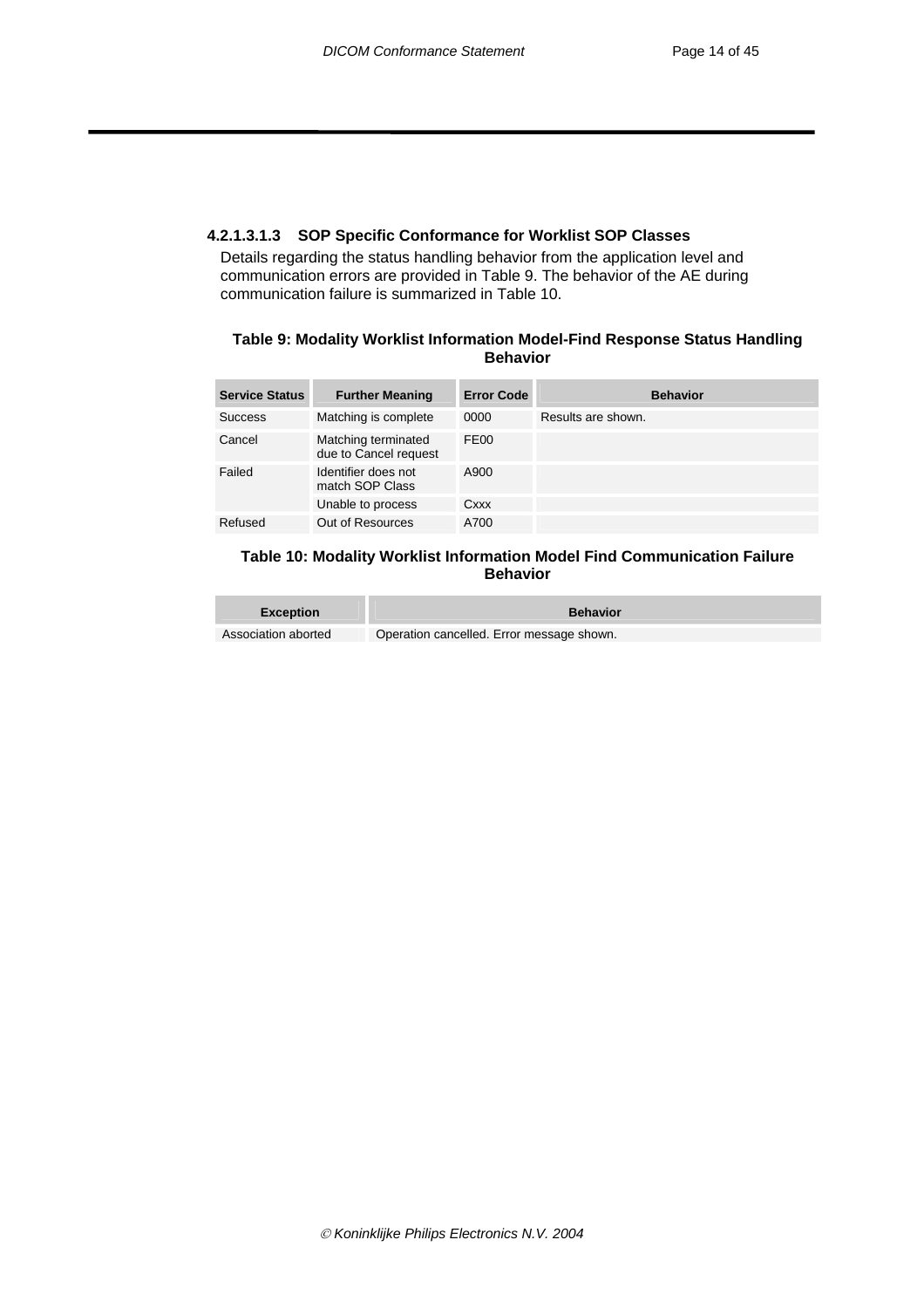#### 4.2.1.3.1.3 SOP Specific Conformance for Worklist SOP Classes

Details regarding the status handling behavior from the application level and communication errors are provided in Table 9. The behavior of the AE during communication failure is summarized in Table 10.

**Table 9: Modality Worklist Information Model-Find Response Status Handling Behavior**

| Service Status | Further Meaning | Error Code | Behavior |
|---|---|---|---|
| Success | Matching is complete | 0000 | Results are shown. |
| Cancel | Matching terminated due to Cancel request | FE00 | |
| Failed | Identifier does not match SOP Class | A900 | |
| | Unable to process | Cxxx | |
| Refused | Out of Resources | A700 | |

**Table 10: Modality Worklist Information Model Find Communication Failure Behavior**

| Exception | Behavior |
|---|---|
| Association aborted | Operation cancelled. Error message shown. |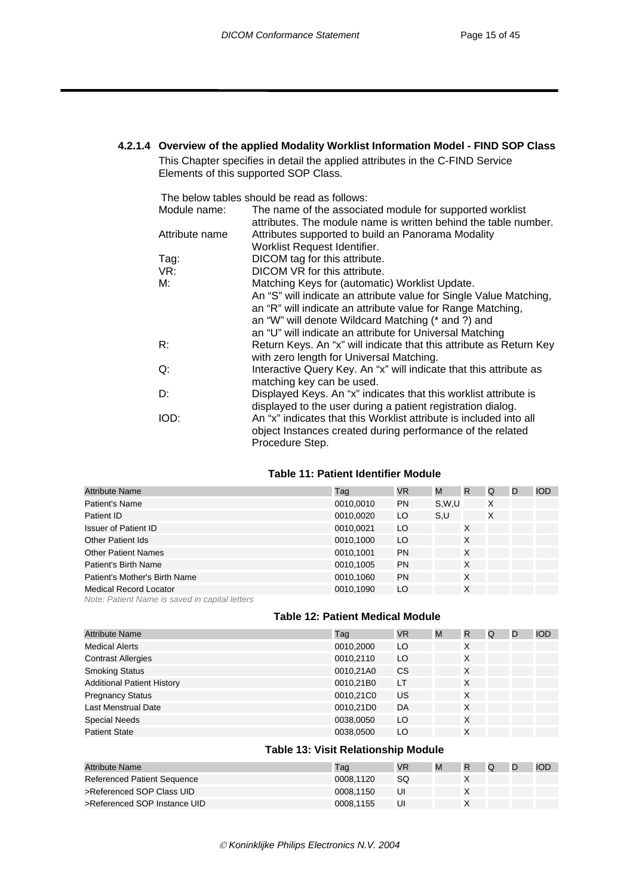### 4.2.1.4 Overview of the applied Modality Worklist Information Model - FIND SOP Class

This Chapter specifies in detail the applied attributes in the C-FIND Service Elements of this supported SOP Class.

The below tables should be read as follows:

| | |
|---|---|
| Module name: | The name of the associated module for supported worklist attributes. The module name is written behind the table number. |
| Attribute name | Attributes supported to build an Panorama Modality Worklist Request Identifier. |
| Tag: | DICOM tag for this attribute. |
| VR: | DICOM VR for this attribute. |
| M: | Matching Keys for (automatic) Worklist Update. An "S" will indicate an attribute value for Single Value Matching, an "R" will indicate an attribute value for Range Matching, an "W" will denote Wildcard Matching (* and ?) and an "U" will indicate an attribute for Universal Matching |
| R: | Return Keys. An "x" will indicate that this attribute as Return Key with zero length for Universal Matching. |
| Q: | Interactive Query Key. An "x" will indicate that this attribute as matching key can be used. |
| D: | Displayed Keys. An "x" indicates that this worklist attribute is displayed to the user during a patient registration dialog. |
| IOD: | An "x" indicates that this Worklist attribute is included into all object Instances created during performance of the related Procedure Step. |

**Table 11: Patient Identifier Module**

| Attribute Name | Tag | VR | M | R | Q | D | IOD |
|---|---|---|---|---|---|---|---|
| Patient's Name | 0010,0010 | PN | S,W,U | | X | | |
| Patient ID | 0010,0020 | LO | S,U | | X | | |
| Issuer of Patient ID | 0010,0021 | LO | | X | | | |
| Other Patient Ids | 0010,1000 | LO | | X | | | |
| Other Patient Names | 0010,1001 | PN | | X | | | |
| Patient's Birth Name | 0010,1005 | PN | | X | | | |
| Patient's Mother's Birth Name | 0010,1060 | PN | | X | | | |
| Medical Record Locator | 0010,1090 | LO | | X | | | |

*Note: Patient Name is saved in capital letters*

**Table 12: Patient Medical Module**

| Attribute Name | Tag | VR | M | R | Q | D | IOD |
|---|---|---|---|---|---|---|---|
| Medical Alerts | 0010,2000 | LO | | X | | | |
| Contrast Allergies | 0010,2110 | LO | | X | | | |
| Smoking Status | 0010,21A0 | CS | | X | | | |
| Additional Patient History | 0010,21B0 | LT | | X | | | |
| Pregnancy Status | 0010,21C0 | US | | X | | | |
| Last Menstrual Date | 0010,21D0 | DA | | X | | | |
| Special Needs | 0038,0050 | LO | | X | | | |
| Patient State | 0038,0500 | LO | | X | | | |

**Table 13: Visit Relationship Module**

| Attribute Name | Tag | VR | M | R | Q | D | IOD |
|---|---|---|---|---|---|---|---|
| Referenced Patient Sequence | 0008,1120 | SQ | | X | | | |
| >Referenced SOP Class UID | 0008,1150 | UI | | X | | | |
| >Referenced SOP Instance UID | 0008,1155 | UI | | X | | | |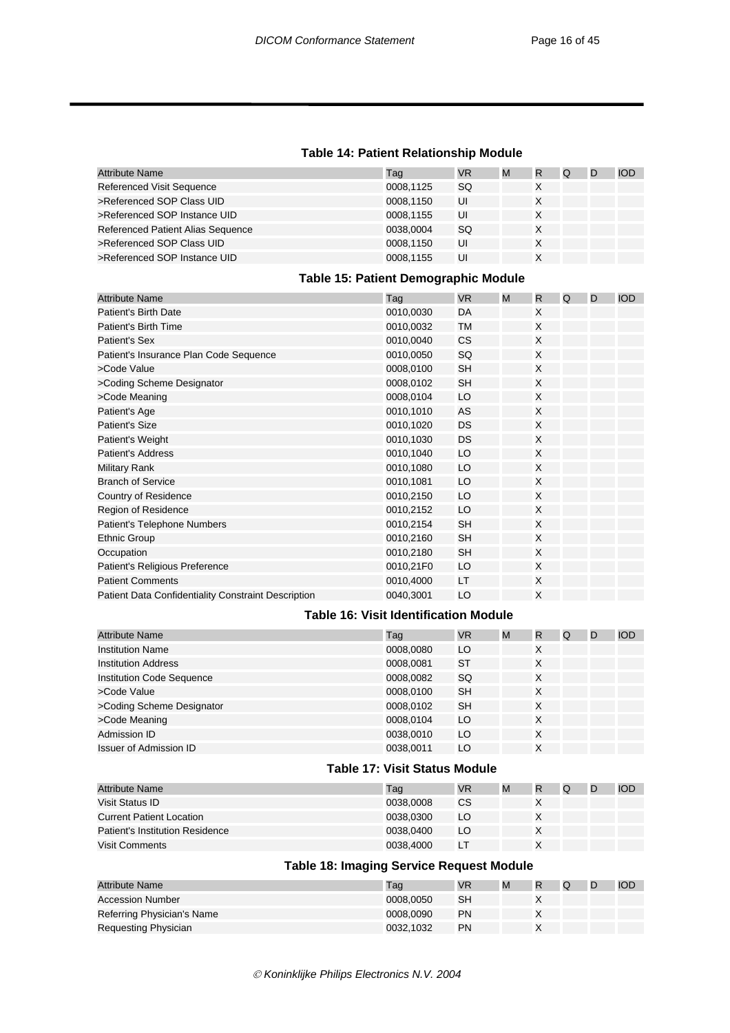**Table 14: Patient Relationship Module**

| Attribute Name | Tag | VR | M | R | Q | D | IOD |
|---|---|---|---|---|---|---|---|
| Referenced Visit Sequence | 0008,1125 | SQ | | X | | | |
| >Referenced SOP Class UID | 0008,1150 | UI | | X | | | |
| >Referenced SOP Instance UID | 0008,1155 | UI | | X | | | |
| Referenced Patient Alias Sequence | 0038,0004 | SQ | | X | | | |
| >Referenced SOP Class UID | 0008,1150 | UI | | X | | | |
| >Referenced SOP Instance UID | 0008,1155 | UI | | X | | | |

**Table 15: Patient Demographic Module**

| Attribute Name | Tag | VR | M | R | Q | D | IOD |
|---|---|---|---|---|---|---|---|
| Patient's Birth Date | 0010,0030 | DA | | X | | | |
| Patient's Birth Time | 0010,0032 | TM | | X | | | |
| Patient's Sex | 0010,0040 | CS | | X | | | |
| Patient's Insurance Plan Code Sequence | 0010,0050 | SQ | | X | | | |
| >Code Value | 0008,0100 | SH | | X | | | |
| >Coding Scheme Designator | 0008,0102 | SH | | X | | | |
| >Code Meaning | 0008,0104 | LO | | X | | | |
| Patient's Age | 0010,1010 | AS | | X | | | |
| Patient's Size | 0010,1020 | DS | | X | | | |
| Patient's Weight | 0010,1030 | DS | | X | | | |
| Patient's Address | 0010,1040 | LO | | X | | | |
| Military Rank | 0010,1080 | LO | | X | | | |
| Branch of Service | 0010,1081 | LO | | X | | | |
| Country of Residence | 0010,2150 | LO | | X | | | |
| Region of Residence | 0010,2152 | LO | | X | | | |
| Patient's Telephone Numbers | 0010,2154 | SH | | X | | | |
| Ethnic Group | 0010,2160 | SH | | X | | | |
| Occupation | 0010,2180 | SH | | X | | | |
| Patient's Religious Preference | 0010,21F0 | LO | | X | | | |
| Patient Comments | 0010,4000 | LT | | X | | | |
| Patient Data Confidentiality Constraint Description | 0040,3001 | LO | | X | | | |

**Table 16: Visit Identification Module**

| Attribute Name | Tag | VR | M | R | Q | D | IOD |
|---|---|---|---|---|---|---|---|
| Institution Name | 0008,0080 | LO | | X | | | |
| Institution Address | 0008,0081 | ST | | X | | | |
| Institution Code Sequence | 0008,0082 | SQ | | X | | | |
| >Code Value | 0008,0100 | SH | | X | | | |
| >Coding Scheme Designator | 0008,0102 | SH | | X | | | |
| >Code Meaning | 0008,0104 | LO | | X | | | |
| Admission ID | 0038,0010 | LO | | X | | | |
| Issuer of Admission ID | 0038,0011 | LO | | X | | | |

**Table 17: Visit Status Module**

| Attribute Name | Tag | VR | M | R | Q | D | IOD |
|---|---|---|---|---|---|---|---|
| Visit Status ID | 0038,0008 | CS | | X | | | |
| Current Patient Location | 0038,0300 | LO | | X | | | |
| Patient's Institution Residence | 0038,0400 | LO | | X | | | |
| Visit Comments | 0038,4000 | LT | | X | | | |

**Table 18: Imaging Service Request Module**

| Attribute Name | Tag | VR | M | R | Q | D | IOD |
|---|---|---|---|---|---|---|---|
| Accession Number | 0008,0050 | SH | | X | | | |
| Referring Physician's Name | 0008,0090 | PN | | X | | | |
| Requesting Physician | 0032,1032 | PN | | X | | | |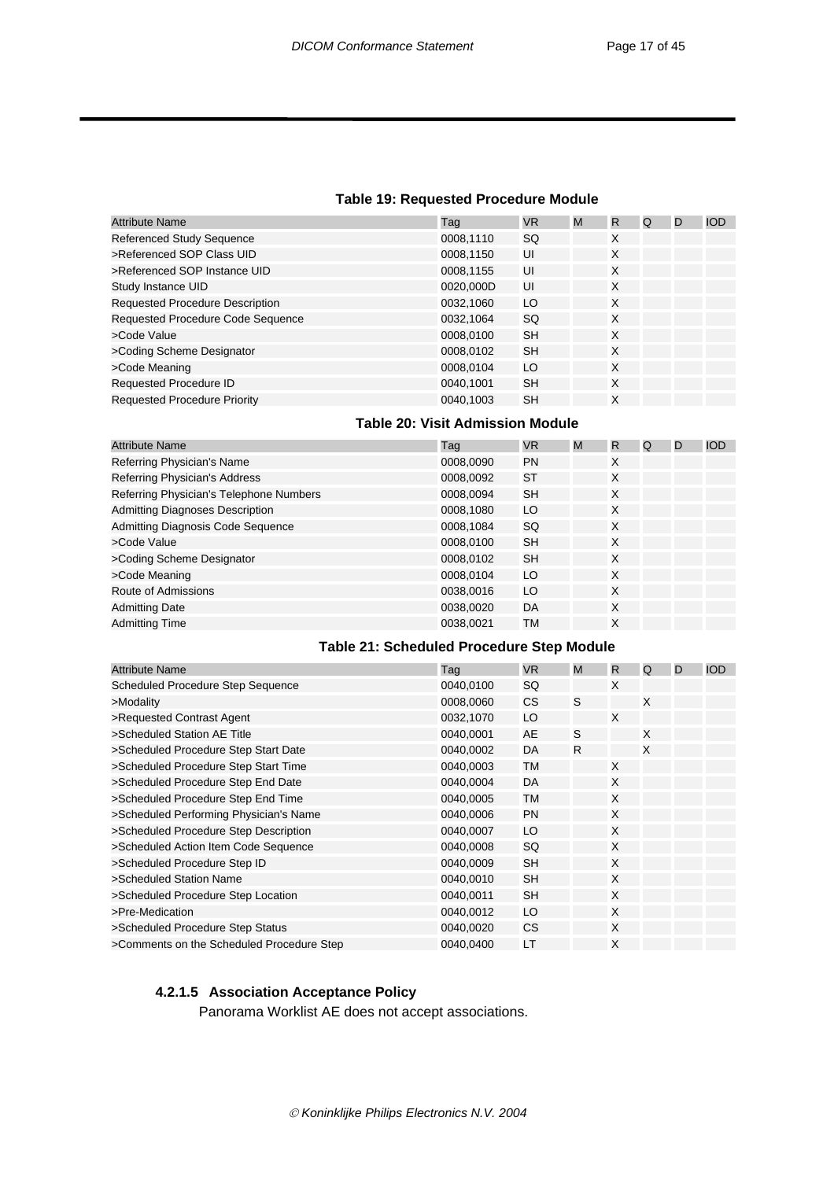**Table 19: Requested Procedure Module**

| Attribute Name | Tag | VR | M | R | Q | D | IOD |
|---|---|---|---|---|---|---|---|
| Referenced Study Sequence | 0008,1110 | SQ | | X | | | |
| >Referenced SOP Class UID | 0008,1150 | UI | | X | | | |
| >Referenced SOP Instance UID | 0008,1155 | UI | | X | | | |
| Study Instance UID | 0020,000D | UI | | X | | | |
| Requested Procedure Description | 0032,1060 | LO | | X | | | |
| Requested Procedure Code Sequence | 0032,1064 | SQ | | X | | | |
| >Code Value | 0008,0100 | SH | | X | | | |
| >Coding Scheme Designator | 0008,0102 | SH | | X | | | |
| >Code Meaning | 0008,0104 | LO | | X | | | |
| Requested Procedure ID | 0040,1001 | SH | | X | | | |
| Requested Procedure Priority | 0040,1003 | SH | | X | | | |

**Table 20: Visit Admission Module**

| Attribute Name | Tag | VR | M | R | Q | D | IOD |
|---|---|---|---|---|---|---|---|
| Referring Physician's Name | 0008,0090 | PN | | X | | | |
| Referring Physician's Address | 0008,0092 | ST | | X | | | |
| Referring Physician's Telephone Numbers | 0008,0094 | SH | | X | | | |
| Admitting Diagnoses Description | 0008,1080 | LO | | X | | | |
| Admitting Diagnosis Code Sequence | 0008,1084 | SQ | | X | | | |
| >Code Value | 0008,0100 | SH | | X | | | |
| >Coding Scheme Designator | 0008,0102 | SH | | X | | | |
| >Code Meaning | 0008,0104 | LO | | X | | | |
| Route of Admissions | 0038,0016 | LO | | X | | | |
| Admitting Date | 0038,0020 | DA | | X | | | |
| Admitting Time | 0038,0021 | TM | | X | | | |

**Table 21: Scheduled Procedure Step Module**

| Attribute Name | Tag | VR | M | R | Q | D | IOD |
|---|---|---|---|---|---|---|---|
| Scheduled Procedure Step Sequence | 0040,0100 | SQ | | X | | | |
| >Modality | 0008,0060 | CS | S | | X | | |
| >Requested Contrast Agent | 0032,1070 | LO | | X | | | |
| >Scheduled Station AE Title | 0040,0001 | AE | S | | X | | |
| >Scheduled Procedure Step Start Date | 0040,0002 | DA | R | | X | | |
| >Scheduled Procedure Step Start Time | 0040,0003 | TM | | X | | | |
| >Scheduled Procedure Step End Date | 0040,0004 | DA | | X | | | |
| >Scheduled Procedure Step End Time | 0040,0005 | TM | | X | | | |
| >Scheduled Performing Physician's Name | 0040,0006 | PN | | X | | | |
| >Scheduled Procedure Step Description | 0040,0007 | LO | | X | | | |
| >Scheduled Action Item Code Sequence | 0040,0008 | SQ | | X | | | |
| >Scheduled Procedure Step ID | 0040,0009 | SH | | X | | | |
| >Scheduled Station Name | 0040,0010 | SH | | X | | | |
| >Scheduled Procedure Step Location | 0040,0011 | SH | | X | | | |
| >Pre-Medication | 0040,0012 | LO | | X | | | |
| >Scheduled Procedure Step Status | 0040,0020 | CS | | X | | | |
| >Comments on the Scheduled Procedure Step | 0040,0400 | LT | | X | | | |

#### 4.2.1.5 Association Acceptance Policy

Panorama Worklist AE does not accept associations.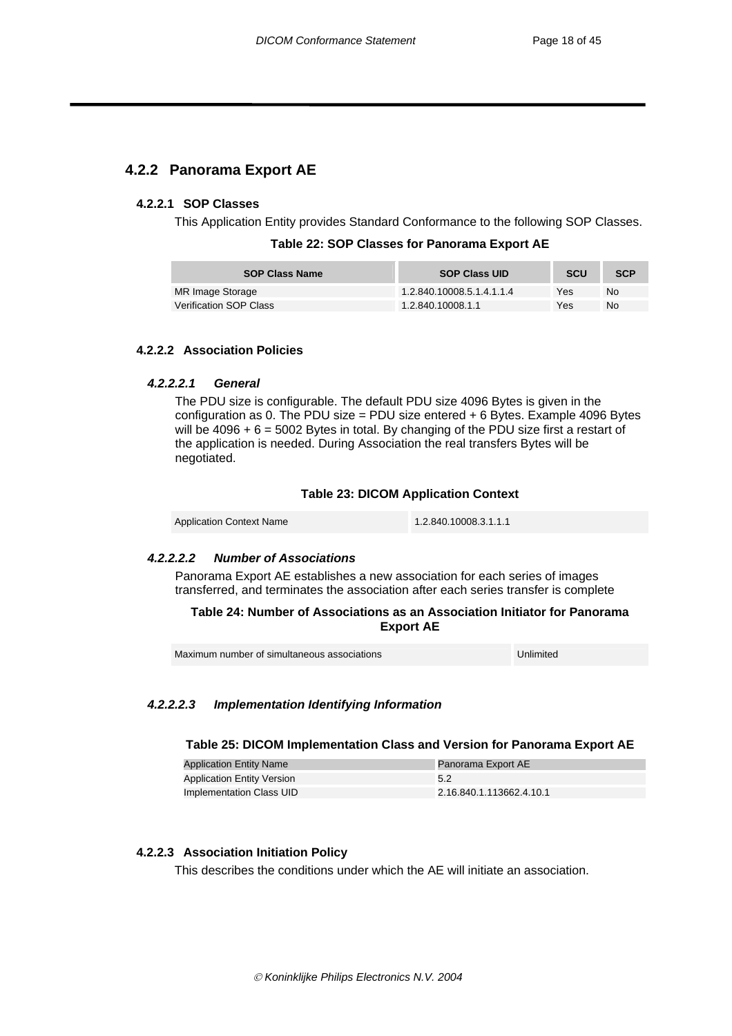### 4.2.2 Panorama Export AE

#### 4.2.2.1 SOP Classes

This Application Entity provides Standard Conformance to the following SOP Classes.

**Table 22: SOP Classes for Panorama Export AE**

| SOP Class Name | SOP Class UID | SCU | SCP |
|---|---|---|---|
| MR Image Storage | 1.2.840.10008.5.1.4.1.1.4 | Yes | No |
| Verification SOP Class | 1.2.840.10008.1.1 | Yes | No |

#### 4.2.2.2 Association Policies

##### *4.2.2.2.1 General*

The PDU size is configurable. The default PDU size 4096 Bytes is given in the configuration as 0. The PDU size = PDU size entered + 6 Bytes. Example 4096 Bytes will be 4096 + 6 = 5002 Bytes in total. By changing of the PDU size first a restart of the application is needed. During Association the real transfers Bytes will be negotiated.

**Table 23: DICOM Application Context**

| | |
|---|---|
| Application Context Name | 1.2.840.10008.3.1.1.1 |

##### *4.2.2.2.2 Number of Associations*

Panorama Export AE establishes a new association for each series of images transferred, and terminates the association after each series transfer is complete

**Table 24: Number of Associations as an Association Initiator for Panorama Export AE**

| | |
|---|---|
| Maximum number of simultaneous associations | Unlimited |

##### *4.2.2.2.3 Implementation Identifying Information*

**Table 25: DICOM Implementation Class and Version for Panorama Export AE**

| | |
|---|---|
| Application Entity Name | Panorama Export AE |
| Application Entity Version | 5.2 |
| Implementation Class UID | 2.16.840.1.113662.4.10.1 |

#### 4.2.2.3 Association Initiation Policy

This describes the conditions under which the AE will initiate an association.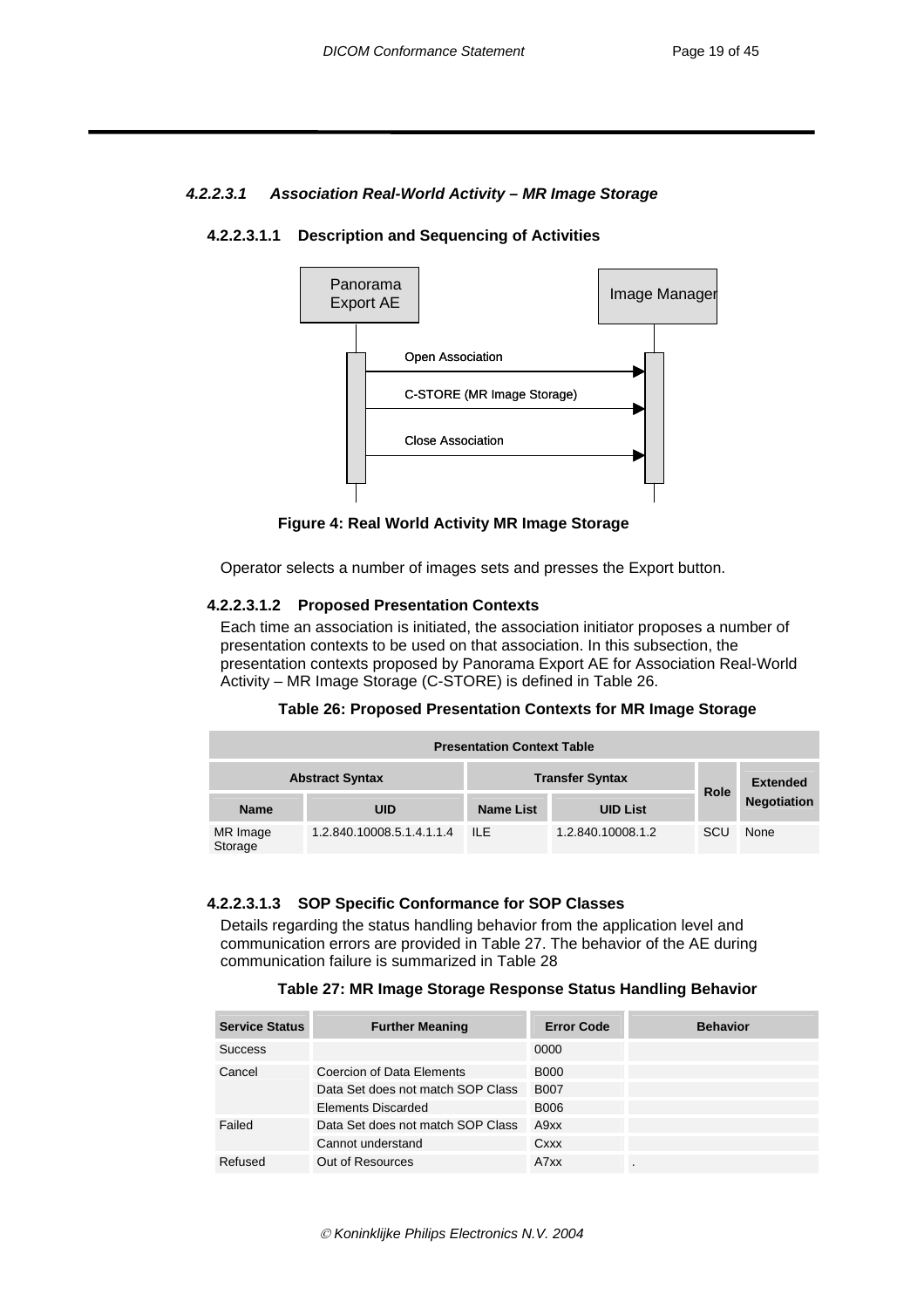#### 4.2.2.3.1 Association Real-World Activity – MR Image Storage

##### 4.2.2.3.1.1 Description and Sequencing of Activities

Panorama Export AE

Image Manager

Open Association

C-STORE (MR Image Storage)

Close Association

**Figure 4: Real World Activity MR Image Storage**

Operator selects a number of images sets and presses the Export button.

##### 4.2.2.3.1.2 Proposed Presentation Contexts

Each time an association is initiated, the association initiator proposes a number of presentation contexts to be used on that association. In this subsection, the presentation contexts proposed by Panorama Export AE for Association Real-World Activity – MR Image Storage (C-STORE) is defined in Table 26.

**Table 26: Proposed Presentation Contexts for MR Image Storage**

| Presentation Context Table | | | | | |
|---|---|---|---|---|---|
| Abstract Syntax | | Transfer Syntax | | Role | Extended Negotiation |
| Name | UID | Name List | UID List | | |
| MR Image Storage | 1.2.840.10008.5.1.4.1.1.4 | ILE | 1.2.840.10008.1.2 | SCU | None |

##### 4.2.2.3.1.3 SOP Specific Conformance for SOP Classes

Details regarding the status handling behavior from the application level and communication errors are provided in Table 27. The behavior of the AE during communication failure is summarized in Table 28

**Table 27: MR Image Storage Response Status Handling Behavior**

| Service Status | Further Meaning | Error Code | Behavior |
|---|---|---|---|
| Success | | 0000 | |
| Cancel | Coercion of Data Elements | B000 | |
| | Data Set does not match SOP Class | B007 | |
| | Elements Discarded | B006 | |
| Failed | Data Set does not match SOP Class | A9xx | |
| | Cannot understand | Cxxx | |
| Refused | Out of Resources | A7xx | . |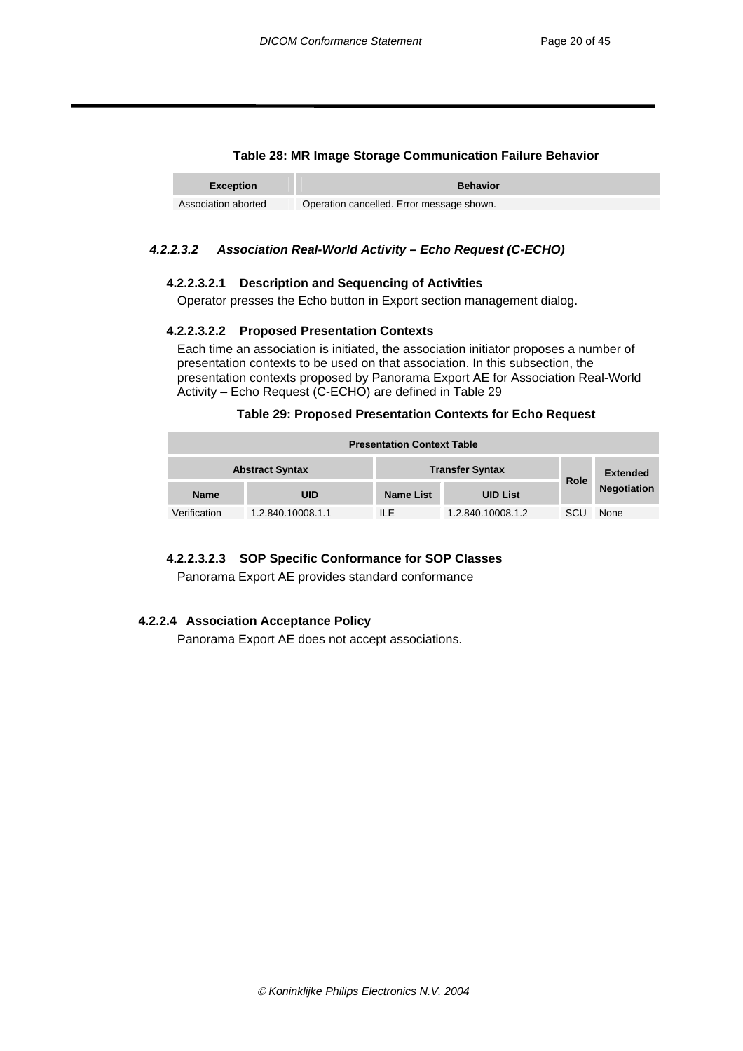**Table 28: MR Image Storage Communication Failure Behavior**

| Exception | Behavior |
| --- | --- |
| Association aborted | Operation cancelled. Error message shown. |

#### *4.2.2.3.2 Association Real-World Activity – Echo Request (C-ECHO)*

##### 4.2.2.3.2.1 Description and Sequencing of Activities

Operator presses the Echo button in Export section management dialog.

##### 4.2.2.3.2.2 Proposed Presentation Contexts

Each time an association is initiated, the association initiator proposes a number of presentation contexts to be used on that association. In this subsection, the presentation contexts proposed by Panorama Export AE for Association Real-World Activity – Echo Request (C-ECHO) are defined in Table 29

**Table 29: Proposed Presentation Contexts for Echo Request**

| Presentation Context Table | | | | | |
| --- | --- | --- | --- | --- | --- |
| Abstract Syntax | | Transfer Syntax | | Role | Extended Negotiation |
| Name | UID | Name List | UID List | | |
| Verification | 1.2.840.10008.1.1 | ILE | 1.2.840.10008.1.2 | SCU | None |

##### 4.2.2.3.2.3 SOP Specific Conformance for SOP Classes

Panorama Export AE provides standard conformance

### 4.2.2.4 Association Acceptance Policy

Panorama Export AE does not accept associations.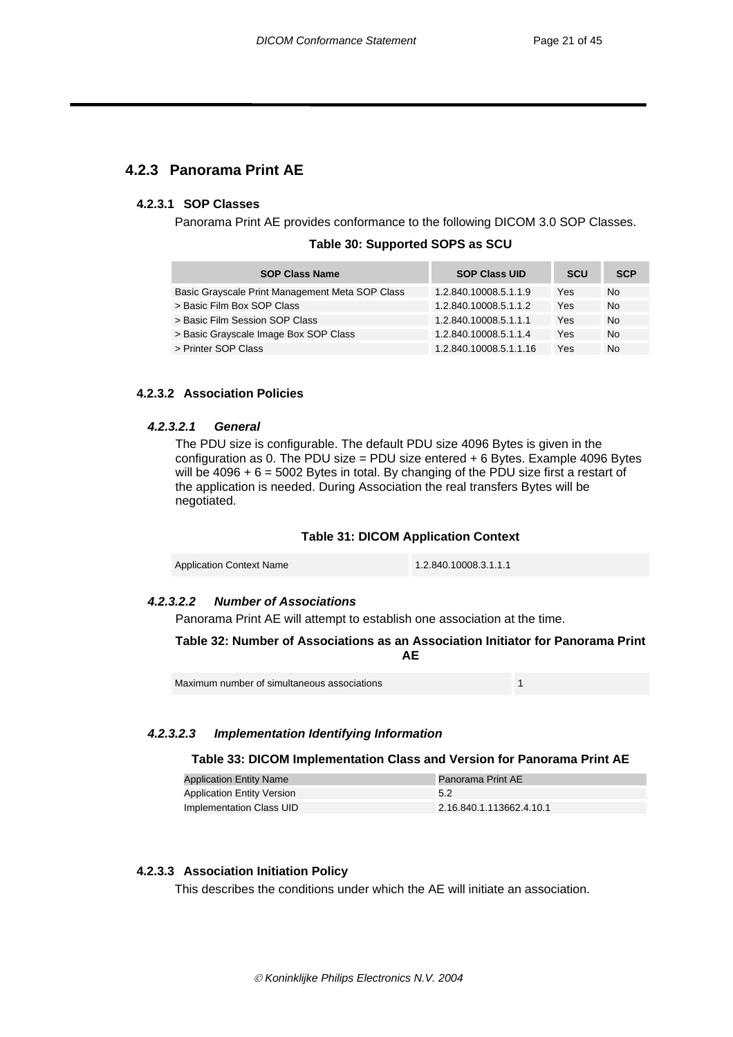### 4.2.3 Panorama Print AE

#### 4.2.3.1 SOP Classes

Panorama Print AE provides conformance to the following DICOM 3.0 SOP Classes.

**Table 30: Supported SOPS as SCU**

| SOP Class Name | SOP Class UID | SCU | SCP |
|---|---|---|---|
| Basic Grayscale Print Management Meta SOP Class | 1.2.840.10008.5.1.1.9 | Yes | No |
| > Basic Film Box SOP Class | 1.2.840.10008.5.1.1.2 | Yes | No |
| > Basic Film Session SOP Class | 1.2.840.10008.5.1.1.1 | Yes | No |
| > Basic Grayscale Image Box SOP Class | 1.2.840.10008.5.1.1.4 | Yes | No |
| > Printer SOP Class | 1.2.840.10008.5.1.1.16 | Yes | No |

#### 4.2.3.2 Association Policies

##### *4.2.3.2.1 General*

The PDU size is configurable. The default PDU size 4096 Bytes is given in the configuration as 0. The PDU size = PDU size entered + 6 Bytes. Example 4096 Bytes will be 4096 + 6 = 5002 Bytes in total. By changing of the PDU size first a restart of the application is needed. During Association the real transfers Bytes will be negotiated.

**Table 31: DICOM Application Context**

| Application Context Name | 1.2.840.10008.3.1.1.1 |
|---|---|

##### *4.2.3.2.2 Number of Associations*

Panorama Print AE will attempt to establish one association at the time.

**Table 32: Number of Associations as an Association Initiator for Panorama Print AE**

| Maximum number of simultaneous associations | 1 |
|---|---|

##### *4.2.3.2.3 Implementation Identifying Information*

**Table 33: DICOM Implementation Class and Version for Panorama Print AE**

| Application Entity Name | Panorama Print AE |
|---|---|
| Application Entity Version | 5.2 |
| Implementation Class UID | 2.16.840.1.113662.4.10.1 |

#### 4.2.3.3 Association Initiation Policy

This describes the conditions under which the AE will initiate an association.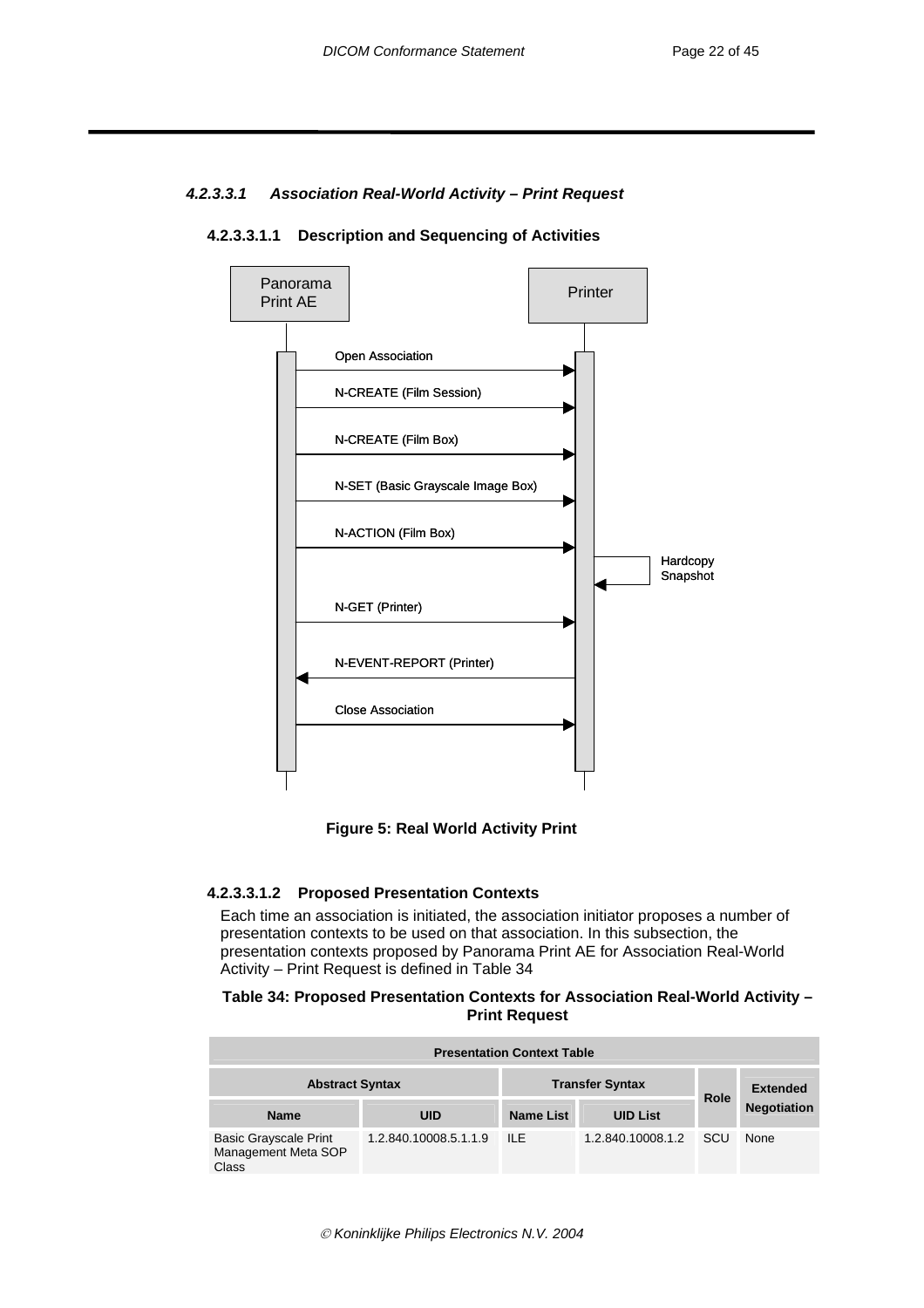#### 4.2.3.3.1 Association Real-World Activity – Print Request

##### 4.2.3.3.1.1 Description and Sequencing of Activities

Panorama Print AE

Printer

Open Association

N-CREATE (Film Session)

N-CREATE (Film Box)

N-SET (Basic Grayscale Image Box)

N-ACTION (Film Box)

Hardcopy Snapshot

N-GET (Printer)

N-EVENT-REPORT (Printer)

Close Association

**Figure 5: Real World Activity Print**

##### 4.2.3.3.1.2 Proposed Presentation Contexts

Each time an association is initiated, the association initiator proposes a number of presentation contexts to be used on that association. In this subsection, the presentation contexts proposed by Panorama Print AE for Association Real-World Activity – Print Request is defined in Table 34

**Table 34: Proposed Presentation Contexts for Association Real-World Activity – Print Request**

| Presentation Context Table | | | | | |
|---|---|---|---|---|---|
| Abstract Syntax | | Transfer Syntax | | Role | Extended Negotiation |
| Name | UID | Name List | UID List | | |
| Basic Grayscale Print Management Meta SOP Class | 1.2.840.10008.5.1.1.9 | ILE | 1.2.840.10008.1.2 | SCU | None |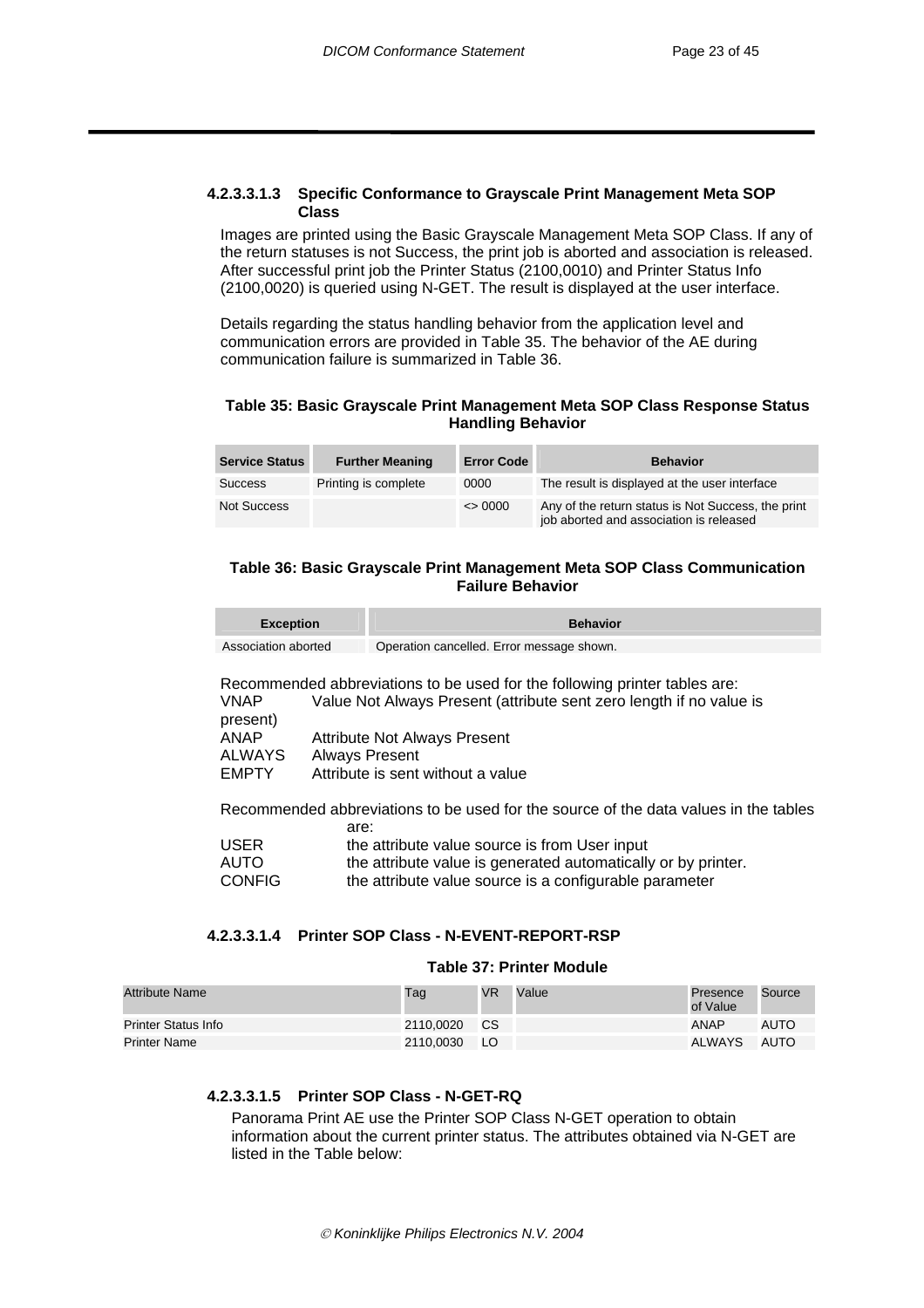#### 4.2.3.3.1.3 Specific Conformance to Grayscale Print Management Meta SOP Class

Images are printed using the Basic Grayscale Management Meta SOP Class. If any of the return statuses is not Success, the print job is aborted and association is released. After successful print job the Printer Status (2100,0010) and Printer Status Info (2100,0020) is queried using N-GET. The result is displayed at the user interface.

Details regarding the status handling behavior from the application level and communication errors are provided in Table 35. The behavior of the AE during communication failure is summarized in Table 36.

**Table 35: Basic Grayscale Print Management Meta SOP Class Response Status Handling Behavior**

| Service Status | Further Meaning | Error Code | Behavior |
|---|---|---|---|
| Success | Printing is complete | 0000 | The result is displayed at the user interface |
| Not Success | | <> 0000 | Any of the return status is Not Success, the print job aborted and association is released |

**Table 36: Basic Grayscale Print Management Meta SOP Class Communication Failure Behavior**

| Exception | Behavior |
|---|---|
| Association aborted | Operation cancelled. Error message shown. |

Recommended abbreviations to be used for the following printer tables are:

VNAP Value Not Always Present (attribute sent zero length if no value is present)
ANAP Attribute Not Always Present
ALWAYS Always Present
EMPTY Attribute is sent without a value

Recommended abbreviations to be used for the source of the data values in the tables are:

USER the attribute value source is from User input
AUTO the attribute value is generated automatically or by printer.
CONFIG the attribute value source is a configurable parameter

#### 4.2.3.3.1.4 Printer SOP Class - N-EVENT-REPORT-RSP

**Table 37: Printer Module**

| Attribute Name | Tag | VR | Value | Presence of Value | Source |
|---|---|---|---|---|---|
| Printer Status Info | 2110,0020 | CS | | ANAP | AUTO |
| Printer Name | 2110,0030 | LO | | ALWAYS | AUTO |

#### 4.2.3.3.1.5 Printer SOP Class - N-GET-RQ

Panorama Print AE use the Printer SOP Class N-GET operation to obtain information about the current printer status. The attributes obtained via N-GET are listed in the Table below: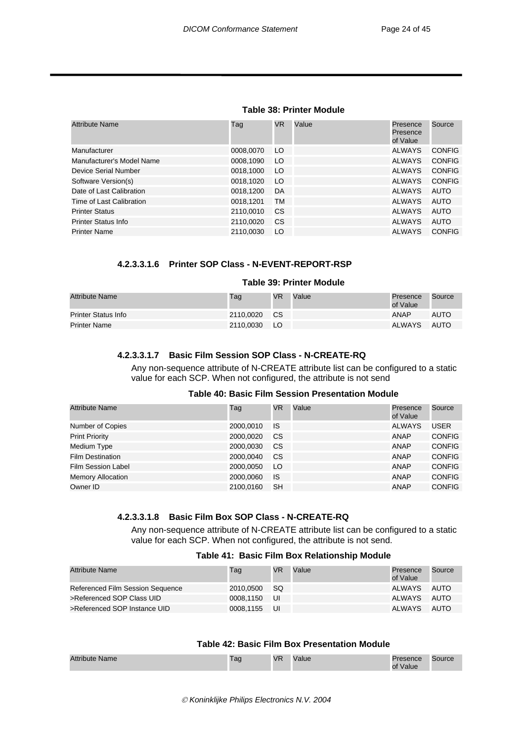**Table 38: Printer Module**

| Attribute Name | Tag | VR | Value | Presence Presence of Value | Source |
|---|---|---|---|---|---|
| Manufacturer | 0008,0070 | LO | | ALWAYS | CONFIG |
| Manufacturer's Model Name | 0008,1090 | LO | | ALWAYS | CONFIG |
| Device Serial Number | 0018,1000 | LO | | ALWAYS | CONFIG |
| Software Version(s) | 0018,1020 | LO | | ALWAYS | CONFIG |
| Date of Last Calibration | 0018,1200 | DA | | ALWAYS | AUTO |
| Time of Last Calibration | 0018,1201 | TM | | ALWAYS | AUTO |
| Printer Status | 2110,0010 | CS | | ALWAYS | AUTO |
| Printer Status Info | 2110,0020 | CS | | ALWAYS | AUTO |
| Printer Name | 2110,0030 | LO | | ALWAYS | CONFIG |

#### 4.2.3.3.1.6 Printer SOP Class - N-EVENT-REPORT-RSP

**Table 39: Printer Module**

| Attribute Name | Tag | VR | Value | Presence of Value | Source |
|---|---|---|---|---|---|
| Printer Status Info | 2110,0020 | CS | | ANAP | AUTO |
| Printer Name | 2110,0030 | LO | | ALWAYS | AUTO |

#### 4.2.3.3.1.7 Basic Film Session SOP Class - N-CREATE-RQ

Any non-sequence attribute of N-CREATE attribute list can be configured to a static value for each SCP. When not configured, the attribute is not send

**Table 40: Basic Film Session Presentation Module**

| Attribute Name | Tag | VR | Value | Presence of Value | Source |
|---|---|---|---|---|---|
| Number of Copies | 2000,0010 | IS | | ALWAYS | USER |
| Print Priority | 2000,0020 | CS | | ANAP | CONFIG |
| Medium Type | 2000,0030 | CS | | ANAP | CONFIG |
| Film Destination | 2000,0040 | CS | | ANAP | CONFIG |
| Film Session Label | 2000,0050 | LO | | ANAP | CONFIG |
| Memory Allocation | 2000,0060 | IS | | ANAP | CONFIG |
| Owner ID | 2100,0160 | SH | | ANAP | CONFIG |

#### 4.2.3.3.1.8 Basic Film Box SOP Class - N-CREATE-RQ

Any non-sequence attribute of N-CREATE attribute list can be configured to a static value for each SCP. When not configured, the attribute is not send.

**Table 41: Basic Film Box Relationship Module**

| Attribute Name | Tag | VR | Value | Presence of Value | Source |
|---|---|---|---|---|---|
| Referenced Film Session Sequence | 2010,0500 | SQ | | ALWAYS | AUTO |
| >Referenced SOP Class UID | 0008,1150 | UI | | ALWAYS | AUTO |
| >Referenced SOP Instance UID | 0008,1155 | UI | | ALWAYS | AUTO |

**Table 42: Basic Film Box Presentation Module**

| Attribute Name | Tag | VR | Value | Presence of Value | Source |
|---|---|---|---|---|---|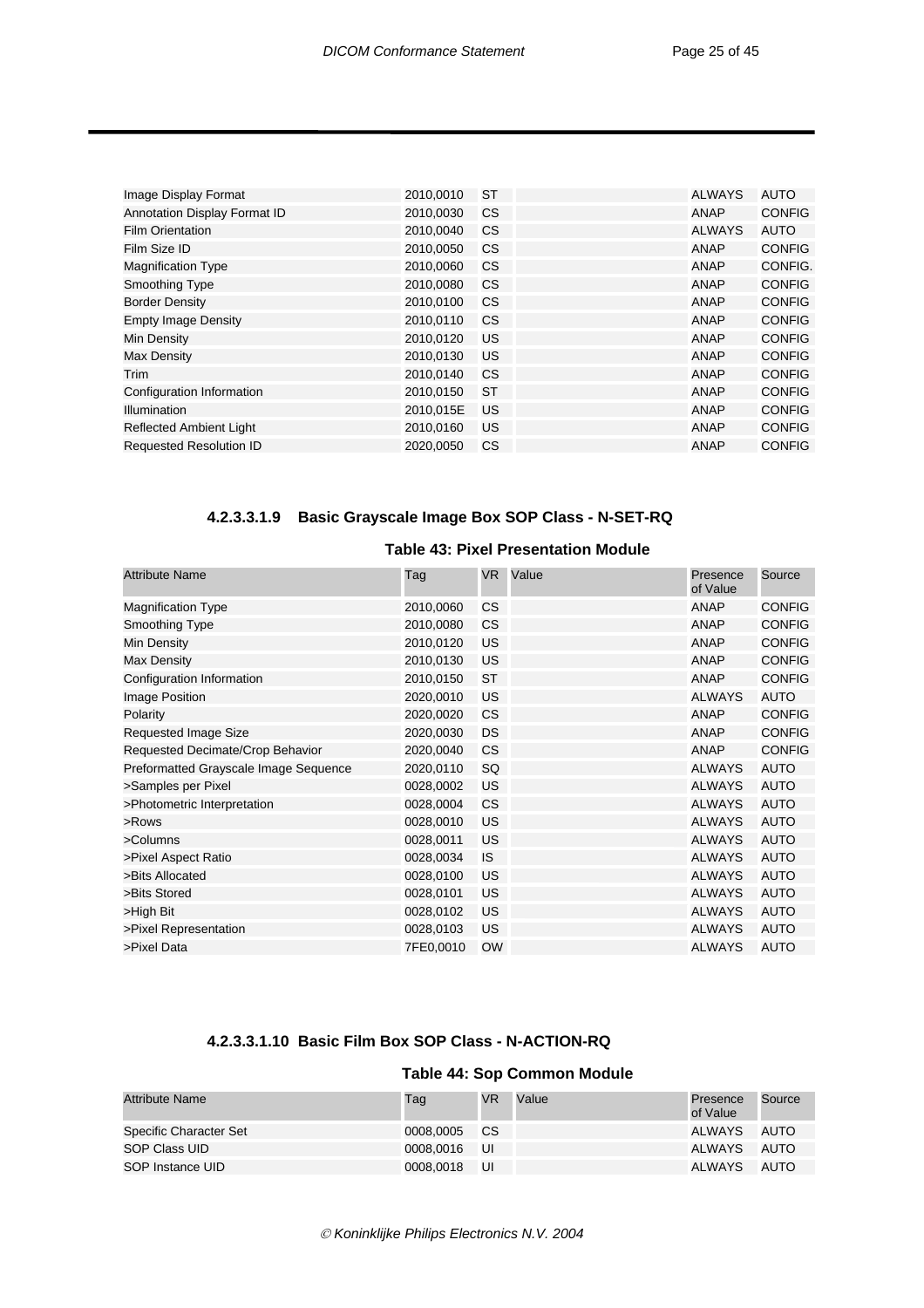| Image Display Format | 2010,0010 | ST | | ALWAYS | AUTO |
|---|---|---|---|---|---|
| Annotation Display Format ID | 2010,0030 | CS | | ANAP | CONFIG |
| Film Orientation | 2010,0040 | CS | | ALWAYS | AUTO |
| Film Size ID | 2010,0050 | CS | | ANAP | CONFIG |
| Magnification Type | 2010,0060 | CS | | ANAP | CONFIG. |
| Smoothing Type | 2010,0080 | CS | | ANAP | CONFIG |
| Border Density | 2010,0100 | CS | | ANAP | CONFIG |
| Empty Image Density | 2010,0110 | CS | | ANAP | CONFIG |
| Min Density | 2010,0120 | US | | ANAP | CONFIG |
| Max Density | 2010,0130 | US | | ANAP | CONFIG |
| Trim | 2010,0140 | CS | | ANAP | CONFIG |
| Configuration Information | 2010,0150 | ST | | ANAP | CONFIG |
| Illumination | 2010,015E | US | | ANAP | CONFIG |
| Reflected Ambient Light | 2010,0160 | US | | ANAP | CONFIG |
| Requested Resolution ID | 2020,0050 | CS | | ANAP | CONFIG |

#### 4.2.3.3.1.9 Basic Grayscale Image Box SOP Class - N-SET-RQ

**Table 43: Pixel Presentation Module**

| Attribute Name | Tag | VR | Value | Presence of Value | Source |
|---|---|---|---|---|---|
| Magnification Type | 2010,0060 | CS | | ANAP | CONFIG |
| Smoothing Type | 2010,0080 | CS | | ANAP | CONFIG |
| Min Density | 2010,0120 | US | | ANAP | CONFIG |
| Max Density | 2010,0130 | US | | ANAP | CONFIG |
| Configuration Information | 2010,0150 | ST | | ANAP | CONFIG |
| Image Position | 2020,0010 | US | | ALWAYS | AUTO |
| Polarity | 2020,0020 | CS | | ANAP | CONFIG |
| Requested Image Size | 2020,0030 | DS | | ANAP | CONFIG |
| Requested Decimate/Crop Behavior | 2020,0040 | CS | | ANAP | CONFIG |
| Preformatted Grayscale Image Sequence | 2020,0110 | SQ | | ALWAYS | AUTO |
| >Samples per Pixel | 0028,0002 | US | | ALWAYS | AUTO |
| >Photometric Interpretation | 0028,0004 | CS | | ALWAYS | AUTO |
| >Rows | 0028,0010 | US | | ALWAYS | AUTO |
| >Columns | 0028,0011 | US | | ALWAYS | AUTO |
| >Pixel Aspect Ratio | 0028,0034 | IS | | ALWAYS | AUTO |
| >Bits Allocated | 0028,0100 | US | | ALWAYS | AUTO |
| >Bits Stored | 0028,0101 | US | | ALWAYS | AUTO |
| >High Bit | 0028,0102 | US | | ALWAYS | AUTO |
| >Pixel Representation | 0028,0103 | US | | ALWAYS | AUTO |
| >Pixel Data | 7FE0,0010 | OW | | ALWAYS | AUTO |

#### 4.2.3.3.1.10 Basic Film Box SOP Class - N-ACTION-RQ

**Table 44: Sop Common Module**

| Attribute Name | Tag | VR | Value | Presence of Value | Source |
|---|---|---|---|---|---|
| Specific Character Set | 0008,0005 | CS | | ALWAYS | AUTO |
| SOP Class UID | 0008,0016 | UI | | ALWAYS | AUTO |
| SOP Instance UID | 0008,0018 | UI | | ALWAYS | AUTO |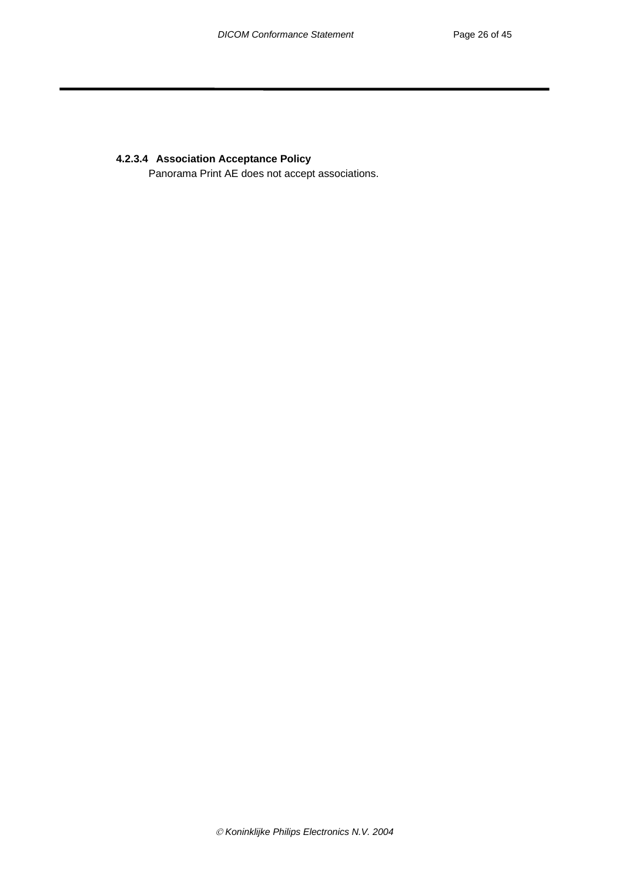#### 4.2.3.4 Association Acceptance Policy

Panorama Print AE does not accept associations.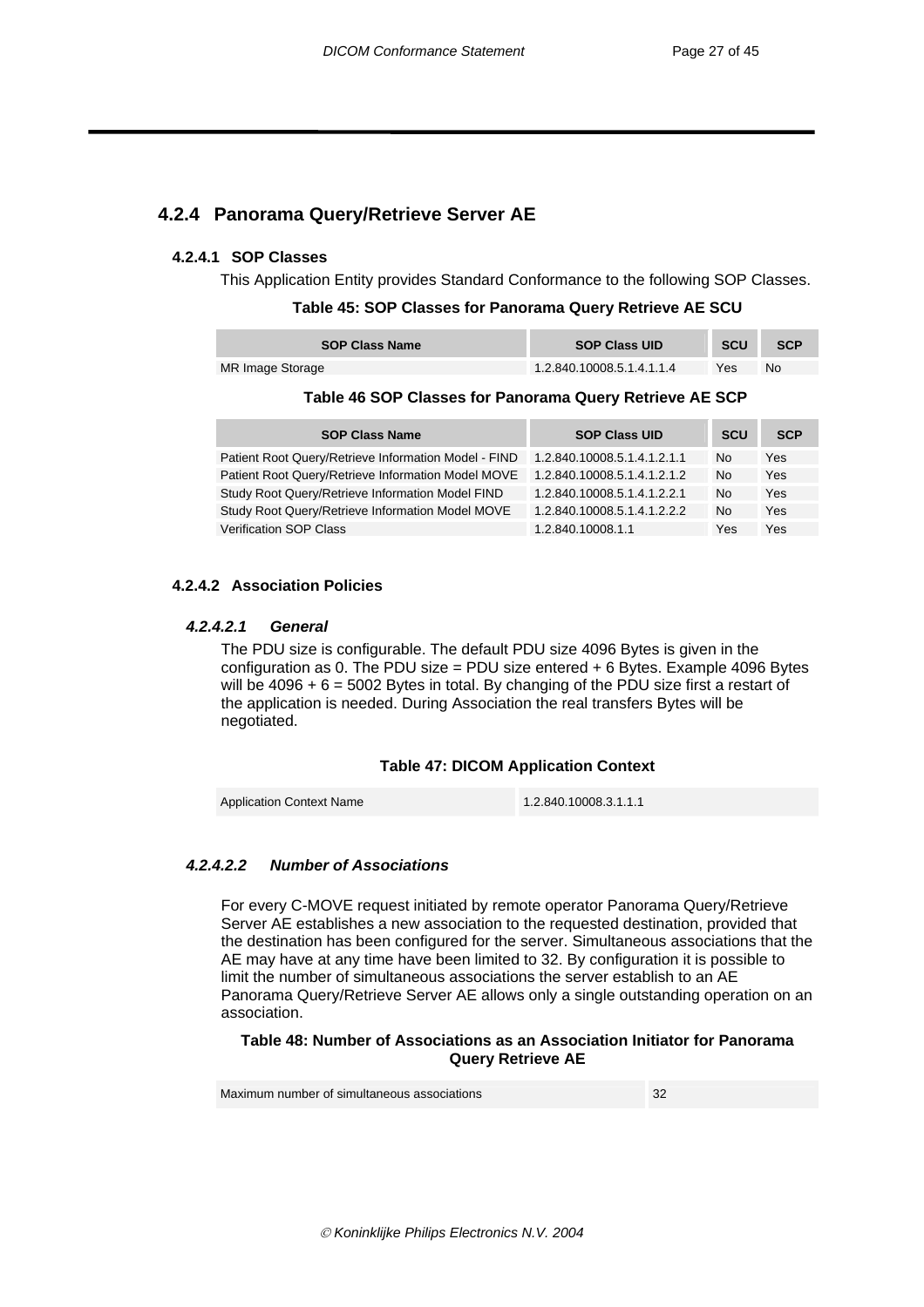### 4.2.4 Panorama Query/Retrieve Server AE

#### 4.2.4.1 SOP Classes

This Application Entity provides Standard Conformance to the following SOP Classes.

**Table 45: SOP Classes for Panorama Query Retrieve AE SCU**

| SOP Class Name | SOP Class UID | SCU | SCP |
|---|---|---|---|
| MR Image Storage | 1.2.840.10008.5.1.4.1.1.4 | Yes | No |

**Table 46 SOP Classes for Panorama Query Retrieve AE SCP**

| SOP Class Name | SOP Class UID | SCU | SCP |
|---|---|---|---|
| Patient Root Query/Retrieve Information Model - FIND | 1.2.840.10008.5.1.4.1.2.1.1 | No | Yes |
| Patient Root Query/Retrieve Information Model MOVE | 1.2.840.10008.5.1.4.1.2.1.2 | No | Yes |
| Study Root Query/Retrieve Information Model FIND | 1.2.840.10008.5.1.4.1.2.2.1 | No | Yes |
| Study Root Query/Retrieve Information Model MOVE | 1.2.840.10008.5.1.4.1.2.2.2 | No | Yes |
| Verification SOP Class | 1.2.840.10008.1.1 | Yes | Yes |

#### 4.2.4.2 Association Policies

##### *4.2.4.2.1 General*

The PDU size is configurable. The default PDU size 4096 Bytes is given in the configuration as 0. The PDU size = PDU size entered + 6 Bytes. Example 4096 Bytes will be 4096 + 6 = 5002 Bytes in total. By changing of the PDU size first a restart of the application is needed. During Association the real transfers Bytes will be negotiated.

**Table 47: DICOM Application Context**

| Application Context Name | 1.2.840.10008.3.1.1.1 |
|---|---|

##### *4.2.4.2.2 Number of Associations*

For every C-MOVE request initiated by remote operator Panorama Query/Retrieve Server AE establishes a new association to the requested destination, provided that the destination has been configured for the server. Simultaneous associations that the AE may have at any time have been limited to 32. By configuration it is possible to limit the number of simultaneous associations the server establish to an AE Panorama Query/Retrieve Server AE allows only a single outstanding operation on an association.

**Table 48: Number of Associations as an Association Initiator for Panorama Query Retrieve AE**

| Maximum number of simultaneous associations | 32 |
|---|---|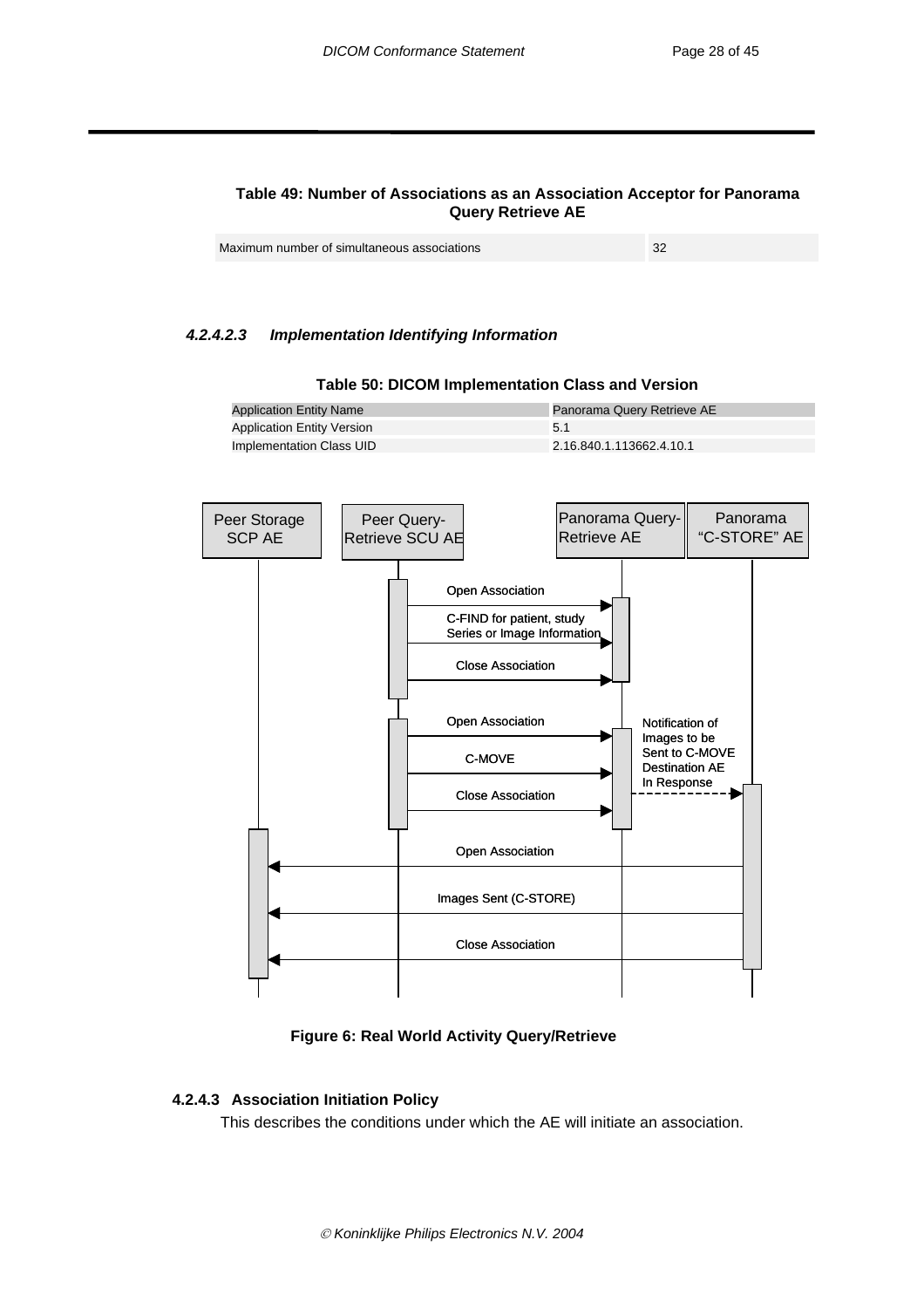**Table 49: Number of Associations as an Association Acceptor for Panorama Query Retrieve AE**

| Maximum number of simultaneous associations | 32 |
|---|---|

#### *4.2.4.2.3 Implementation Identifying Information*

**Table 50: DICOM Implementation Class and Version**

| Application Entity Name | Panorama Query Retrieve AE |
|---|---|
| Application Entity Version | 5.1 |
| Implementation Class UID | 2.16.840.1.113662.4.10.1 |

Peer Storage SCP AE | Peer Query-Retrieve SCU AE | Panorama Query-Retrieve AE | Panorama "C-STORE" AE

Open Association

C-FIND for patient, study Series or Image Information

Close Association

Open Association

C-MOVE

Close Association

Notification of Images to be Sent to C-MOVE Destination AE In Response

Open Association

Images Sent (C-STORE)

Close Association

**Figure 6: Real World Activity Query/Retrieve**

### 4.2.4.3 Association Initiation Policy

This describes the conditions under which the AE will initiate an association.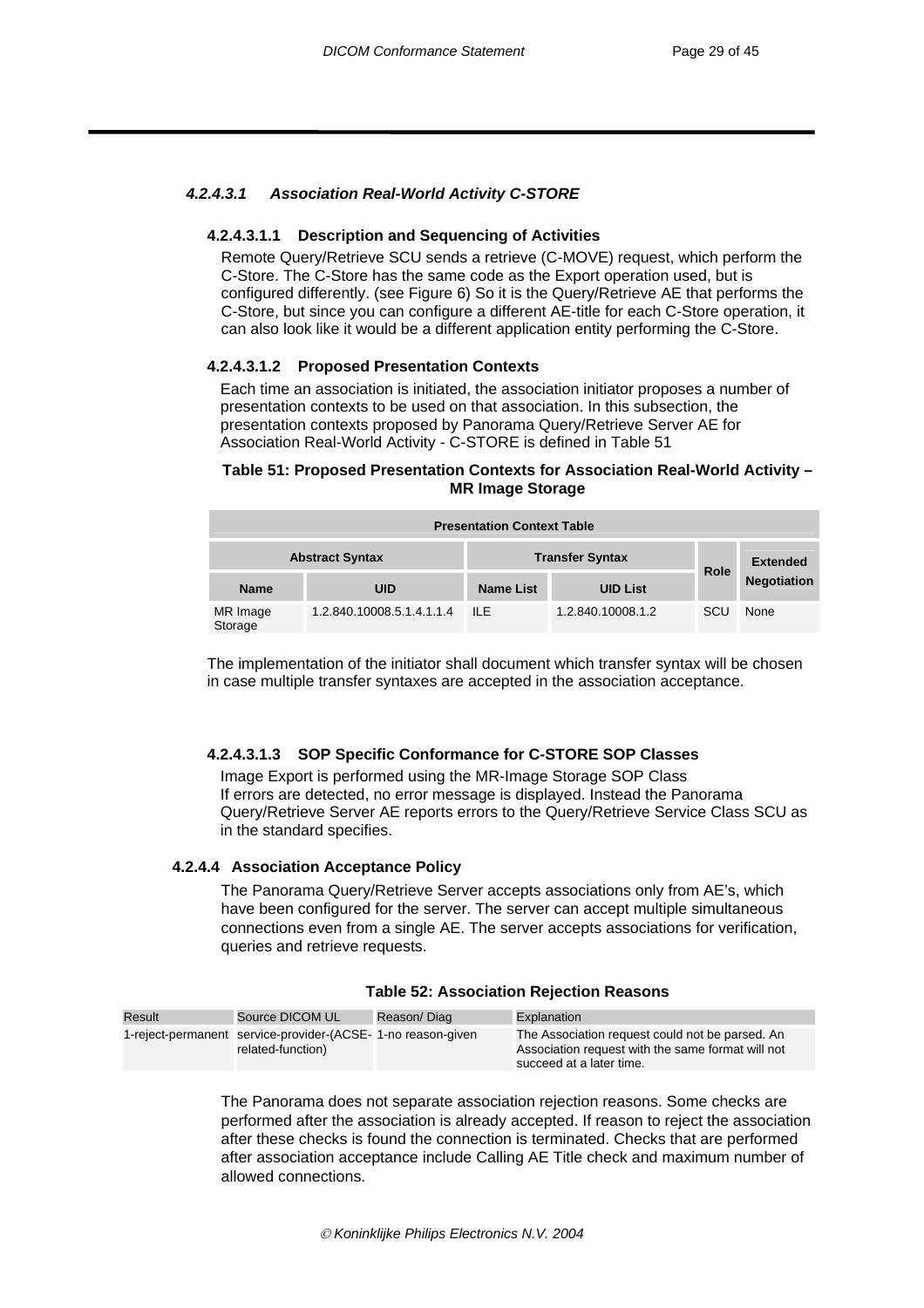#### 4.2.4.3.1 Association Real-World Activity C-STORE

##### 4.2.4.3.1.1 Description and Sequencing of Activities

Remote Query/Retrieve SCU sends a retrieve (C-MOVE) request, which perform the C-Store. The C-Store has the same code as the Export operation used, but is configured differently. (see Figure 6) So it is the Query/Retrieve AE that performs the C-Store, but since you can configure a different AE-title for each C-Store operation, it can also look like it would be a different application entity performing the C-Store.

##### 4.2.4.3.1.2 Proposed Presentation Contexts

Each time an association is initiated, the association initiator proposes a number of presentation contexts to be used on that association. In this subsection, the presentation contexts proposed by Panorama Query/Retrieve Server AE for Association Real-World Activity - C-STORE is defined in Table 51

**Table 51: Proposed Presentation Contexts for Association Real-World Activity – MR Image Storage**

| Presentation Context Table | | | | | |
|---|---|---|---|---|---|
| Abstract Syntax | | Transfer Syntax | | Role | Extended Negotiation |
| Name | UID | Name List | UID List | | |
| MR Image Storage | 1.2.840.10008.5.1.4.1.1.4 | ILE | 1.2.840.10008.1.2 | SCU | None |

The implementation of the initiator shall document which transfer syntax will be chosen in case multiple transfer syntaxes are accepted in the association acceptance.

##### 4.2.4.3.1.3 SOP Specific Conformance for C-STORE SOP Classes

Image Export is performed using the MR-Image Storage SOP Class
If errors are detected, no error message is displayed. Instead the Panorama Query/Retrieve Server AE reports errors to the Query/Retrieve Service Class SCU as in the standard specifies.

### 4.2.4.4 Association Acceptance Policy

The Panorama Query/Retrieve Server accepts associations only from AE's, which have been configured for the server. The server can accept multiple simultaneous connections even from a single AE. The server accepts associations for verification, queries and retrieve requests.

**Table 52: Association Rejection Reasons**

| Result | Source DICOM UL | Reason/ Diag | Explanation |
|---|---|---|---|
| 1-reject-permanent | service-provider-(ACSE-related-function) | 1-no reason-given | The Association request could not be parsed. An Association request with the same format will not succeed at a later time. |

The Panorama does not separate association rejection reasons. Some checks are performed after the association is already accepted. If reason to reject the association after these checks is found the connection is terminated. Checks that are performed after association acceptance include Calling AE Title check and maximum number of allowed connections.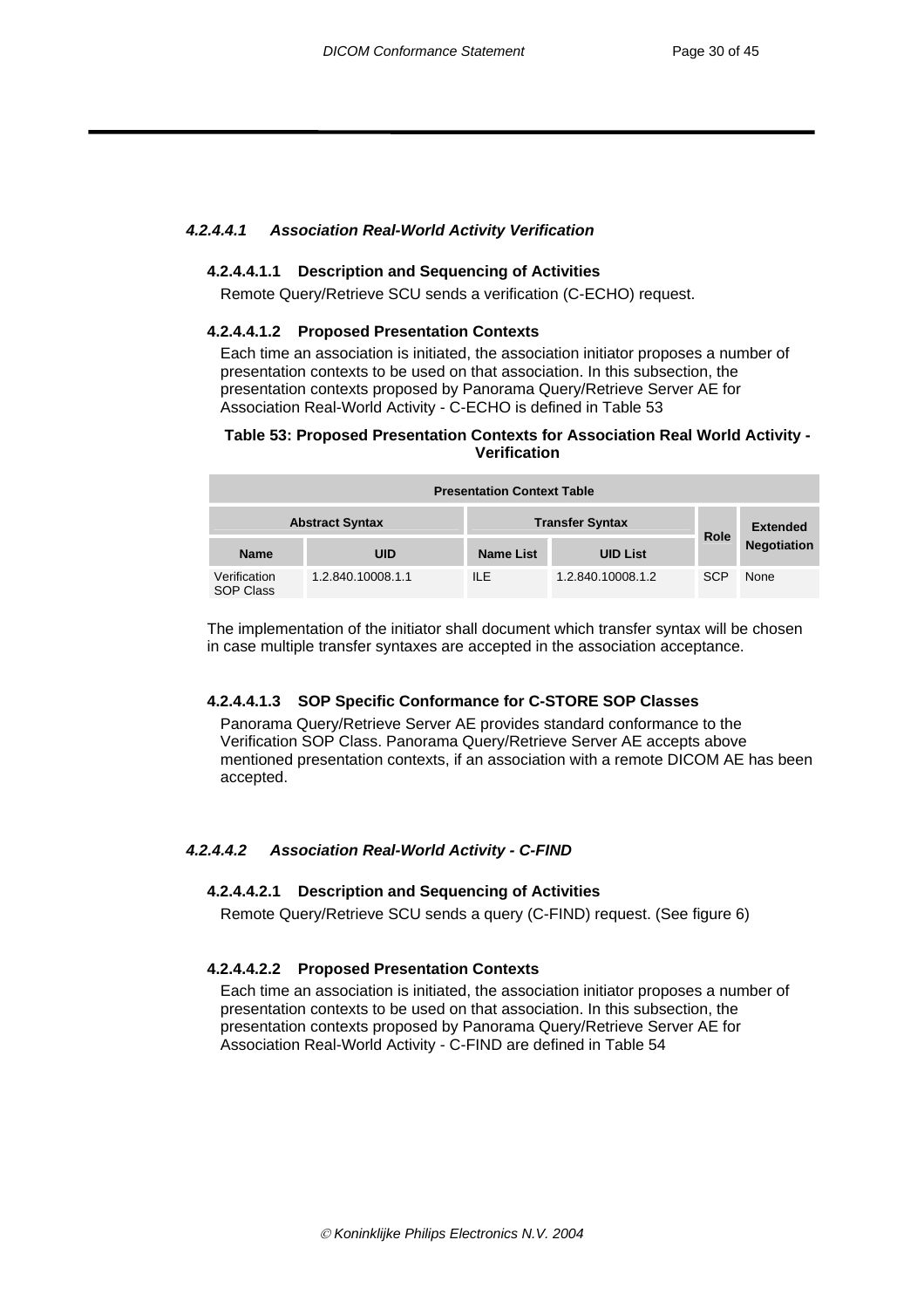#### *4.2.4.4.1 Association Real-World Activity Verification*

##### 4.2.4.4.1.1 Description and Sequencing of Activities

Remote Query/Retrieve SCU sends a verification (C-ECHO) request.

##### 4.2.4.4.1.2 Proposed Presentation Contexts

Each time an association is initiated, the association initiator proposes a number of presentation contexts to be used on that association. In this subsection, the presentation contexts proposed by Panorama Query/Retrieve Server AE for Association Real-World Activity - C-ECHO is defined in Table 53

**Table 53: Proposed Presentation Contexts for Association Real World Activity - Verification**

| Presentation Context Table | | | | | |
|---|---|---|---|---|---|
| Abstract Syntax | | Transfer Syntax | | Role | Extended Negotiation |
| Name | UID | Name List | UID List | | |
| Verification SOP Class | 1.2.840.10008.1.1 | ILE | 1.2.840.10008.1.2 | SCP | None |

The implementation of the initiator shall document which transfer syntax will be chosen in case multiple transfer syntaxes are accepted in the association acceptance.

##### 4.2.4.4.1.3 SOP Specific Conformance for C-STORE SOP Classes

Panorama Query/Retrieve Server AE provides standard conformance to the Verification SOP Class. Panorama Query/Retrieve Server AE accepts above mentioned presentation contexts, if an association with a remote DICOM AE has been accepted.

#### *4.2.4.4.2 Association Real-World Activity - C-FIND*

##### 4.2.4.4.2.1 Description and Sequencing of Activities

Remote Query/Retrieve SCU sends a query (C-FIND) request. (See figure 6)

##### 4.2.4.4.2.2 Proposed Presentation Contexts

Each time an association is initiated, the association initiator proposes a number of presentation contexts to be used on that association. In this subsection, the presentation contexts proposed by Panorama Query/Retrieve Server AE for Association Real-World Activity - C-FIND are defined in Table 54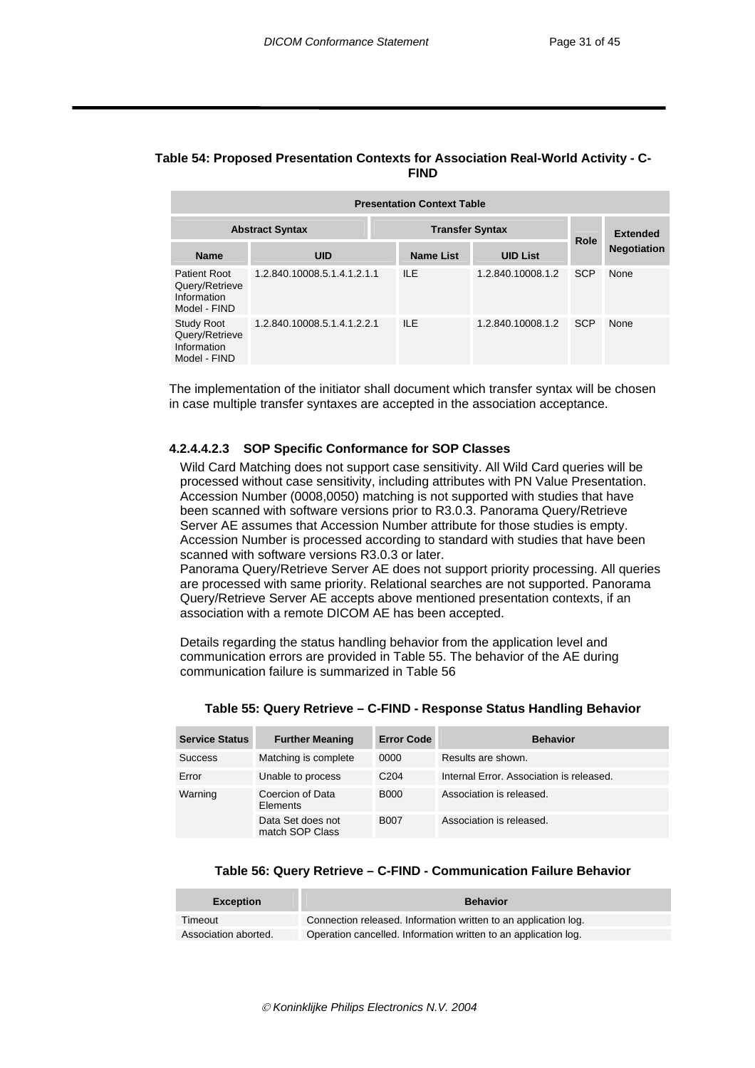**Table 54: Proposed Presentation Contexts for Association Real-World Activity - C-FIND**

| Presentation Context Table | | | | | |
|---|---|---|---|---|---|
| Abstract Syntax | | Transfer Syntax | | Role | Extended Negotiation |
| Name | UID | Name List | UID List | | |
| Patient Root Query/Retrieve Information Model - FIND | 1.2.840.10008.5.1.4.1.2.1.1 | ILE | 1.2.840.10008.1.2 | SCP | None |
| Study Root Query/Retrieve Information Model - FIND | 1.2.840.10008.5.1.4.1.2.2.1 | ILE | 1.2.840.10008.1.2 | SCP | None |

The implementation of the initiator shall document which transfer syntax will be chosen in case multiple transfer syntaxes are accepted in the association acceptance.

#### 4.2.4.4.2.3 SOP Specific Conformance for SOP Classes

Wild Card Matching does not support case sensitivity. All Wild Card queries will be processed without case sensitivity, including attributes with PN Value Presentation. Accession Number (0008,0050) matching is not supported with studies that have been scanned with software versions prior to R3.0.3. Panorama Query/Retrieve Server AE assumes that Accession Number attribute for those studies is empty. Accession Number is processed according to standard with studies that have been scanned with software versions R3.0.3 or later.
Panorama Query/Retrieve Server AE does not support priority processing. All queries are processed with same priority. Relational searches are not supported. Panorama Query/Retrieve Server AE accepts above mentioned presentation contexts, if an association with a remote DICOM AE has been accepted.

Details regarding the status handling behavior from the application level and communication errors are provided in Table 55. The behavior of the AE during communication failure is summarized in Table 56

**Table 55: Query Retrieve – C-FIND - Response Status Handling Behavior**

| Service Status | Further Meaning | Error Code | Behavior |
|---|---|---|---|
| Success | Matching is complete | 0000 | Results are shown. |
| Error | Unable to process | C204 | Internal Error. Association is released. |
| Warning | Coercion of Data Elements | B000 | Association is released. |
| | Data Set does not match SOP Class | B007 | Association is released. |

**Table 56: Query Retrieve – C-FIND - Communication Failure Behavior**

| Exception | Behavior |
|---|---|
| Timeout | Connection released. Information written to an application log. |
| Association aborted. | Operation cancelled. Information written to an application log. |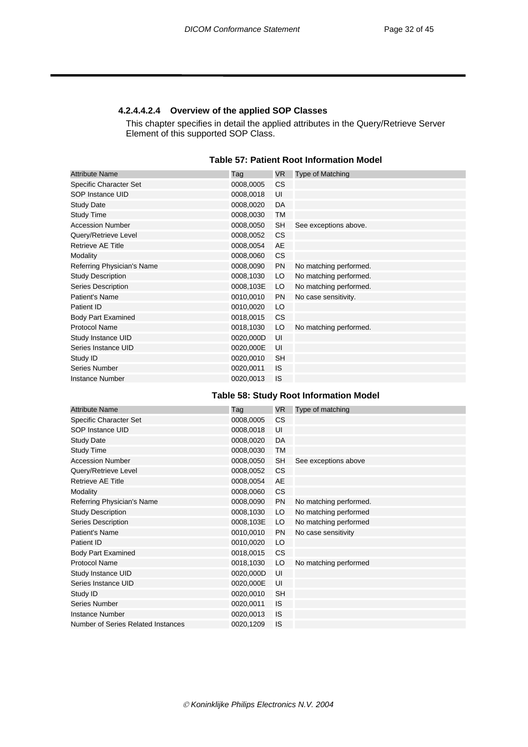#### 4.2.4.4.2.4 Overview of the applied SOP Classes

This chapter specifies in detail the applied attributes in the Query/Retrieve Server Element of this supported SOP Class.

**Table 57: Patient Root Information Model**

| Attribute Name | Tag | VR | Type of Matching |
|---|---|---|---|
| Specific Character Set | 0008,0005 | CS | |
| SOP Instance UID | 0008,0018 | UI | |
| Study Date | 0008,0020 | DA | |
| Study Time | 0008,0030 | TM | |
| Accession Number | 0008,0050 | SH | See exceptions above. |
| Query/Retrieve Level | 0008,0052 | CS | |
| Retrieve AE Title | 0008,0054 | AE | |
| Modality | 0008,0060 | CS | |
| Referring Physician's Name | 0008,0090 | PN | No matching performed. |
| Study Description | 0008,1030 | LO | No matching performed. |
| Series Description | 0008,103E | LO | No matching performed. |
| Patient's Name | 0010,0010 | PN | No case sensitivity. |
| Patient ID | 0010,0020 | LO | |
| Body Part Examined | 0018,0015 | CS | |
| Protocol Name | 0018,1030 | LO | No matching performed. |
| Study Instance UID | 0020,000D | UI | |
| Series Instance UID | 0020,000E | UI | |
| Study ID | 0020,0010 | SH | |
| Series Number | 0020,0011 | IS | |
| Instance Number | 0020,0013 | IS | |

**Table 58: Study Root Information Model**

| Attribute Name | Tag | VR | Type of matching |
|---|---|---|---|
| Specific Character Set | 0008,0005 | CS | |
| SOP Instance UID | 0008,0018 | UI | |
| Study Date | 0008,0020 | DA | |
| Study Time | 0008,0030 | TM | |
| Accession Number | 0008,0050 | SH | See exceptions above |
| Query/Retrieve Level | 0008,0052 | CS | |
| Retrieve AE Title | 0008,0054 | AE | |
| Modality | 0008,0060 | CS | |
| Referring Physician's Name | 0008,0090 | PN | No matching performed. |
| Study Description | 0008,1030 | LO | No matching performed |
| Series Description | 0008,103E | LO | No matching performed |
| Patient's Name | 0010,0010 | PN | No case sensitivity |
| Patient ID | 0010,0020 | LO | |
| Body Part Examined | 0018,0015 | CS | |
| Protocol Name | 0018,1030 | LO | No matching performed |
| Study Instance UID | 0020,000D | UI | |
| Series Instance UID | 0020,000E | UI | |
| Study ID | 0020,0010 | SH | |
| Series Number | 0020,0011 | IS | |
| Instance Number | 0020,0013 | IS | |
| Number of Series Related Instances | 0020,1209 | IS | |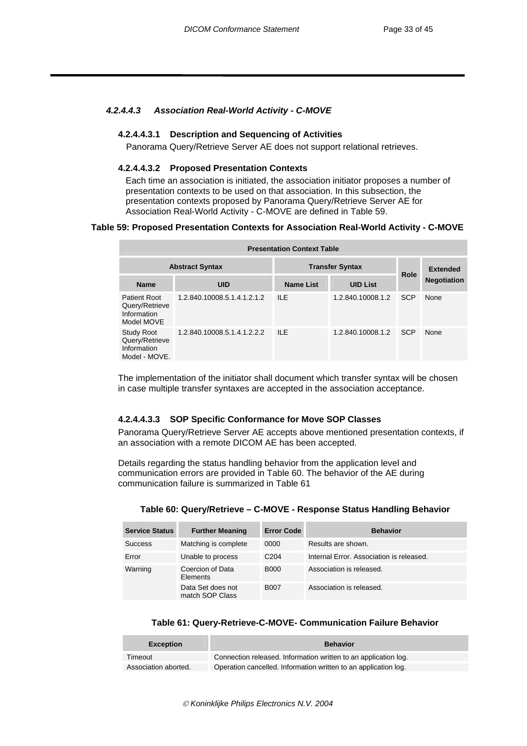#### 4.2.4.4.3 Association Real-World Activity - C-MOVE

##### 4.2.4.4.3.1 Description and Sequencing of Activities

Panorama Query/Retrieve Server AE does not support relational retrieves.

##### 4.2.4.4.3.2 Proposed Presentation Contexts

Each time an association is initiated, the association initiator proposes a number of presentation contexts to be used on that association. In this subsection, the presentation contexts proposed by Panorama Query/Retrieve Server AE for Association Real-World Activity - C-MOVE are defined in Table 59.

**Table 59: Proposed Presentation Contexts for Association Real-World Activity - C-MOVE**

| Presentation Context Table | | | | | |
|---|---|---|---|---|---|
| Abstract Syntax | | Transfer Syntax | | Role | Extended Negotiation |
| Name | UID | Name List | UID List | | |
| Patient Root Query/Retrieve Information Model MOVE | 1.2.840.10008.5.1.4.1.2.1.2 | ILE | 1.2.840.10008.1.2 | SCP | None |
| Study Root Query/Retrieve Information Model - MOVE. | 1.2.840.10008.5.1.4.1.2.2.2 | ILE | 1.2.840.10008.1.2 | SCP | None |

The implementation of the initiator shall document which transfer syntax will be chosen in case multiple transfer syntaxes are accepted in the association acceptance.

##### 4.2.4.4.3.3 SOP Specific Conformance for Move SOP Classes

Panorama Query/Retrieve Server AE accepts above mentioned presentation contexts, if an association with a remote DICOM AE has been accepted.

Details regarding the status handling behavior from the application level and communication errors are provided in Table 60. The behavior of the AE during communication failure is summarized in Table 61

**Table 60: Query/Retrieve – C-MOVE - Response Status Handling Behavior**

| Service Status | Further Meaning | Error Code | Behavior |
|---|---|---|---|
| Success | Matching is complete | 0000 | Results are shown. |
| Error | Unable to process | C204 | Internal Error. Association is released. |
| Warning | Coercion of Data Elements | B000 | Association is released. |
| | Data Set does not match SOP Class | B007 | Association is released. |

**Table 61: Query-Retrieve-C-MOVE- Communication Failure Behavior**

| Exception | Behavior |
|---|---|
| Timeout | Connection released. Information written to an application log. |
| Association aborted. | Operation cancelled. Information written to an application log. |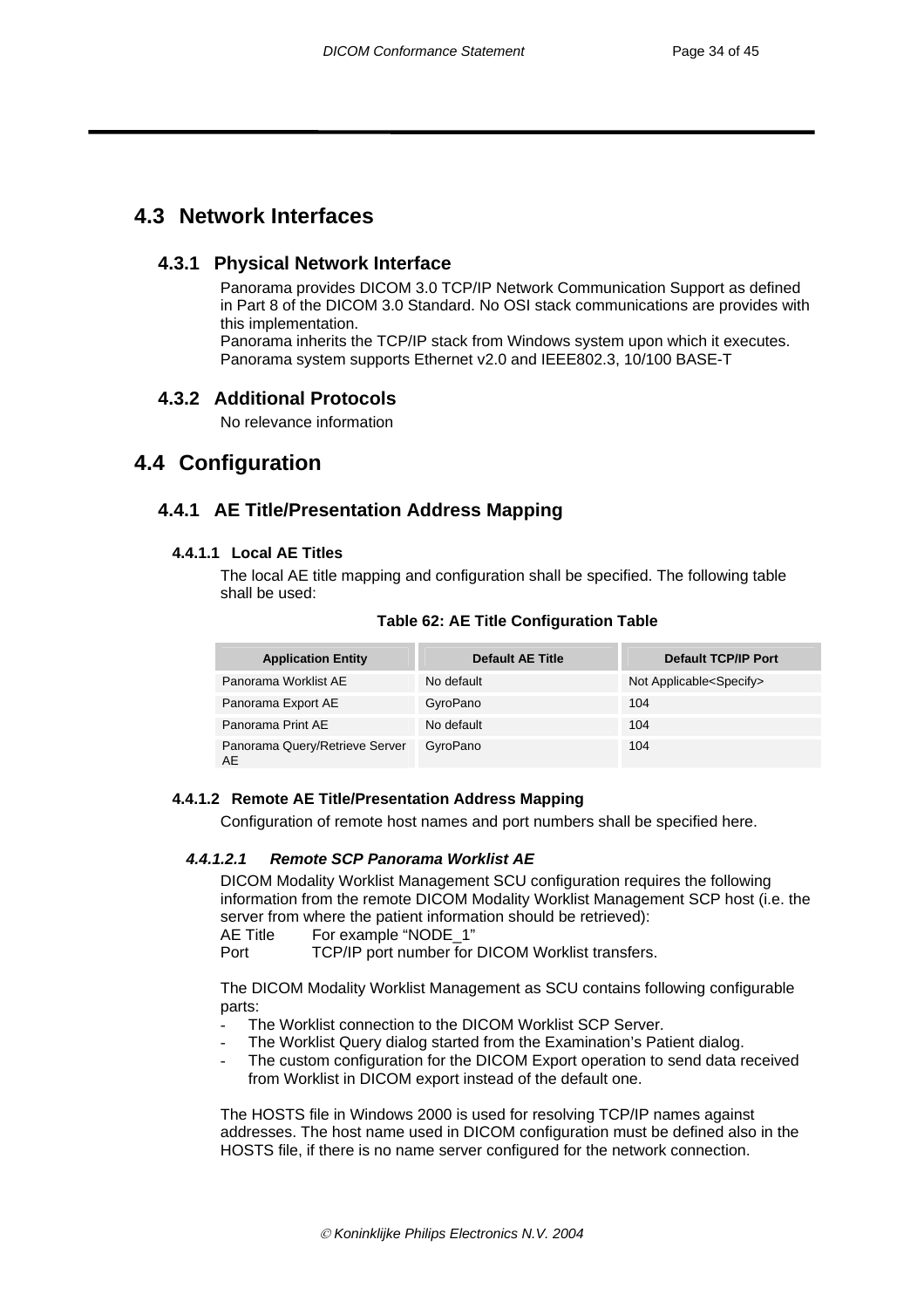## 4.3 Network Interfaces

### 4.3.1 Physical Network Interface

Panorama provides DICOM 3.0 TCP/IP Network Communication Support as defined in Part 8 of the DICOM 3.0 Standard. No OSI stack communications are provides with this implementation.
Panorama inherits the TCP/IP stack from Windows system upon which it executes.
Panorama system supports Ethernet v2.0 and IEEE802.3, 10/100 BASE-T

### 4.3.2 Additional Protocols

No relevance information

## 4.4 Configuration

### 4.4.1 AE Title/Presentation Address Mapping

#### 4.4.1.1 Local AE Titles

The local AE title mapping and configuration shall be specified. The following table shall be used:

**Table 62: AE Title Configuration Table**

| Application Entity | Default AE Title | Default TCP/IP Port |
|---|---|---|
| Panorama Worklist AE | No default | Not Applicable<Specify> |
| Panorama Export AE | GyroPano | 104 |
| Panorama Print AE | No default | 104 |
| Panorama Query/Retrieve Server AE | GyroPano | 104 |

#### 4.4.1.2 Remote AE Title/Presentation Address Mapping

Configuration of remote host names and port numbers shall be specified here.

##### *4.4.1.2.1 Remote SCP Panorama Worklist AE*

DICOM Modality Worklist Management SCU configuration requires the following information from the remote DICOM Modality Worklist Management SCP host (i.e. the server from where the patient information should be retrieved):
AE Title For example “NODE_1”
Port TCP/IP port number for DICOM Worklist transfers.

The DICOM Modality Worklist Management as SCU contains following configurable parts:

- The Worklist connection to the DICOM Worklist SCP Server.
- The Worklist Query dialog started from the Examination’s Patient dialog.
- The custom configuration for the DICOM Export operation to send data received from Worklist in DICOM export instead of the default one.

The HOSTS file in Windows 2000 is used for resolving TCP/IP names against addresses. The host name used in DICOM configuration must be defined also in the HOSTS file, if there is no name server configured for the network connection.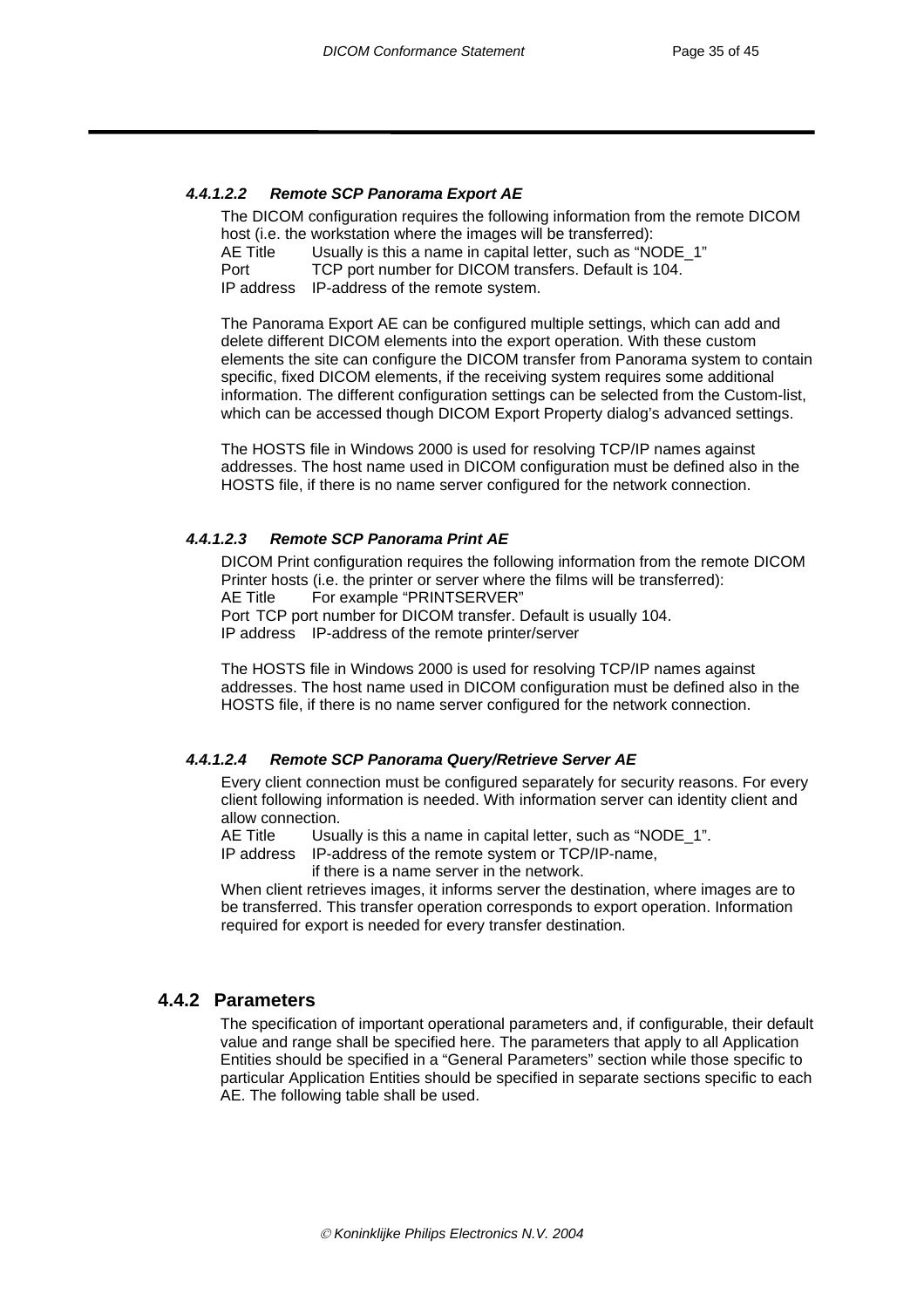#### 4.4.1.2.2 Remote SCP Panorama Export AE

The DICOM configuration requires the following information from the remote DICOM host (i.e. the workstation where the images will be transferred):

AE Title Usually is this a name in capital letter, such as “NODE_1”
Port TCP port number for DICOM transfers. Default is 104.
IP address IP-address of the remote system.

The Panorama Export AE can be configured multiple settings, which can add and delete different DICOM elements into the export operation. With these custom elements the site can configure the DICOM transfer from Panorama system to contain specific, fixed DICOM elements, if the receiving system requires some additional information. The different configuration settings can be selected from the Custom-list, which can be accessed though DICOM Export Property dialog’s advanced settings.

The HOSTS file in Windows 2000 is used for resolving TCP/IP names against addresses. The host name used in DICOM configuration must be defined also in the HOSTS file, if there is no name server configured for the network connection.

#### 4.4.1.2.3 Remote SCP Panorama Print AE

DICOM Print configuration requires the following information from the remote DICOM Printer hosts (i.e. the printer or server where the films will be transferred):

AE Title For example “PRINTSERVER”
Port TCP port number for DICOM transfer. Default is usually 104.
IP address IP-address of the remote printer/server

The HOSTS file in Windows 2000 is used for resolving TCP/IP names against addresses. The host name used in DICOM configuration must be defined also in the HOSTS file, if there is no name server configured for the network connection.

#### 4.4.1.2.4 Remote SCP Panorama Query/Retrieve Server AE

Every client connection must be configured separately for security reasons. For every client following information is needed. With information server can identity client and allow connection.

AE Title Usually is this a name in capital letter, such as “NODE_1”.
IP address IP-address of the remote system or TCP/IP-name, if there is a name server in the network.

When client retrieves images, it informs server the destination, where images are to be transferred. This transfer operation corresponds to export operation. Information required for export is needed for every transfer destination.

### 4.4.2 Parameters

The specification of important operational parameters and, if configurable, their default value and range shall be specified here. The parameters that apply to all Application Entities should be specified in a “General Parameters” section while those specific to particular Application Entities should be specified in separate sections specific to each AE. The following table shall be used.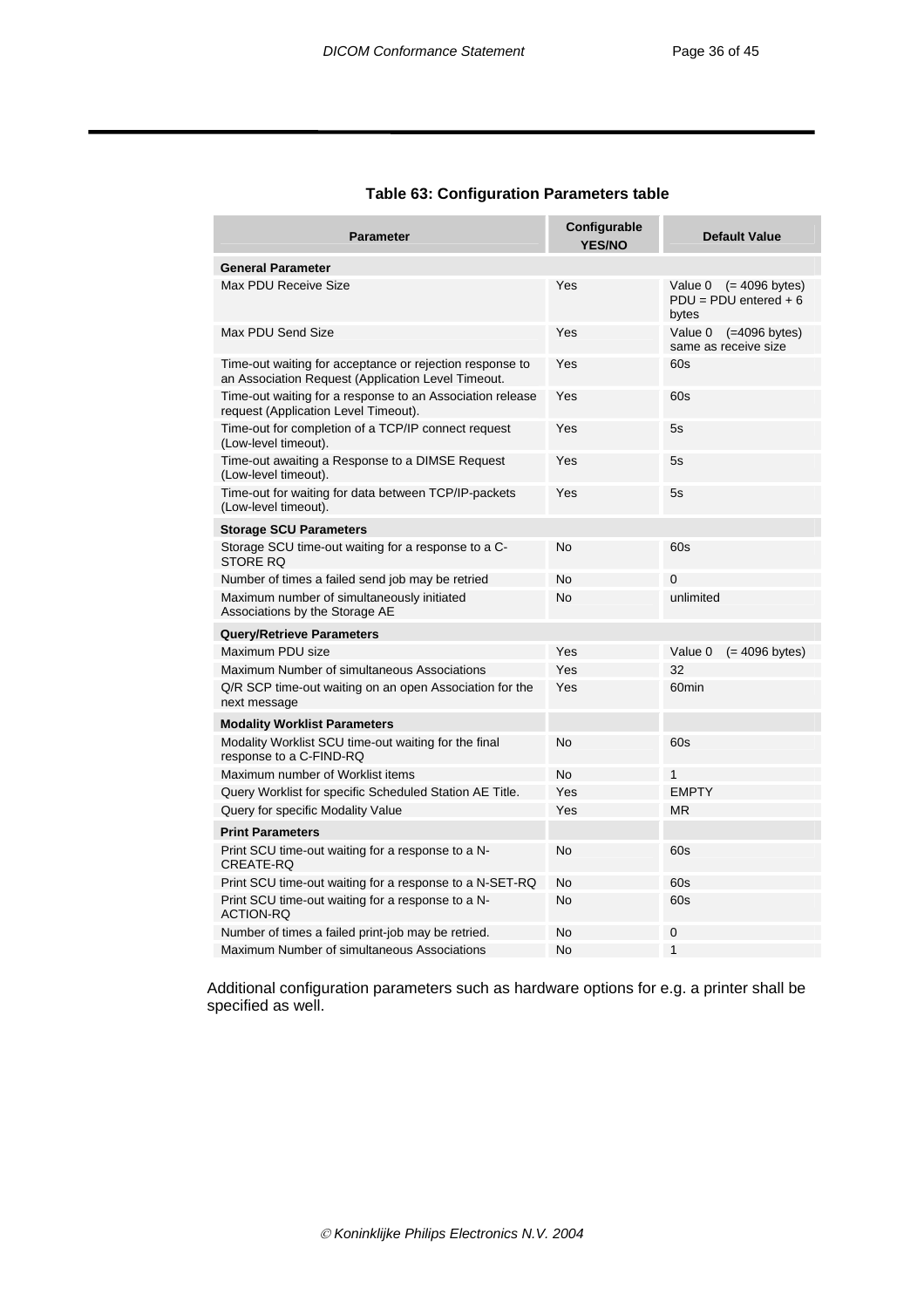**Table 63: Configuration Parameters table**

| Parameter | Configurable YES/NO | Default Value |
|---|---|---|
| **General Parameter** | | |
| Max PDU Receive Size | Yes | Value 0 (= 4096 bytes) PDU = PDU entered + 6 bytes |
| Max PDU Send Size | Yes | Value 0 (=4096 bytes) same as receive size |
| Time-out waiting for acceptance or rejection response to an Association Request (Application Level Timeout. | Yes | 60s |
| Time-out waiting for a response to an Association release request (Application Level Timeout). | Yes | 60s |
| Time-out for completion of a TCP/IP connect request (Low-level timeout). | Yes | 5s |
| Time-out awaiting a Response to a DIMSE Request (Low-level timeout). | Yes | 5s |
| Time-out for waiting for data between TCP/IP-packets (Low-level timeout). | Yes | 5s |
| **Storage SCU Parameters** | | |
| Storage SCU time-out waiting for a response to a C-STORE RQ | No | 60s |
| Number of times a failed send job may be retried | No | 0 |
| Maximum number of simultaneously initiated Associations by the Storage AE | No | unlimited |
| **Query/Retrieve Parameters** | | |
| Maximum PDU size | Yes | Value 0 (= 4096 bytes) |
| Maximum Number of simultaneous Associations | Yes | 32 |
| Q/R SCP time-out waiting on an open Association for the next message | Yes | 60min |
| **Modality Worklist Parameters** | | |
| Modality Worklist SCU time-out waiting for the final response to a C-FIND-RQ | No | 60s |
| Maximum number of Worklist items | No | 1 |
| Query Worklist for specific Scheduled Station AE Title. | Yes | EMPTY |
| Query for specific Modality Value | Yes | MR |
| **Print Parameters** | | |
| Print SCU time-out waiting for a response to a N-CREATE-RQ | No | 60s |
| Print SCU time-out waiting for a response to a N-SET-RQ | No | 60s |
| Print SCU time-out waiting for a response to a N-ACTION-RQ | No | 60s |
| Number of times a failed print-job may be retried. | No | 0 |
| Maximum Number of simultaneous Associations | No | 1 |

Additional configuration parameters such as hardware options for e.g. a printer shall be specified as well.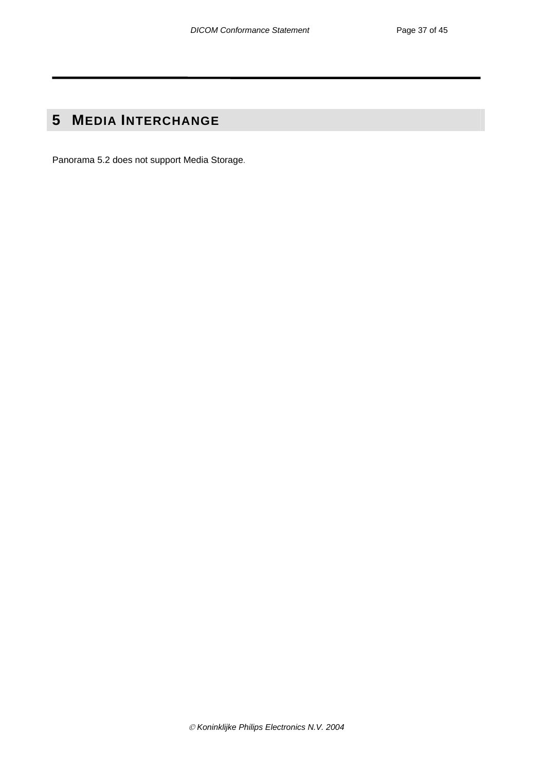# 5 MEDIA INTERCHANGE

Panorama 5.2 does not support Media Storage.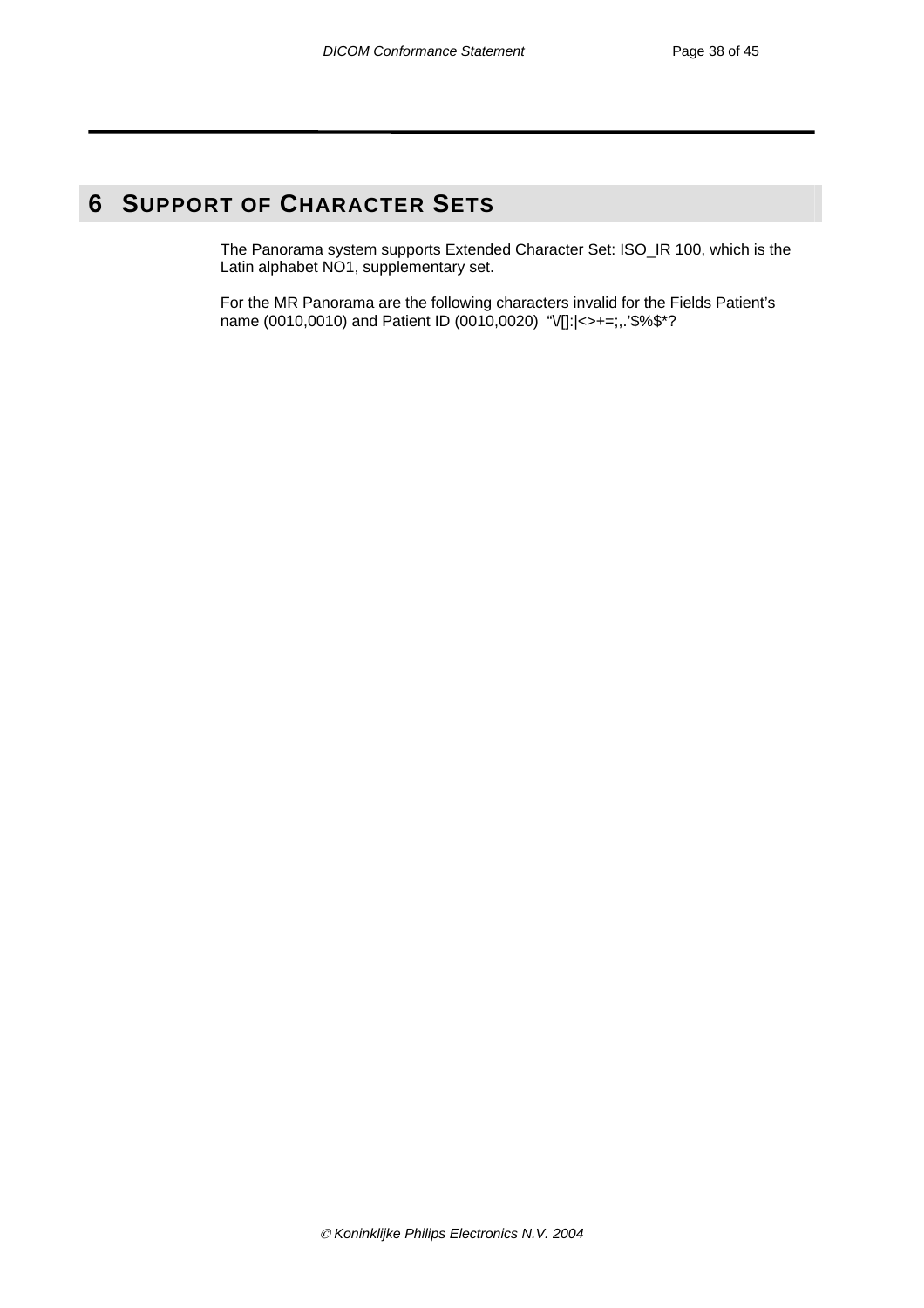# 6 SUPPORT OF CHARACTER SETS

The Panorama system supports Extended Character Set: ISO_IR 100, which is the Latin alphabet NO1, supplementary set.

For the MR Panorama are the following characters invalid for the Fields Patient's name (0010,0010) and Patient ID (0010,0020) "\/[]:|<>+=;,.'$%$*?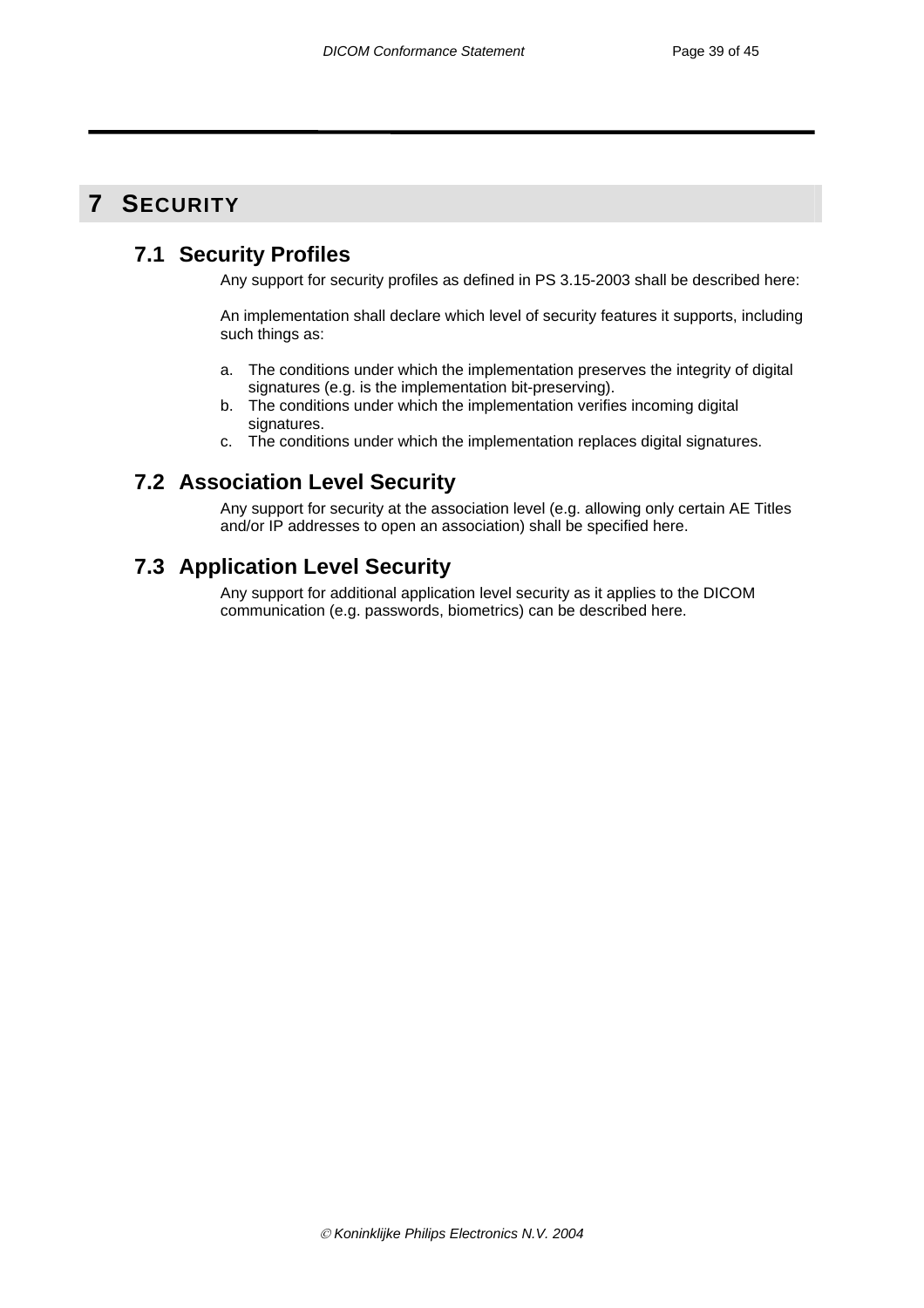# 7 SECURITY

## 7.1 Security Profiles

Any support for security profiles as defined in PS 3.15-2003 shall be described here:

An implementation shall declare which level of security features it supports, including such things as:

a. The conditions under which the implementation preserves the integrity of digital signatures (e.g. is the implementation bit-preserving).
b. The conditions under which the implementation verifies incoming digital signatures.
c. The conditions under which the implementation replaces digital signatures.

## 7.2 Association Level Security

Any support for security at the association level (e.g. allowing only certain AE Titles and/or IP addresses to open an association) shall be specified here.

## 7.3 Application Level Security

Any support for additional application level security as it applies to the DICOM communication (e.g. passwords, biometrics) can be described here.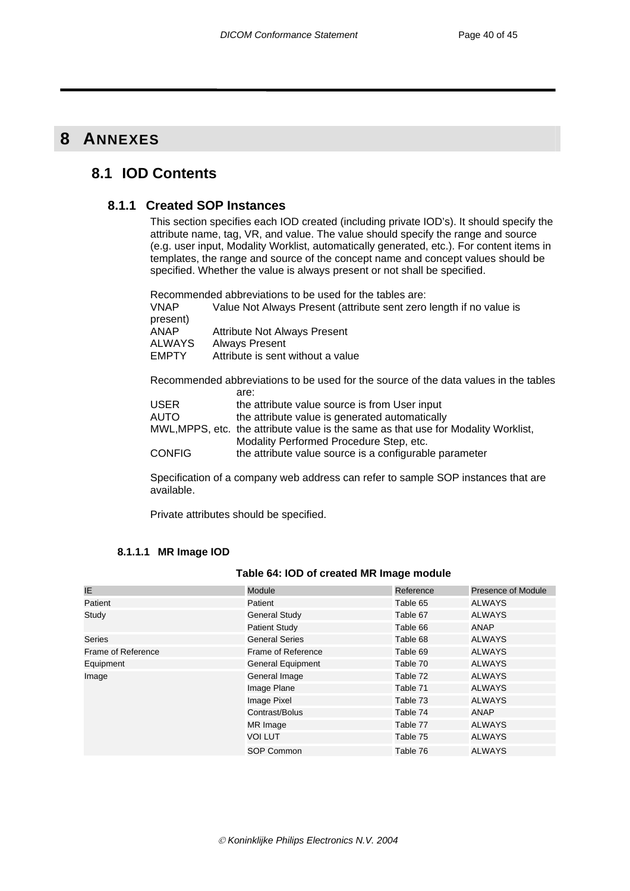# 8 ANNEXES

## 8.1 IOD Contents

### 8.1.1 Created SOP Instances

This section specifies each IOD created (including private IOD's). It should specify the attribute name, tag, VR, and value. The value should specify the range and source (e.g. user input, Modality Worklist, automatically generated, etc.). For content items in templates, the range and source of the concept name and concept values should be specified. Whether the value is always present or not shall be specified.

Recommended abbreviations to be used for the tables are:

VNAP Value Not Always Present (attribute sent zero length if no value is present)
ANAP Attribute Not Always Present
ALWAYS Always Present
EMPTY Attribute is sent without a value

Recommended abbreviations to be used for the source of the data values in the tables are:

USER the attribute value source is from User input
AUTO the attribute value is generated automatically
MWL,MPPS, etc. the attribute value is the same as that use for Modality Worklist, Modality Performed Procedure Step, etc.
CONFIG the attribute value source is a configurable parameter

Specification of a company web address can refer to sample SOP instances that are available.

Private attributes should be specified.

#### 8.1.1.1 MR Image IOD

**Table 64: IOD of created MR Image module**

| IE | Module | Reference | Presence of Module |
|---|---|---|---|
| Patient | Patient | Table 65 | ALWAYS |
| Study | General Study | Table 67 | ALWAYS |
| | Patient Study | Table 66 | ANAP |
| Series | General Series | Table 68 | ALWAYS |
| Frame of Reference | Frame of Reference | Table 69 | ALWAYS |
| Equipment | General Equipment | Table 70 | ALWAYS |
| Image | General Image | Table 72 | ALWAYS |
| | Image Plane | Table 71 | ALWAYS |
| | Image Pixel | Table 73 | ALWAYS |
| | Contrast/Bolus | Table 74 | ANAP |
| | MR Image | Table 77 | ALWAYS |
| | VOI LUT | Table 75 | ALWAYS |
| | SOP Common | Table 76 | ALWAYS |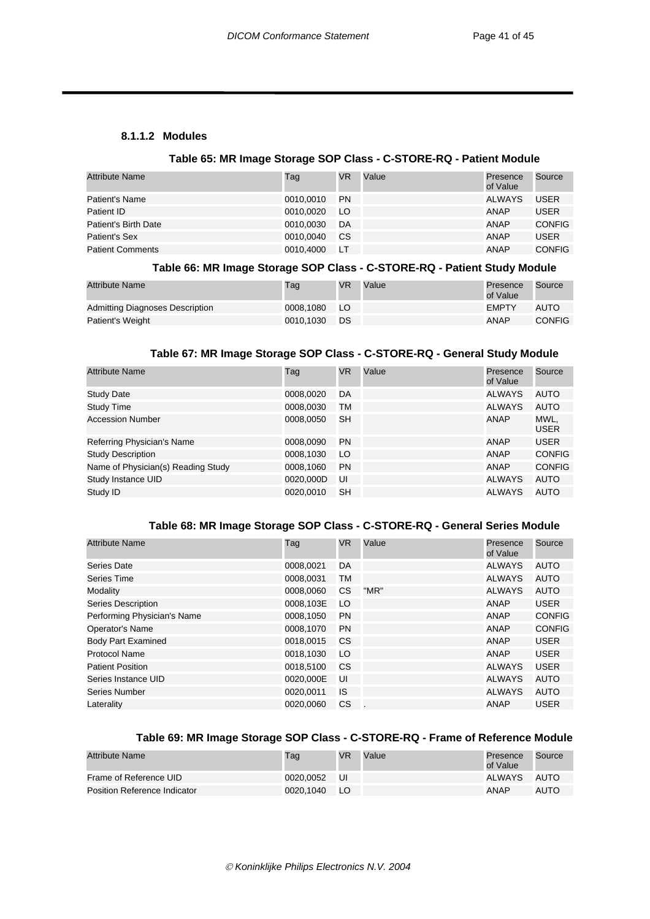#### 8.1.1.2 Modules

**Table 65: MR Image Storage SOP Class - C-STORE-RQ - Patient Module**

| Attribute Name | Tag | VR | Value | Presence of Value | Source |
|---|---|---|---|---|---|
| Patient's Name | 0010,0010 | PN | | ALWAYS | USER |
| Patient ID | 0010,0020 | LO | | ANAP | USER |
| Patient's Birth Date | 0010,0030 | DA | | ANAP | CONFIG |
| Patient's Sex | 0010,0040 | CS | | ANAP | USER |
| Patient Comments | 0010,4000 | LT | | ANAP | CONFIG |

**Table 66: MR Image Storage SOP Class - C-STORE-RQ - Patient Study Module**

| Attribute Name | Tag | VR | Value | Presence of Value | Source |
|---|---|---|---|---|---|
| Admitting Diagnoses Description | 0008,1080 | LO | | EMPTY | AUTO |
| Patient's Weight | 0010,1030 | DS | | ANAP | CONFIG |

**Table 67: MR Image Storage SOP Class - C-STORE-RQ - General Study Module**

| Attribute Name | Tag | VR | Value | Presence of Value | Source |
|---|---|---|---|---|---|
| Study Date | 0008,0020 | DA | | ALWAYS | AUTO |
| Study Time | 0008,0030 | TM | | ALWAYS | AUTO |
| Accession Number | 0008,0050 | SH | | ANAP | MWL, USER |
| Referring Physician's Name | 0008,0090 | PN | | ANAP | USER |
| Study Description | 0008,1030 | LO | | ANAP | CONFIG |
| Name of Physician(s) Reading Study | 0008,1060 | PN | | ANAP | CONFIG |
| Study Instance UID | 0020,000D | UI | | ALWAYS | AUTO |
| Study ID | 0020,0010 | SH | | ALWAYS | AUTO |

**Table 68: MR Image Storage SOP Class - C-STORE-RQ - General Series Module**

| Attribute Name | Tag | VR | Value | Presence of Value | Source |
|---|---|---|---|---|---|
| Series Date | 0008,0021 | DA | | ALWAYS | AUTO |
| Series Time | 0008,0031 | TM | | ALWAYS | AUTO |
| Modality | 0008,0060 | CS | "MR" | ALWAYS | AUTO |
| Series Description | 0008,103E | LO | | ANAP | USER |
| Performing Physician's Name | 0008,1050 | PN | | ANAP | CONFIG |
| Operator's Name | 0008,1070 | PN | | ANAP | CONFIG |
| Body Part Examined | 0018,0015 | CS | | ANAP | USER |
| Protocol Name | 0018,1030 | LO | | ANAP | USER |
| Patient Position | 0018,5100 | CS | | ALWAYS | USER |
| Series Instance UID | 0020,000E | UI | | ALWAYS | AUTO |
| Series Number | 0020,0011 | IS | | ALWAYS | AUTO |
| Laterality | 0020,0060 | CS | . | ANAP | USER |

**Table 69: MR Image Storage SOP Class - C-STORE-RQ - Frame of Reference Module**

| Attribute Name | Tag | VR | Value | Presence of Value | Source |
|---|---|---|---|---|---|
| Frame of Reference UID | 0020,0052 | UI | | ALWAYS | AUTO |
| Position Reference Indicator | 0020,1040 | LO | | ANAP | AUTO |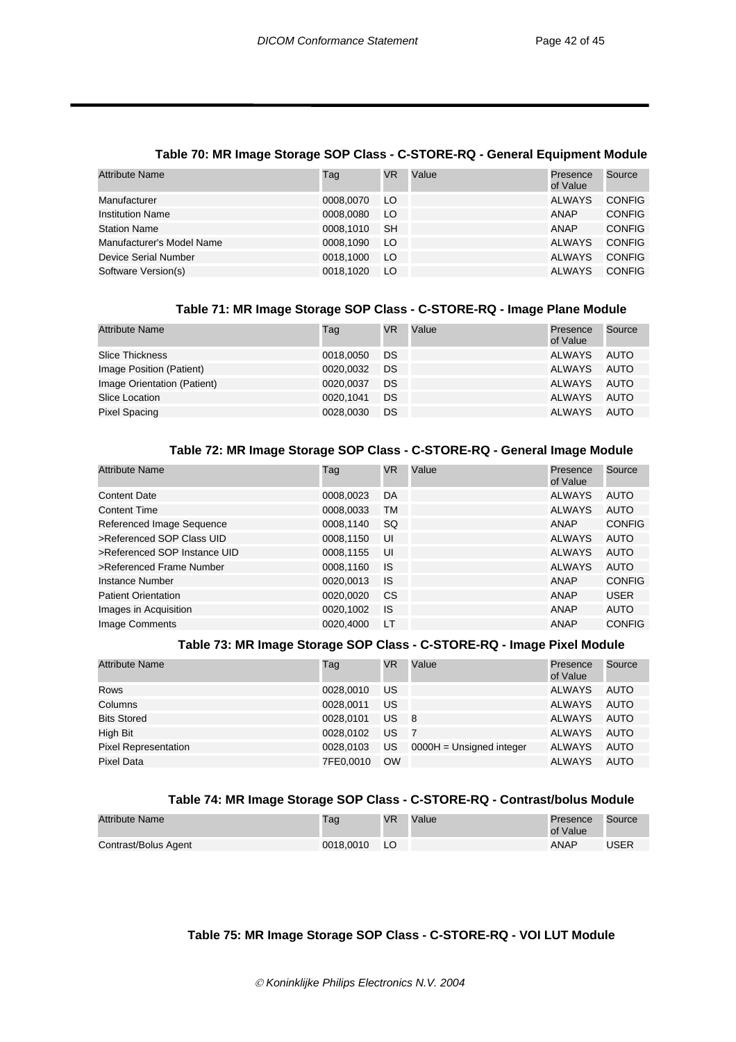### Table 70: MR Image Storage SOP Class - C-STORE-RQ - General Equipment Module

| Attribute Name | Tag | VR | Value | Presence of Value | Source |
|---|---|---|---|---|---|
| Manufacturer | 0008,0070 | LO | | ALWAYS | CONFIG |
| Institution Name | 0008,0080 | LO | | ANAP | CONFIG |
| Station Name | 0008,1010 | SH | | ANAP | CONFIG |
| Manufacturer's Model Name | 0008,1090 | LO | | ALWAYS | CONFIG |
| Device Serial Number | 0018,1000 | LO | | ALWAYS | CONFIG |
| Software Version(s) | 0018,1020 | LO | | ALWAYS | CONFIG |

### Table 71: MR Image Storage SOP Class - C-STORE-RQ - Image Plane Module

| Attribute Name | Tag | VR | Value | Presence of Value | Source |
|---|---|---|---|---|---|
| Slice Thickness | 0018,0050 | DS | | ALWAYS | AUTO |
| Image Position (Patient) | 0020,0032 | DS | | ALWAYS | AUTO |
| Image Orientation (Patient) | 0020,0037 | DS | | ALWAYS | AUTO |
| Slice Location | 0020,1041 | DS | | ALWAYS | AUTO |
| Pixel Spacing | 0028,0030 | DS | | ALWAYS | AUTO |

### Table 72: MR Image Storage SOP Class - C-STORE-RQ - General Image Module

| Attribute Name | Tag | VR | Value | Presence of Value | Source |
|---|---|---|---|---|---|
| Content Date | 0008,0023 | DA | | ALWAYS | AUTO |
| Content Time | 0008,0033 | TM | | ALWAYS | AUTO |
| Referenced Image Sequence | 0008,1140 | SQ | | ANAP | CONFIG |
| >Referenced SOP Class UID | 0008,1150 | UI | | ALWAYS | AUTO |
| >Referenced SOP Instance UID | 0008,1155 | UI | | ALWAYS | AUTO |
| >Referenced Frame Number | 0008,1160 | IS | | ALWAYS | AUTO |
| Instance Number | 0020,0013 | IS | | ANAP | CONFIG |
| Patient Orientation | 0020,0020 | CS | | ANAP | USER |
| Images in Acquisition | 0020,1002 | IS | | ANAP | AUTO |
| Image Comments | 0020,4000 | LT | | ANAP | CONFIG |

### Table 73: MR Image Storage SOP Class - C-STORE-RQ - Image Pixel Module

| Attribute Name | Tag | VR | Value | Presence of Value | Source |
|---|---|---|---|---|---|
| Rows | 0028,0010 | US | | ALWAYS | AUTO |
| Columns | 0028,0011 | US | | ALWAYS | AUTO |
| Bits Stored | 0028,0101 | US | 8 | ALWAYS | AUTO |
| High Bit | 0028,0102 | US | 7 | ALWAYS | AUTO |
| Pixel Representation | 0028,0103 | US | 0000H = Unsigned integer | ALWAYS | AUTO |
| Pixel Data | 7FE0,0010 | OW | | ALWAYS | AUTO |

### Table 74: MR Image Storage SOP Class - C-STORE-RQ - Contrast/bolus Module

| Attribute Name | Tag | VR | Value | Presence of Value | Source |
|---|---|---|---|---|---|
| Contrast/Bolus Agent | 0018,0010 | LO | | ANAP | USER |

### Table 75: MR Image Storage SOP Class - C-STORE-RQ - VOI LUT Module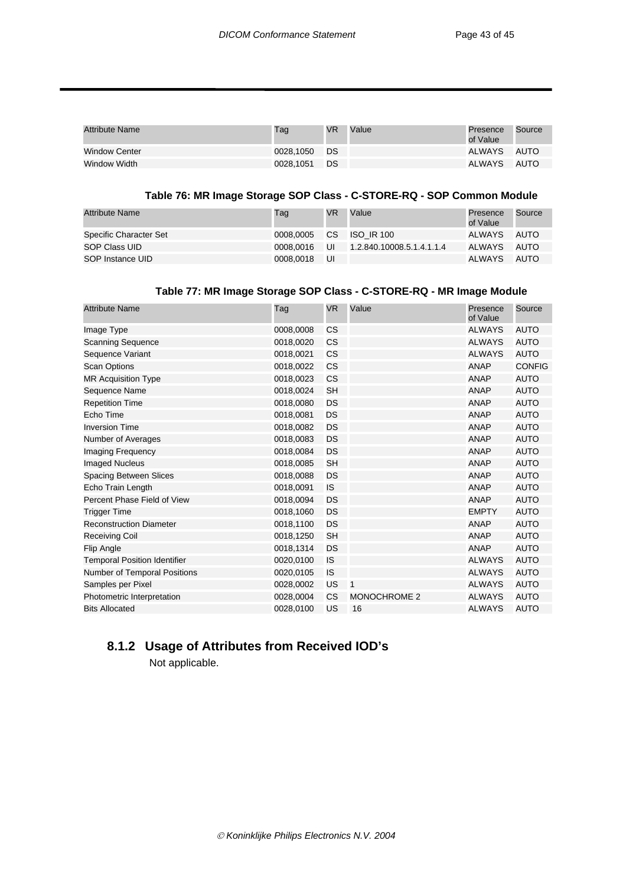| Attribute Name | Tag | VR | Value | Presence of Value | Source |
|---|---|---|---|---|---|
| Window Center | 0028,1050 | DS | | ALWAYS | AUTO |
| Window Width | 0028,1051 | DS | | ALWAYS | AUTO |

**Table 76: MR Image Storage SOP Class - C-STORE-RQ - SOP Common Module**

| Attribute Name | Tag | VR | Value | Presence of Value | Source |
|---|---|---|---|---|---|
| Specific Character Set | 0008,0005 | CS | ISO_IR 100 | ALWAYS | AUTO |
| SOP Class UID | 0008,0016 | UI | 1.2.840.10008.5.1.4.1.1.4 | ALWAYS | AUTO |
| SOP Instance UID | 0008,0018 | UI | | ALWAYS | AUTO |

**Table 77: MR Image Storage SOP Class - C-STORE-RQ - MR Image Module**

| Attribute Name | Tag | VR | Value | Presence of Value | Source |
|---|---|---|---|---|---|
| Image Type | 0008,0008 | CS | | ALWAYS | AUTO |
| Scanning Sequence | 0018,0020 | CS | | ALWAYS | AUTO |
| Sequence Variant | 0018,0021 | CS | | ALWAYS | AUTO |
| Scan Options | 0018,0022 | CS | | ANAP | CONFIG |
| MR Acquisition Type | 0018,0023 | CS | | ANAP | AUTO |
| Sequence Name | 0018,0024 | SH | | ANAP | AUTO |
| Repetition Time | 0018,0080 | DS | | ANAP | AUTO |
| Echo Time | 0018,0081 | DS | | ANAP | AUTO |
| Inversion Time | 0018,0082 | DS | | ANAP | AUTO |
| Number of Averages | 0018,0083 | DS | | ANAP | AUTO |
| Imaging Frequency | 0018,0084 | DS | | ANAP | AUTO |
| Imaged Nucleus | 0018,0085 | SH | | ANAP | AUTO |
| Spacing Between Slices | 0018,0088 | DS | | ANAP | AUTO |
| Echo Train Length | 0018,0091 | IS | | ANAP | AUTO |
| Percent Phase Field of View | 0018,0094 | DS | | ANAP | AUTO |
| Trigger Time | 0018,1060 | DS | | EMPTY | AUTO |
| Reconstruction Diameter | 0018,1100 | DS | | ANAP | AUTO |
| Receiving Coil | 0018,1250 | SH | | ANAP | AUTO |
| Flip Angle | 0018,1314 | DS | | ANAP | AUTO |
| Temporal Position Identifier | 0020,0100 | IS | | ALWAYS | AUTO |
| Number of Temporal Positions | 0020,0105 | IS | | ALWAYS | AUTO |
| Samples per Pixel | 0028,0002 | US | 1 | ALWAYS | AUTO |
| Photometric Interpretation | 0028,0004 | CS | MONOCHROME 2 | ALWAYS | AUTO |
| Bits Allocated | 0028,0100 | US | 16 | ALWAYS | AUTO |

### 8.1.2 Usage of Attributes from Received IOD's

Not applicable.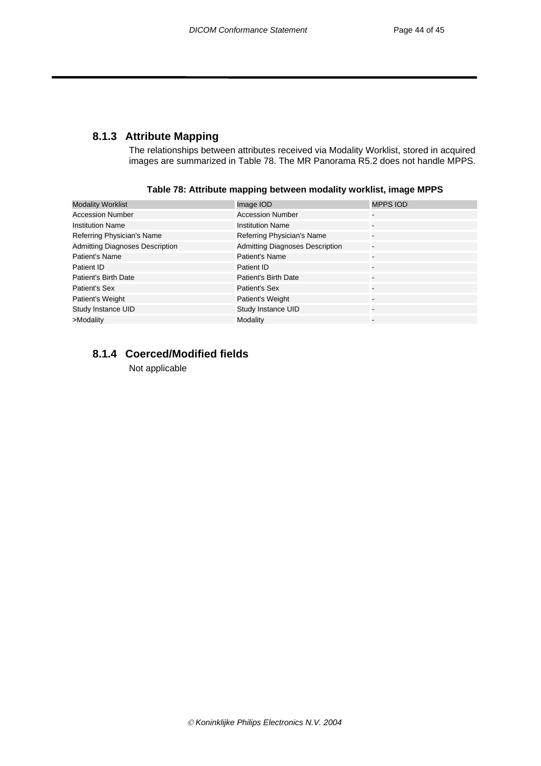### 8.1.3 Attribute Mapping

The relationships between attributes received via Modality Worklist, stored in acquired images are summarized in Table 78. The MR Panorama R5.2 does not handle MPPS.

**Table 78: Attribute mapping between modality worklist, image MPPS**

| Modality Worklist | Image IOD | MPPS IOD |
|---|---|---|
| Accession Number | Accession Number | - |
| Institution Name | Institution Name | - |
| Referring Physician's Name | Referring Physician's Name | - |
| Admitting Diagnoses Description | Admitting Diagnoses Description | - |
| Patient's Name | Patient's Name | - |
| Patient ID | Patient ID | - |
| Patient's Birth Date | Patient's Birth Date | - |
| Patient's Sex | Patient's Sex | - |
| Patient's Weight | Patient's Weight | - |
| Study Instance UID | Study Instance UID | - |
| >Modality | Modality | - |

### 8.1.4 Coerced/Modified fields

Not applicable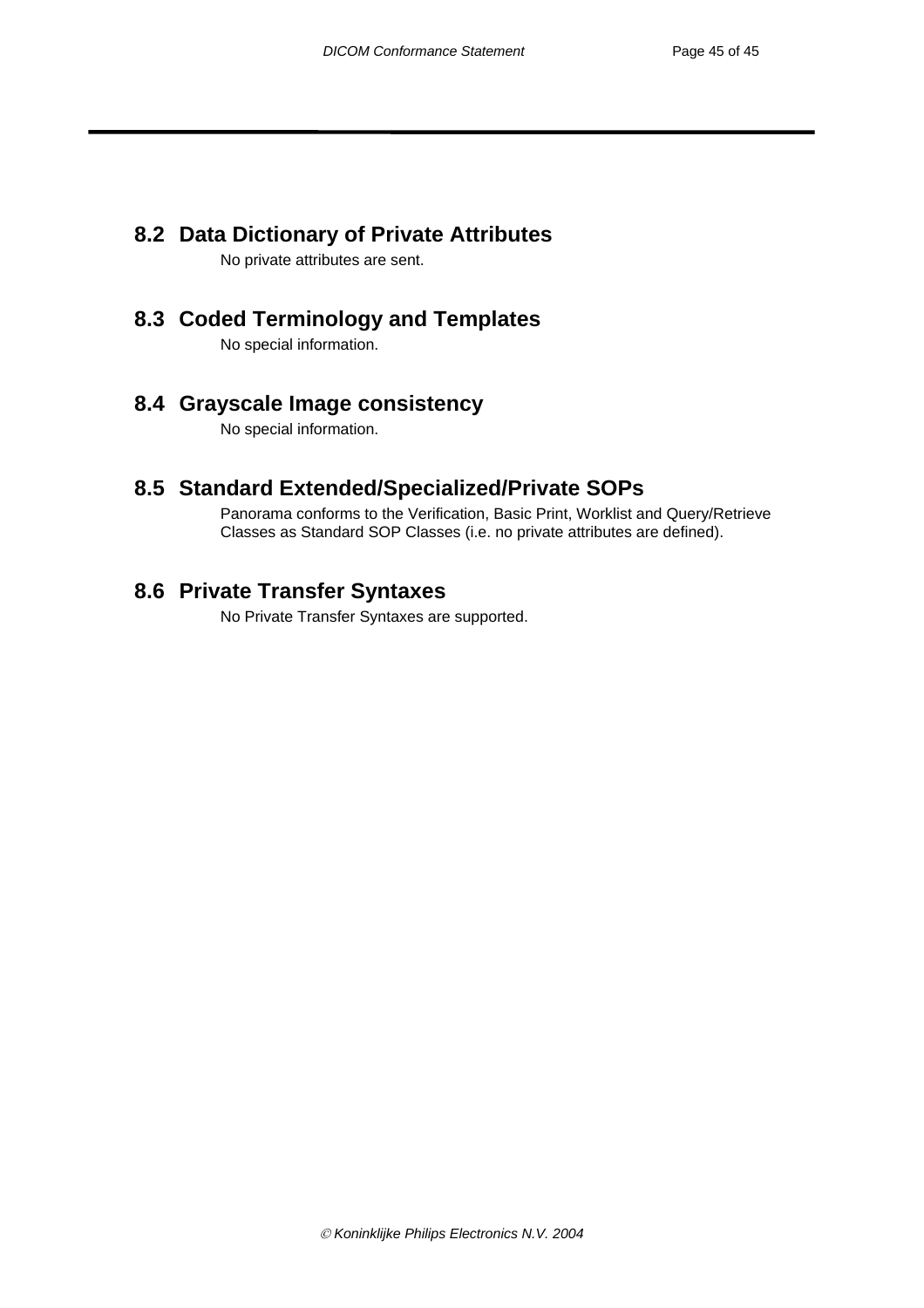## 8.2 Data Dictionary of Private Attributes

No private attributes are sent.

## 8.3 Coded Terminology and Templates

No special information.

## 8.4 Grayscale Image consistency

No special information.

## 8.5 Standard Extended/Specialized/Private SOPs

Panorama conforms to the Verification, Basic Print, Worklist and Query/Retrieve Classes as Standard SOP Classes (i.e. no private attributes are defined).

## 8.6 Private Transfer Syntaxes

No Private Transfer Syntaxes are supported.